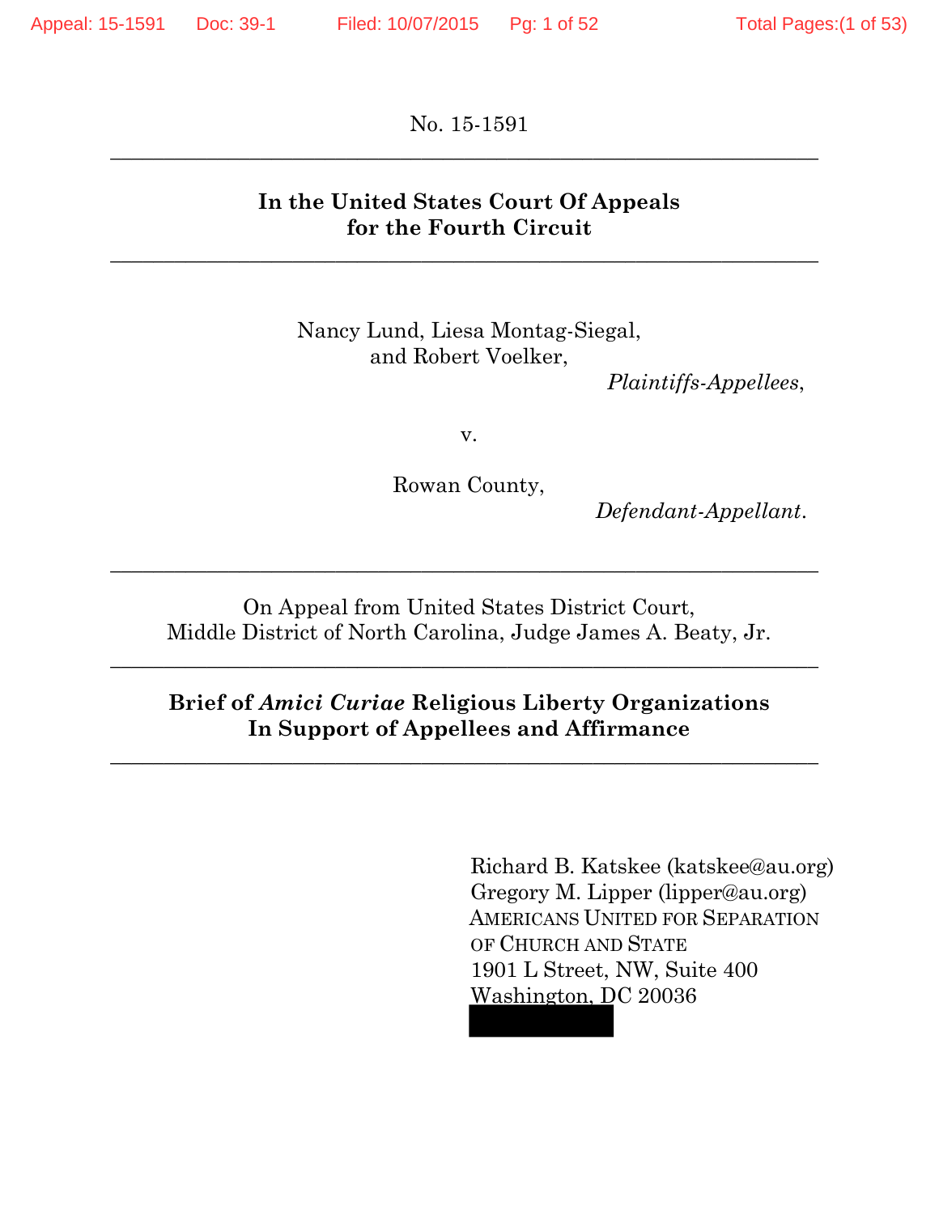No. 15-1591

---

**In the United States Court Of Appeals for the Fourth Circuit**

---

Nancy Lund, Liesa Montag-Siegal,
and Robert Voelker,

*Plaintiffs-Appellees*,

v.

Rowan County,

*Defendant-Appellant*.

---

On Appeal from United States District Court,
Middle District of North Carolina, Judge James A. Beaty, Jr.

---

**Brief of *Amici Curiae* Religious Liberty Organizations In Support of Appellees and Affirmance**

---

Richard B. Katskee (katskee@au.org)
Gregory M. Lipper (lipper@au.org)
AMERICANS UNITED FOR SEPARATION OF CHURCH AND STATE
1901 L Street, NW, Suite 400
Washington, DC 20036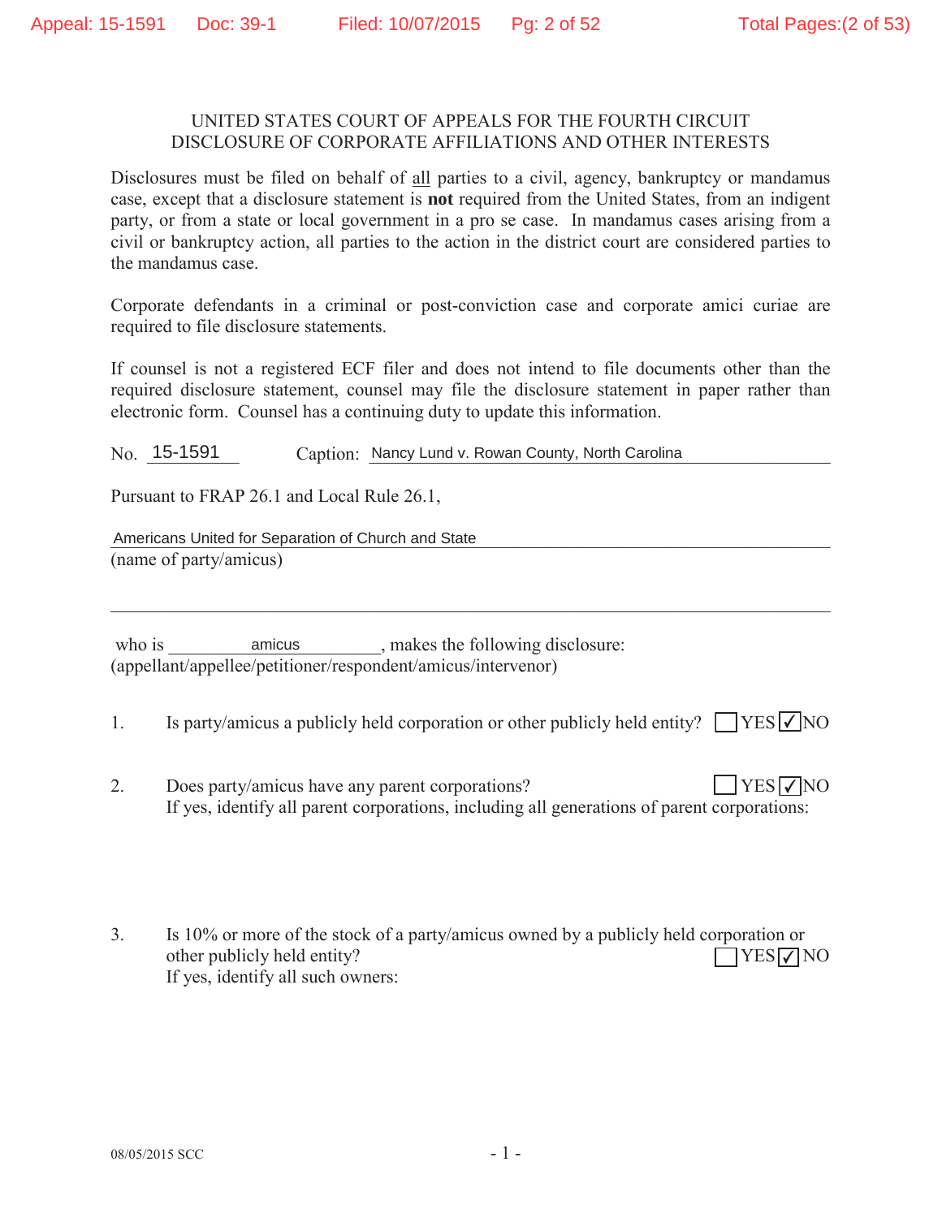# UNITED STATES COURT OF APPEALS FOR THE FOURTH CIRCUIT
## DISCLOSURE OF CORPORATE AFFILIATIONS AND OTHER INTERESTS

Disclosures must be filed on behalf of all parties to a civil, agency, bankruptcy or mandamus case, except that a disclosure statement is **not** required from the United States, from an indigent party, or from a state or local government in a pro se case. In mandamus cases arising from a civil or bankruptcy action, all parties to the action in the district court are considered parties to the mandamus case.

Corporate defendants in a criminal or post-conviction case and corporate amici curiae are required to file disclosure statements.

If counsel is not a registered ECF filer and does not intend to file documents other than the required disclosure statement, counsel may file the disclosure statement in paper rather than electronic form. Counsel has a continuing duty to update this information.

No. 15-1591 Caption: Nancy Lund v. Rowan County, North Carolina

Pursuant to FRAP 26.1 and Local Rule 26.1,

Americans United for Separation of Church and State
(name of party/amicus)

who is amicus, makes the following disclosure:
(appellant/appellee/petitioner/respondent/amicus/intervenor)

1. Is party/amicus a publicly held corporation or other publicly held entity? ☐ YES ☑ NO

2. Does party/amicus have any parent corporations? ☐ YES ☑ NO
If yes, identify all parent corporations, including all generations of parent corporations:

3. Is 10% or more of the stock of a party/amicus owned by a publicly held corporation or other publicly held entity? ☐ YES ☑ NO
If yes, identify all such owners:

08/05/2015 SCC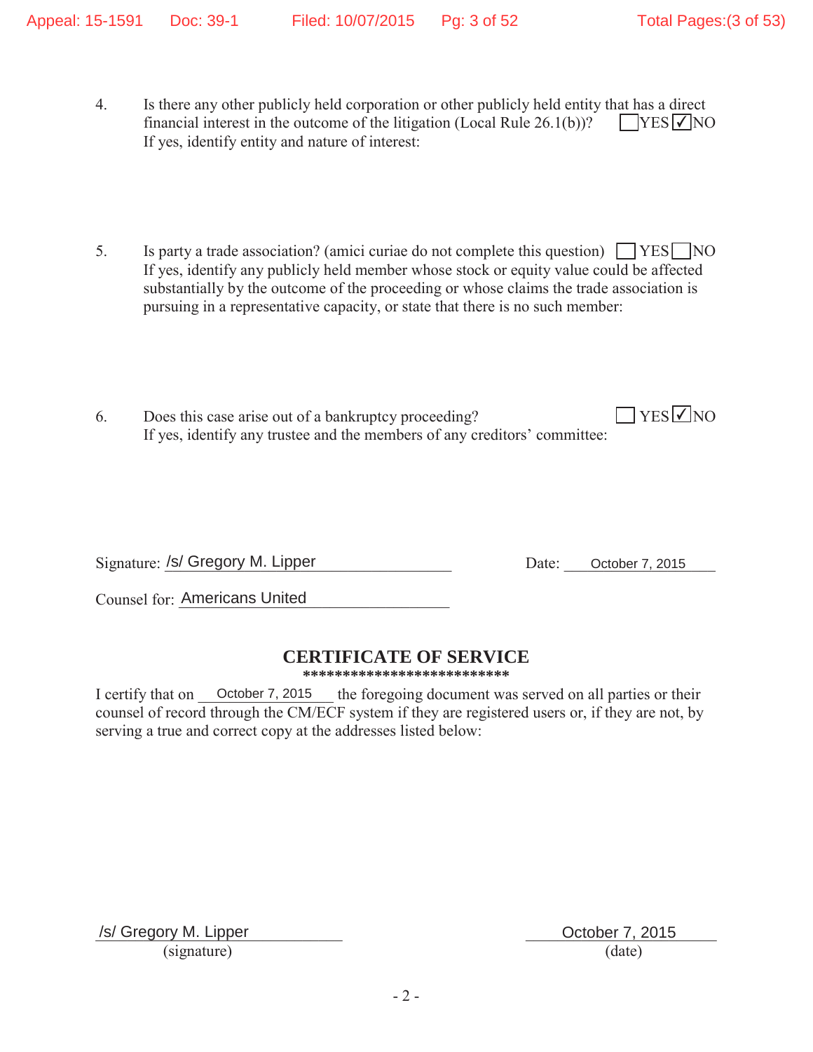4. Is there any other publicly held corporation or other publicly held entity that has a direct financial interest in the outcome of the litigation (Local Rule 26.1(b))? ☐ YES ☑ NO
   If yes, identify entity and nature of interest:

5. Is party a trade association? (amici curiae do not complete this question) ☐ YES ☐ NO
   If yes, identify any publicly held member whose stock or equity value could be affected substantially by the outcome of the proceeding or whose claims the trade association is pursuing in a representative capacity, or state that there is no such member:

6. Does this case arise out of a bankruptcy proceeding? ☐ YES ☑ NO
   If yes, identify any trustee and the members of any creditors' committee:

Signature: /s/ Gregory M. Lipper                Date: October 7, 2015

Counsel for: Americans United

## CERTIFICATE OF SERVICE

**************************

I certify that on October 7, 2015 the foregoing document was served on all parties or their counsel of record through the CM/ECF system if they are registered users or, if they are not, by serving a true and correct copy at the addresses listed below:

/s/ Gregory M. Lipper
(signature)

October 7, 2015
(date)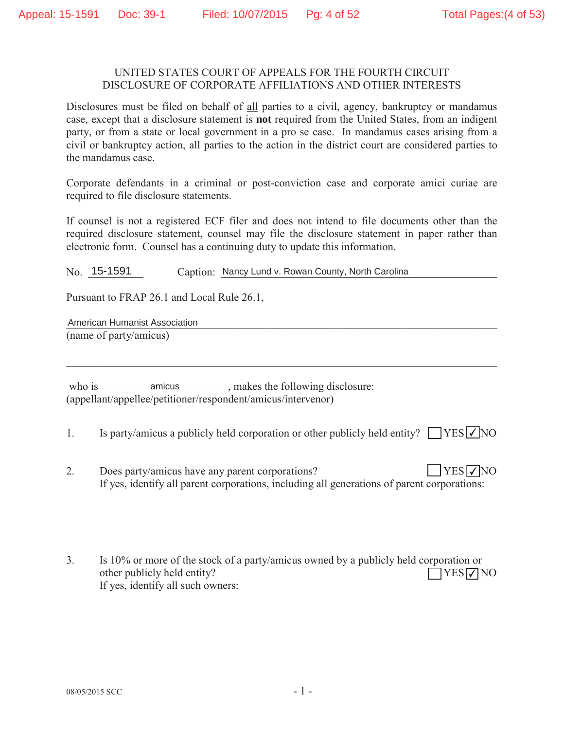UNITED STATES COURT OF APPEALS FOR THE FOURTH CIRCUIT
DISCLOSURE OF CORPORATE AFFILIATIONS AND OTHER INTERESTS

Disclosures must be filed on behalf of all parties to a civil, agency, bankruptcy or mandamus case, except that a disclosure statement is **not** required from the United States, from an indigent party, or from a state or local government in a pro se case. In mandamus cases arising from a civil or bankruptcy action, all parties to the action in the district court are considered parties to the mandamus case.

Corporate defendants in a criminal or post-conviction case and corporate amici curiae are required to file disclosure statements.

If counsel is not a registered ECF filer and does not intend to file documents other than the required disclosure statement, counsel may file the disclosure statement in paper rather than electronic form. Counsel has a continuing duty to update this information.

No. 15-1591 Caption: Nancy Lund v. Rowan County, North Carolina

Pursuant to FRAP 26.1 and Local Rule 26.1,

American Humanist Association
(name of party/amicus)

who is amicus, makes the following disclosure:
(appellant/appellee/petitioner/respondent/amicus/intervenor)

1. Is party/amicus a publicly held corporation or other publicly held entity? ☐ YES ☑ NO

2. Does party/amicus have any parent corporations? ☐ YES ☑ NO
If yes, identify all parent corporations, including all generations of parent corporations:

3. Is 10% or more of the stock of a party/amicus owned by a publicly held corporation or other publicly held entity? ☐ YES ☑ NO
If yes, identify all such owners:

08/05/2015 SCC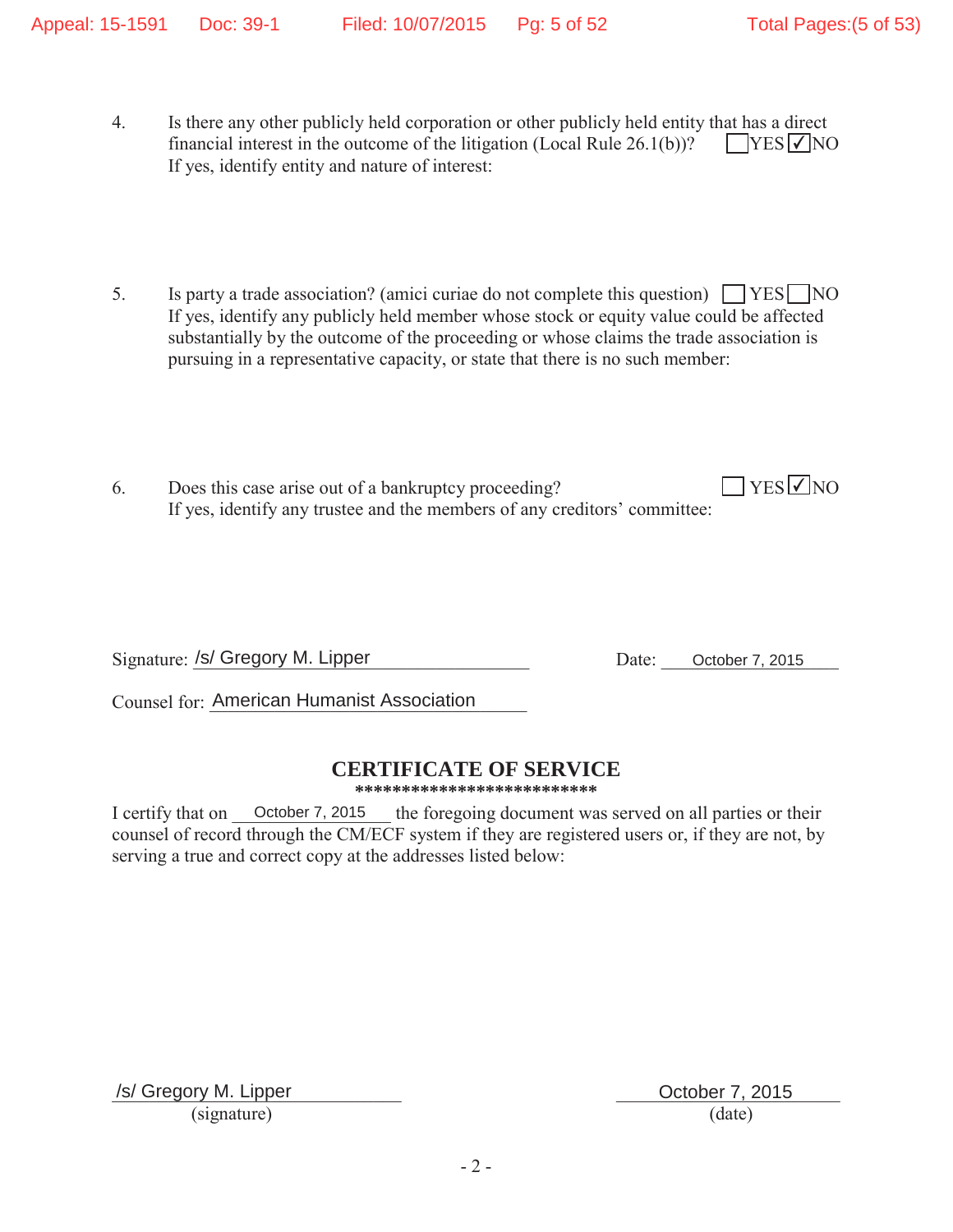4. Is there any other publicly held corporation or other publicly held entity that has a direct financial interest in the outcome of the litigation (Local Rule 26.1(b))? ☐ YES ☑ NO
   If yes, identify entity and nature of interest:

5. Is party a trade association? (amici curiae do not complete this question) ☐ YES ☐ NO
   If yes, identify any publicly held member whose stock or equity value could be affected substantially by the outcome of the proceeding or whose claims the trade association is pursuing in a representative capacity, or state that there is no such member:

6. Does this case arise out of a bankruptcy proceeding? ☐ YES ☑ NO
   If yes, identify any trustee and the members of any creditors' committee:

Signature: /s/ Gregory M. Lipper Date: October 7, 2015

Counsel for: American Humanist Association

## CERTIFICATE OF SERVICE

**************************

I certify that on October 7, 2015 the foregoing document was served on all parties or their counsel of record through the CM/ECF system if they are registered users or, if they are not, by serving a true and correct copy at the addresses listed below:

/s/ Gregory M. Lipper
(signature)

October 7, 2015
(date)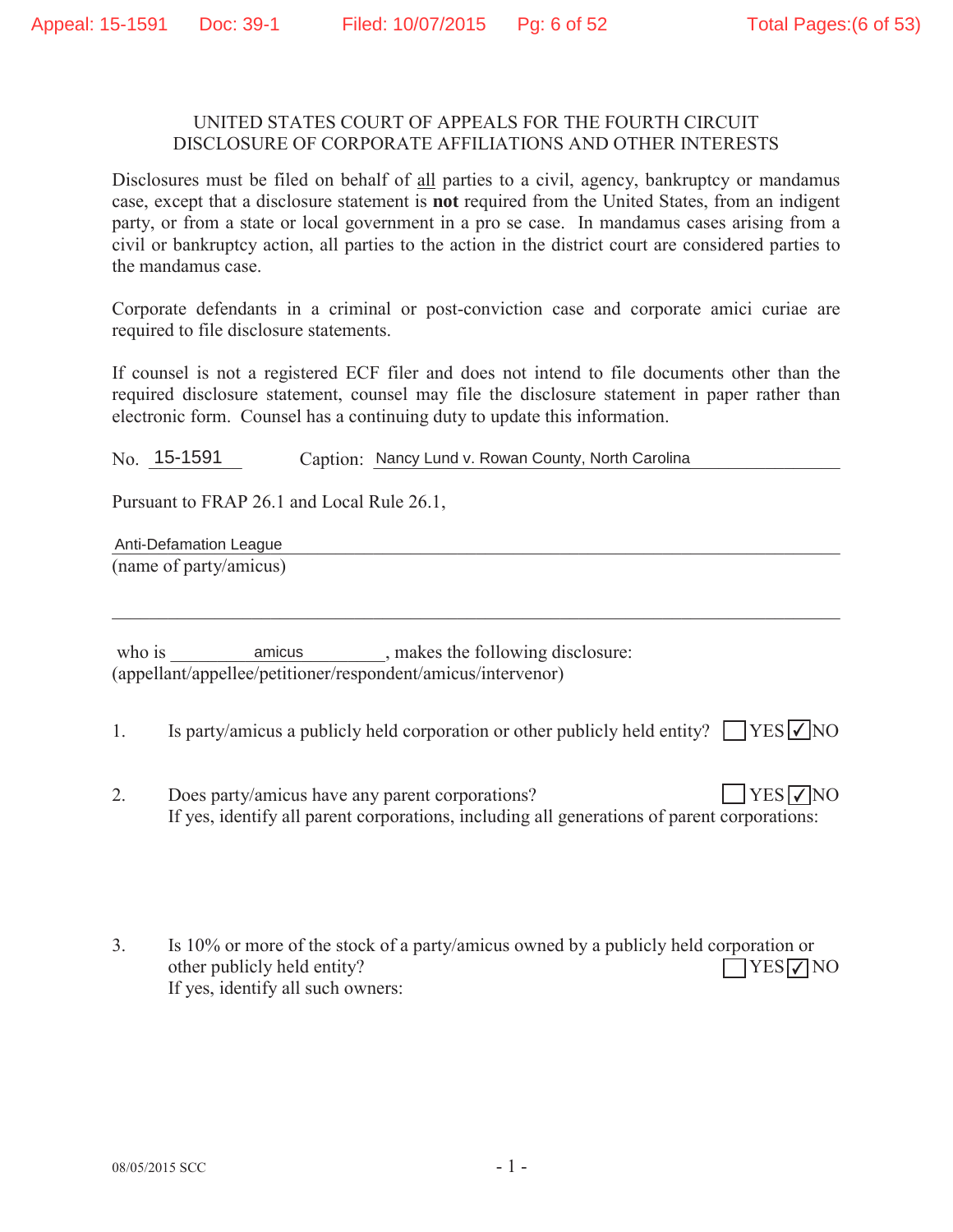UNITED STATES COURT OF APPEALS FOR THE FOURTH CIRCUIT
DISCLOSURE OF CORPORATE AFFILIATIONS AND OTHER INTERESTS

Disclosures must be filed on behalf of all parties to a civil, agency, bankruptcy or mandamus case, except that a disclosure statement is **not** required from the United States, from an indigent party, or from a state or local government in a pro se case. In mandamus cases arising from a civil or bankruptcy action, all parties to the action in the district court are considered parties to the mandamus case.

Corporate defendants in a criminal or post-conviction case and corporate amici curiae are required to file disclosure statements.

If counsel is not a registered ECF filer and does not intend to file documents other than the required disclosure statement, counsel may file the disclosure statement in paper rather than electronic form. Counsel has a continuing duty to update this information.

No. 15-1591 Caption: Nancy Lund v. Rowan County, North Carolina

Pursuant to FRAP 26.1 and Local Rule 26.1,

Anti-Defamation League
(name of party/amicus)

who is amicus, makes the following disclosure:
(appellant/appellee/petitioner/respondent/amicus/intervenor)

1. Is party/amicus a publicly held corporation or other publicly held entity? ☐ YES ☑ NO

2. Does party/amicus have any parent corporations? ☐ YES ☑ NO
If yes, identify all parent corporations, including all generations of parent corporations:

3. Is 10% or more of the stock of a party/amicus owned by a publicly held corporation or other publicly held entity? ☐ YES ☑ NO
If yes, identify all such owners:

08/05/2015 SCC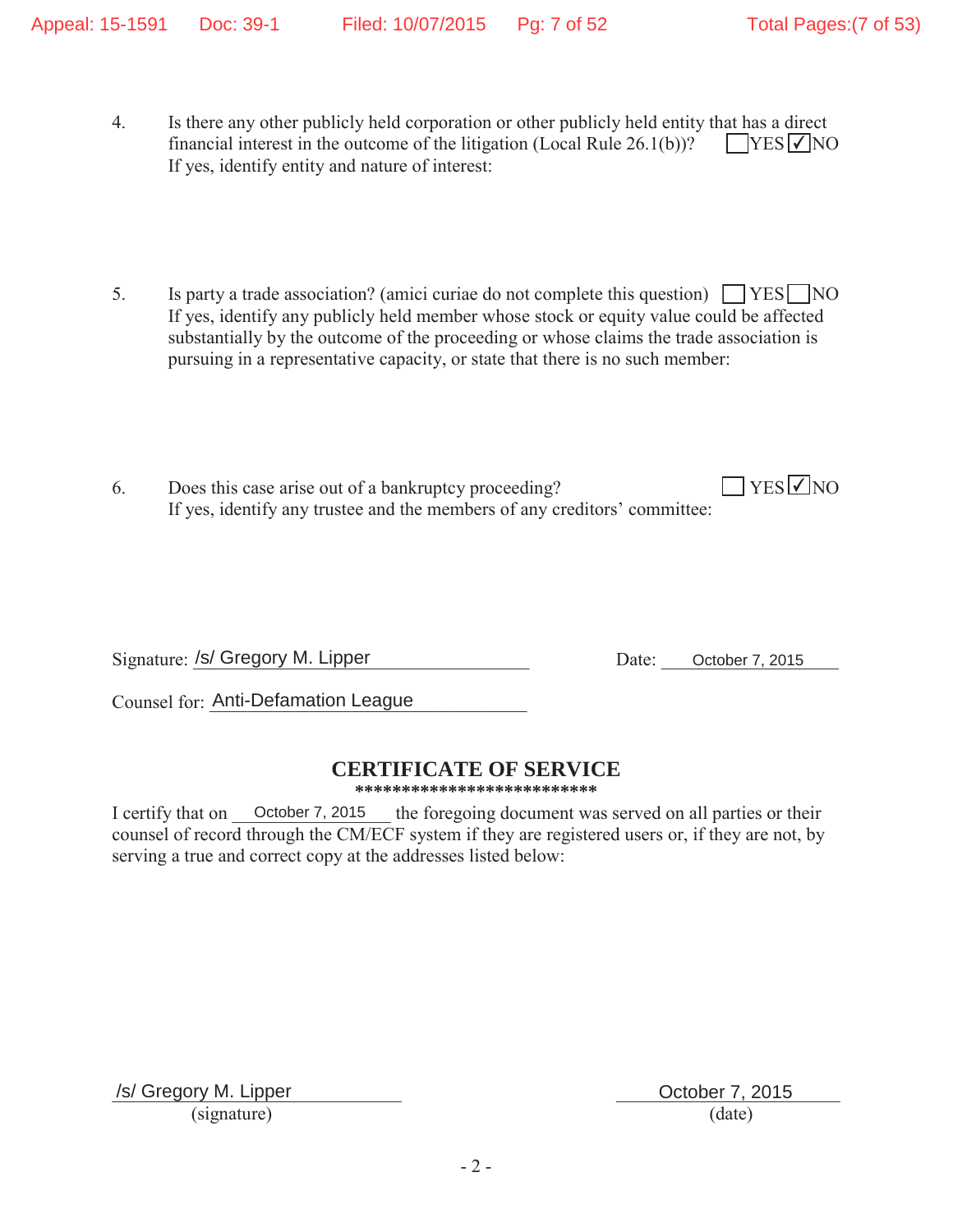4. Is there any other publicly held corporation or other publicly held entity that has a direct financial interest in the outcome of the litigation (Local Rule 26.1(b))? ☐ YES ☑ NO
   If yes, identify entity and nature of interest:

5. Is party a trade association? (amici curiae do not complete this question) ☐ YES ☐ NO
   If yes, identify any publicly held member whose stock or equity value could be affected substantially by the outcome of the proceeding or whose claims the trade association is pursuing in a representative capacity, or state that there is no such member:

6. Does this case arise out of a bankruptcy proceeding? ☐ YES ☑ NO
   If yes, identify any trustee and the members of any creditors' committee:

Signature: /s/ Gregory M. Lipper        Date: October 7, 2015

Counsel for: Anti-Defamation League

## CERTIFICATE OF SERVICE

**************************

I certify that on October 7, 2015 the foregoing document was served on all parties or their counsel of record through the CM/ECF system if they are registered users or, if they are not, by serving a true and correct copy at the addresses listed below:

/s/ Gregory M. Lipper
(signature)

October 7, 2015
(date)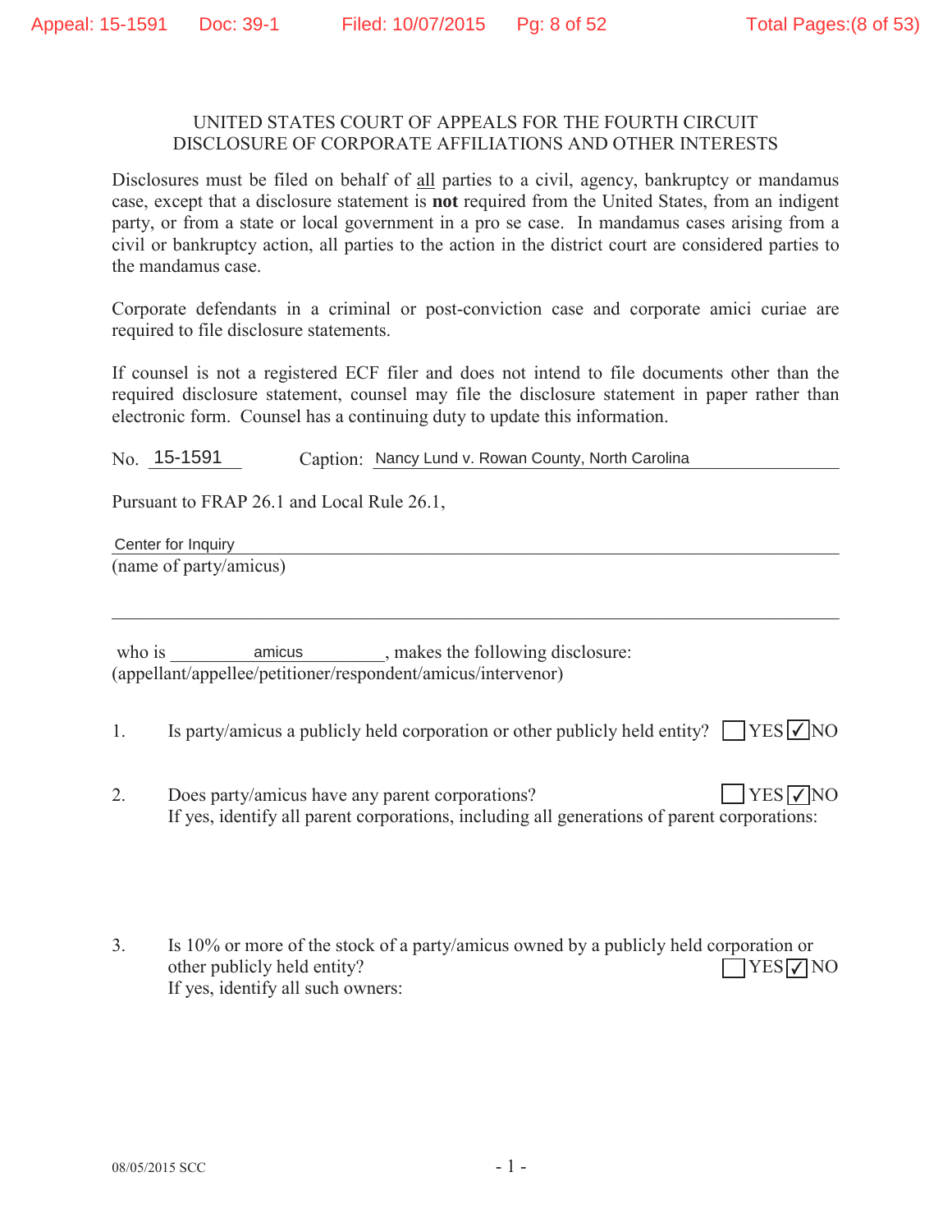UNITED STATES COURT OF APPEALS FOR THE FOURTH CIRCUIT
DISCLOSURE OF CORPORATE AFFILIATIONS AND OTHER INTERESTS

Disclosures must be filed on behalf of all parties to a civil, agency, bankruptcy or mandamus case, except that a disclosure statement is **not** required from the United States, from an indigent party, or from a state or local government in a pro se case. In mandamus cases arising from a civil or bankruptcy action, all parties to the action in the district court are considered parties to the mandamus case.

Corporate defendants in a criminal or post-conviction case and corporate amici curiae are required to file disclosure statements.

If counsel is not a registered ECF filer and does not intend to file documents other than the required disclosure statement, counsel may file the disclosure statement in paper rather than electronic form. Counsel has a continuing duty to update this information.

No. 15-1591 Caption: Nancy Lund v. Rowan County, North Carolina

Pursuant to FRAP 26.1 and Local Rule 26.1,

Center for Inquiry
(name of party/amicus)

who is amicus, makes the following disclosure:
(appellant/appellee/petitioner/respondent/amicus/intervenor)

1. Is party/amicus a publicly held corporation or other publicly held entity? ☐ YES ☑ NO

2. Does party/amicus have any parent corporations? ☐ YES ☑ NO
If yes, identify all parent corporations, including all generations of parent corporations:

3. Is 10% or more of the stock of a party/amicus owned by a publicly held corporation or other publicly held entity? ☐ YES ☑ NO
If yes, identify all such owners:

08/05/2015 SCC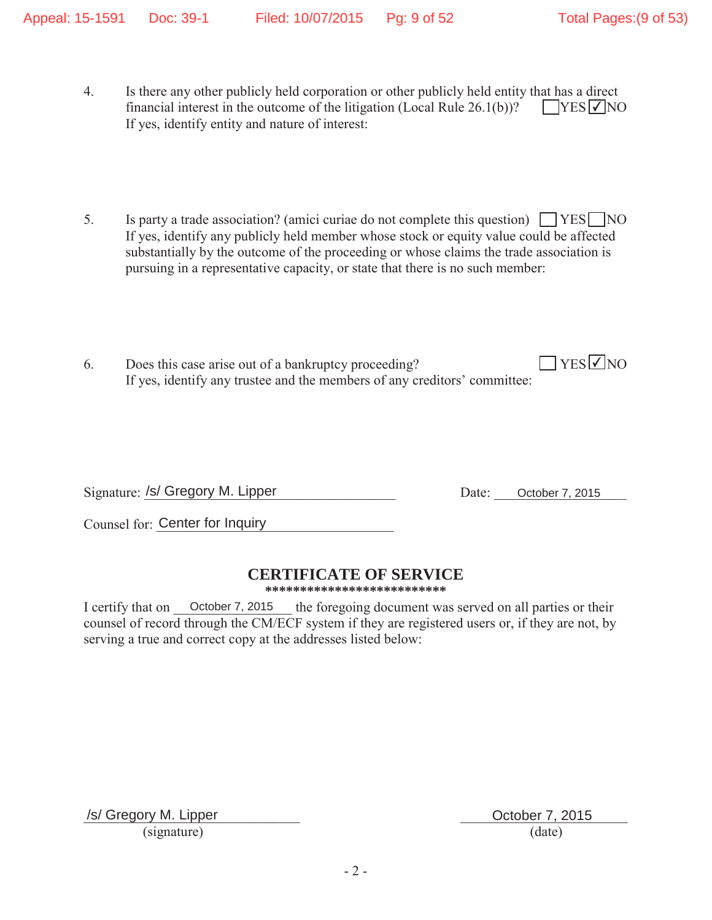4. Is there any other publicly held corporation or other publicly held entity that has a direct financial interest in the outcome of the litigation (Local Rule 26.1(b))? ☐ YES ☑ NO
   If yes, identify entity and nature of interest:

5. Is party a trade association? (amici curiae do not complete this question) ☐ YES ☐ NO
   If yes, identify any publicly held member whose stock or equity value could be affected substantially by the outcome of the proceeding or whose claims the trade association is pursuing in a representative capacity, or state that there is no such member:

6. Does this case arise out of a bankruptcy proceeding? ☐ YES ☑ NO
   If yes, identify any trustee and the members of any creditors' committee:

Signature: /s/ Gregory M. Lipper    Date: October 7, 2015

Counsel for: Center for Inquiry

## CERTIFICATE OF SERVICE

**************************

I certify that on October 7, 2015 the foregoing document was served on all parties or their counsel of record through the CM/ECF system if they are registered users or, if they are not, by serving a true and correct copy at the addresses listed below:

/s/ Gregory M. Lipper
(signature)

October 7, 2015
(date)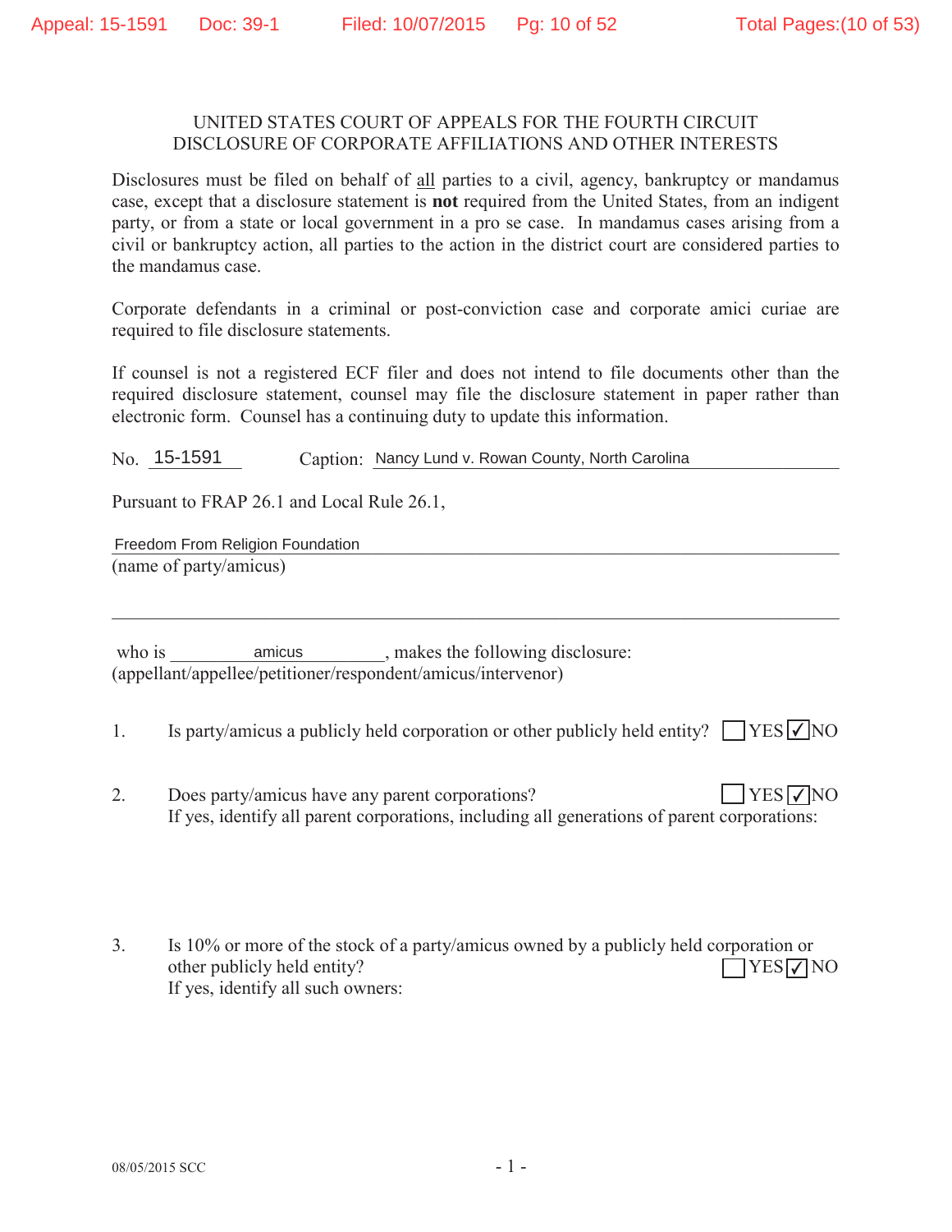UNITED STATES COURT OF APPEALS FOR THE FOURTH CIRCUIT
DISCLOSURE OF CORPORATE AFFILIATIONS AND OTHER INTERESTS

Disclosures must be filed on behalf of all parties to a civil, agency, bankruptcy or mandamus case, except that a disclosure statement is **not** required from the United States, from an indigent party, or from a state or local government in a pro se case. In mandamus cases arising from a civil or bankruptcy action, all parties to the action in the district court are considered parties to the mandamus case.

Corporate defendants in a criminal or post-conviction case and corporate amici curiae are required to file disclosure statements.

If counsel is not a registered ECF filer and does not intend to file documents other than the required disclosure statement, counsel may file the disclosure statement in paper rather than electronic form. Counsel has a continuing duty to update this information.

No. 15-1591 Caption: Nancy Lund v. Rowan County, North Carolina

Pursuant to FRAP 26.1 and Local Rule 26.1,

Freedom From Religion Foundation
(name of party/amicus)

who is amicus, makes the following disclosure:
(appellant/appellee/petitioner/respondent/amicus/intervenor)

1. Is party/amicus a publicly held corporation or other publicly held entity? ☐ YES ☑ NO

2. Does party/amicus have any parent corporations? ☐ YES ☑ NO
If yes, identify all parent corporations, including all generations of parent corporations:

3. Is 10% or more of the stock of a party/amicus owned by a publicly held corporation or other publicly held entity? ☐ YES ☑ NO
If yes, identify all such owners:

08/05/2015 SCC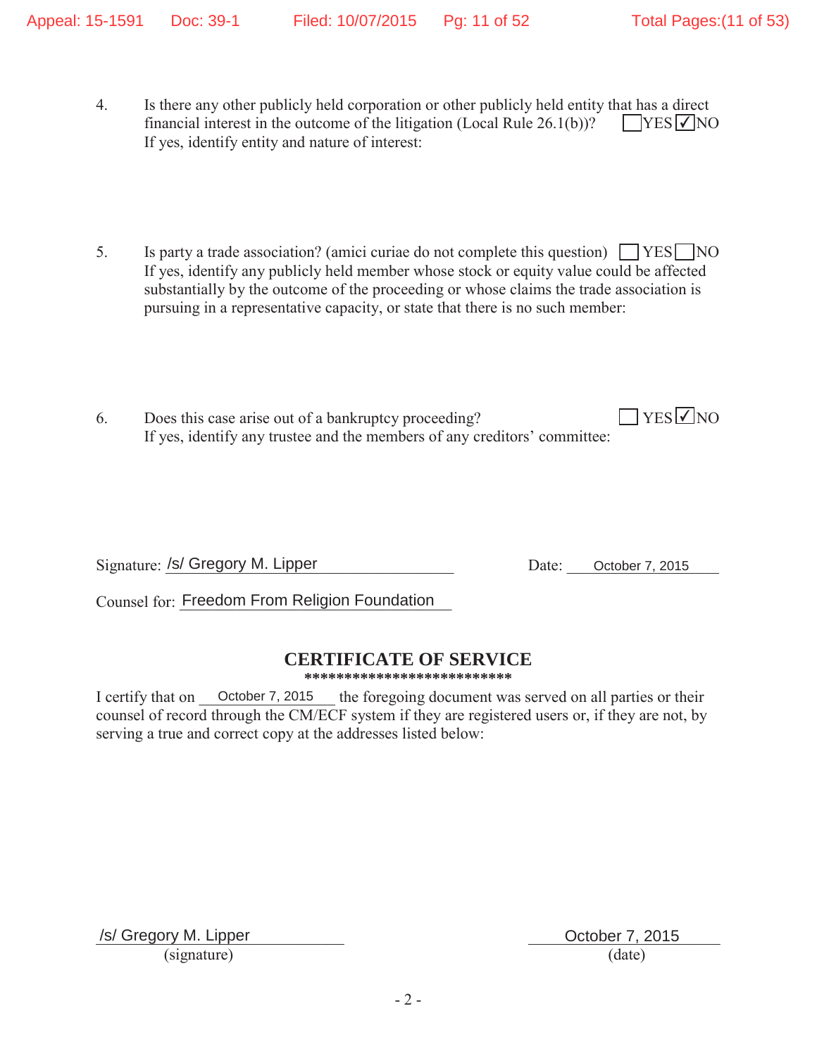4. Is there any other publicly held corporation or other publicly held entity that has a direct financial interest in the outcome of the litigation (Local Rule 26.1(b))? ☐ YES ☑ NO
   If yes, identify entity and nature of interest:

5. Is party a trade association? (amici curiae do not complete this question) ☐ YES ☐ NO
   If yes, identify any publicly held member whose stock or equity value could be affected substantially by the outcome of the proceeding or whose claims the trade association is pursuing in a representative capacity, or state that there is no such member:

6. Does this case arise out of a bankruptcy proceeding? ☐ YES ☑ NO
   If yes, identify any trustee and the members of any creditors' committee:

Signature: /s/ Gregory M. Lipper Date: October 7, 2015

Counsel for: Freedom From Religion Foundation

## CERTIFICATE OF SERVICE

**************************

I certify that on October 7, 2015 the foregoing document was served on all parties or their counsel of record through the CM/ECF system if they are registered users or, if they are not, by serving a true and correct copy at the addresses listed below:

/s/ Gregory M. Lipper
(signature)

October 7, 2015
(date)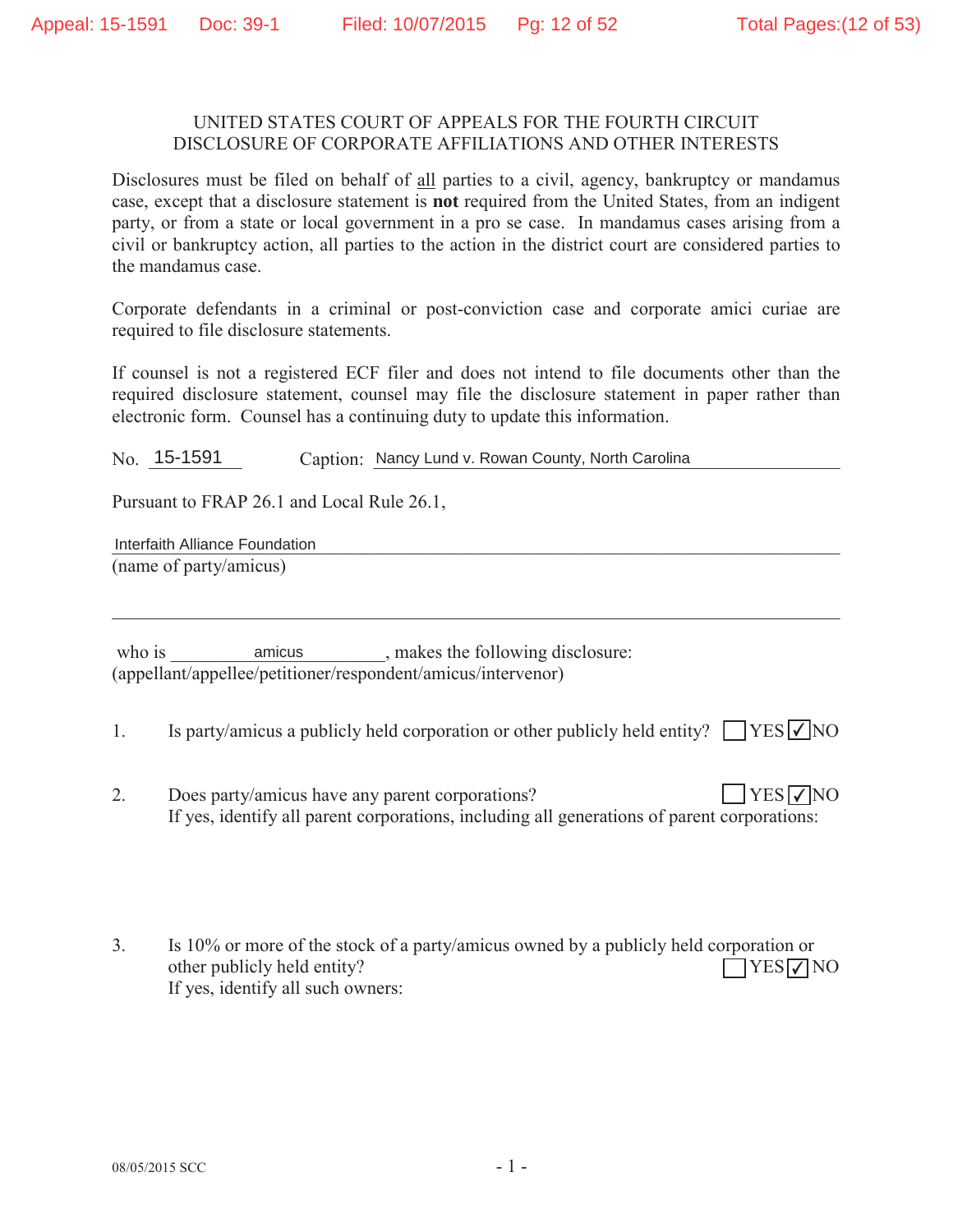UNITED STATES COURT OF APPEALS FOR THE FOURTH CIRCUIT
DISCLOSURE OF CORPORATE AFFILIATIONS AND OTHER INTERESTS

Disclosures must be filed on behalf of all parties to a civil, agency, bankruptcy or mandamus case, except that a disclosure statement is **not** required from the United States, from an indigent party, or from a state or local government in a pro se case. In mandamus cases arising from a civil or bankruptcy action, all parties to the action in the district court are considered parties to the mandamus case.

Corporate defendants in a criminal or post-conviction case and corporate amici curiae are required to file disclosure statements.

If counsel is not a registered ECF filer and does not intend to file documents other than the required disclosure statement, counsel may file the disclosure statement in paper rather than electronic form. Counsel has a continuing duty to update this information.

No. 15-1591 Caption: Nancy Lund v. Rowan County, North Carolina

Pursuant to FRAP 26.1 and Local Rule 26.1,

Interfaith Alliance Foundation
(name of party/amicus)

who is amicus, makes the following disclosure:
(appellant/appellee/petitioner/respondent/amicus/intervenor)

1. Is party/amicus a publicly held corporation or other publicly held entity? ☐ YES ☑ NO

2. Does party/amicus have any parent corporations? ☐ YES ☑ NO
If yes, identify all parent corporations, including all generations of parent corporations:

3. Is 10% or more of the stock of a party/amicus owned by a publicly held corporation or other publicly held entity? ☐ YES ☑ NO
If yes, identify all such owners:

08/05/2015 SCC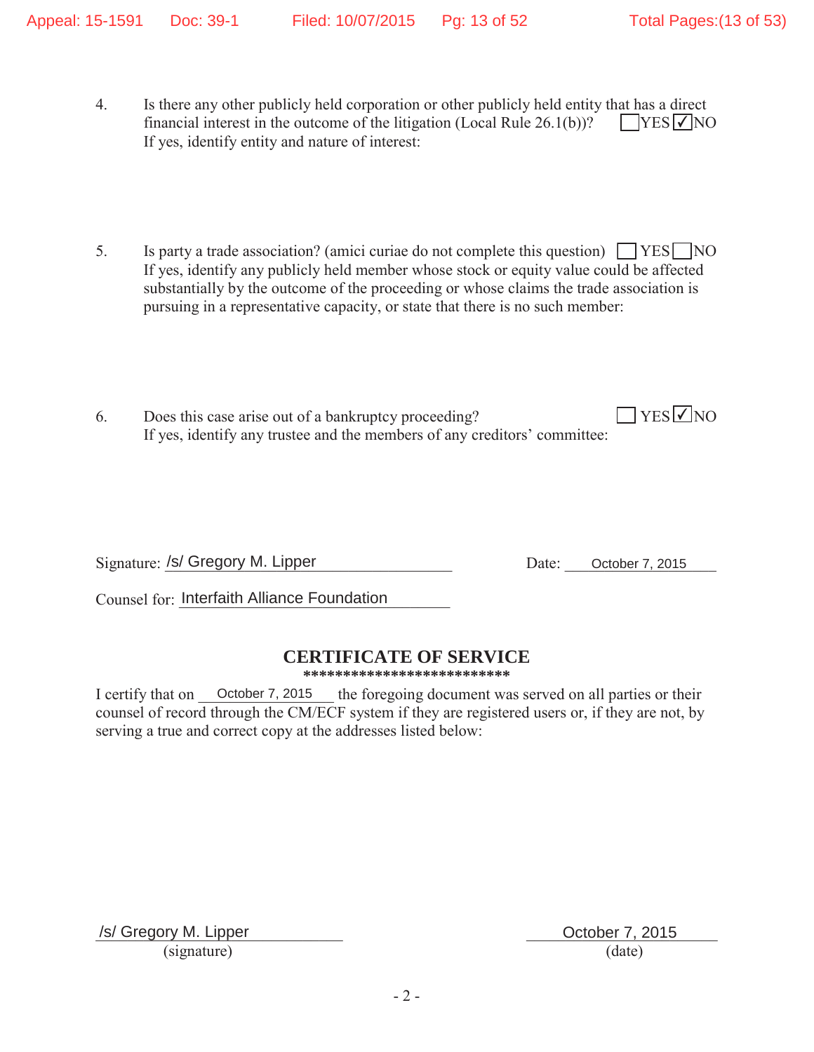4. Is there any other publicly held corporation or other publicly held entity that has a direct financial interest in the outcome of the litigation (Local Rule 26.1(b))? ☐ YES ☑ NO
   If yes, identify entity and nature of interest:

5. Is party a trade association? (amici curiae do not complete this question) ☐ YES ☐ NO
   If yes, identify any publicly held member whose stock or equity value could be affected substantially by the outcome of the proceeding or whose claims the trade association is pursuing in a representative capacity, or state that there is no such member:

6. Does this case arise out of a bankruptcy proceeding? ☐ YES ☑ NO
   If yes, identify any trustee and the members of any creditors' committee:

Signature: /s/ Gregory M. Lipper    Date: October 7, 2015

Counsel for: Interfaith Alliance Foundation

## CERTIFICATE OF SERVICE

**************************

I certify that on October 7, 2015 the foregoing document was served on all parties or their counsel of record through the CM/ECF system if they are registered users or, if they are not, by serving a true and correct copy at the addresses listed below:

/s/ Gregory M. Lipper
(signature)

October 7, 2015
(date)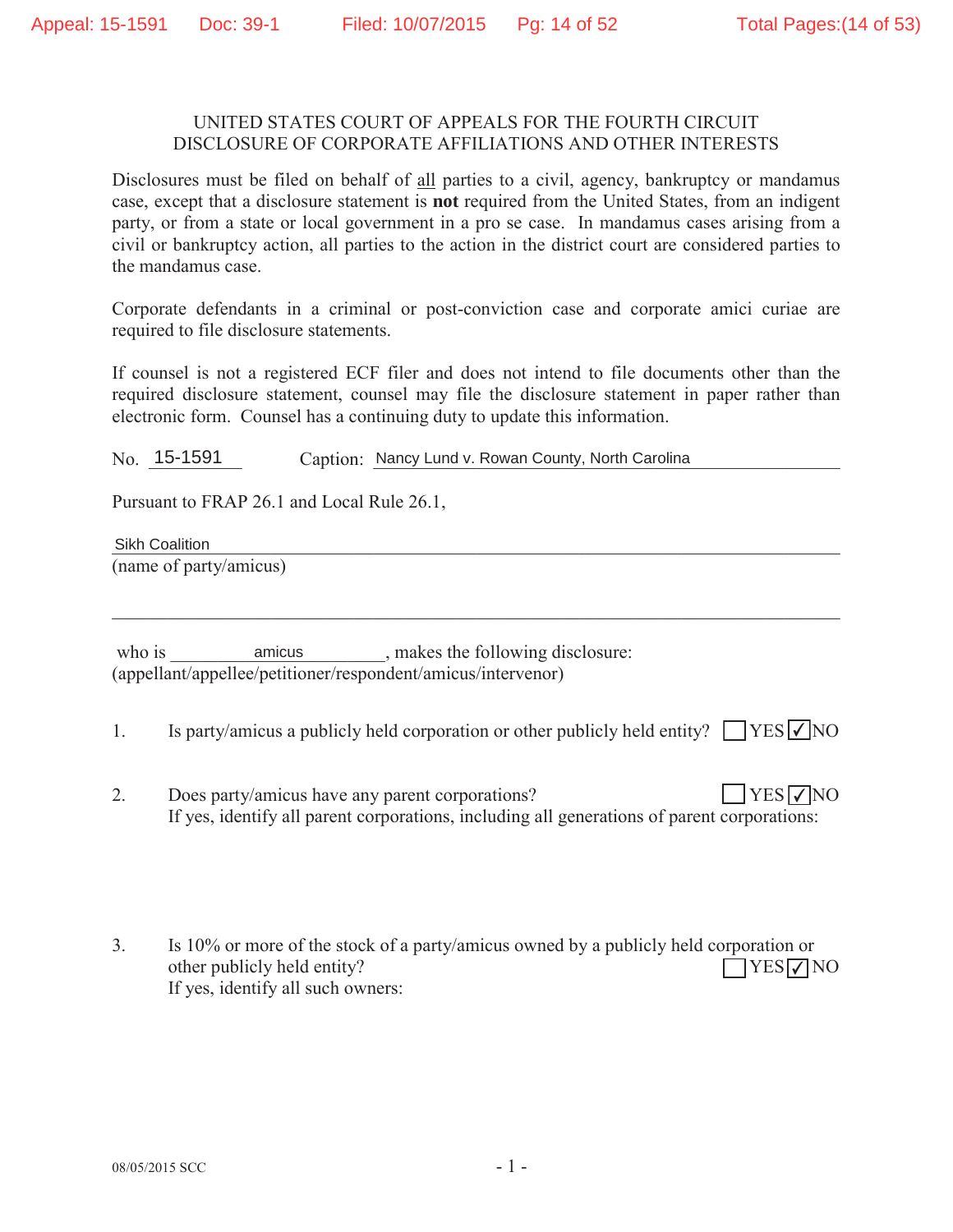UNITED STATES COURT OF APPEALS FOR THE FOURTH CIRCUIT
DISCLOSURE OF CORPORATE AFFILIATIONS AND OTHER INTERESTS

Disclosures must be filed on behalf of all parties to a civil, agency, bankruptcy or mandamus case, except that a disclosure statement is **not** required from the United States, from an indigent party, or from a state or local government in a pro se case. In mandamus cases arising from a civil or bankruptcy action, all parties to the action in the district court are considered parties to the mandamus case.

Corporate defendants in a criminal or post-conviction case and corporate amici curiae are required to file disclosure statements.

If counsel is not a registered ECF filer and does not intend to file documents other than the required disclosure statement, counsel may file the disclosure statement in paper rather than electronic form. Counsel has a continuing duty to update this information.

No. 15-1591 Caption: Nancy Lund v. Rowan County, North Carolina

Pursuant to FRAP 26.1 and Local Rule 26.1,

Sikh Coalition
(name of party/amicus)

who is amicus, makes the following disclosure:
(appellant/appellee/petitioner/respondent/amicus/intervenor)

1. Is party/amicus a publicly held corporation or other publicly held entity? ☐ YES ☑ NO

2. Does party/amicus have any parent corporations? ☐ YES ☑ NO
If yes, identify all parent corporations, including all generations of parent corporations:

3. Is 10% or more of the stock of a party/amicus owned by a publicly held corporation or other publicly held entity? ☐ YES ☑ NO
If yes, identify all such owners:

08/05/2015 SCC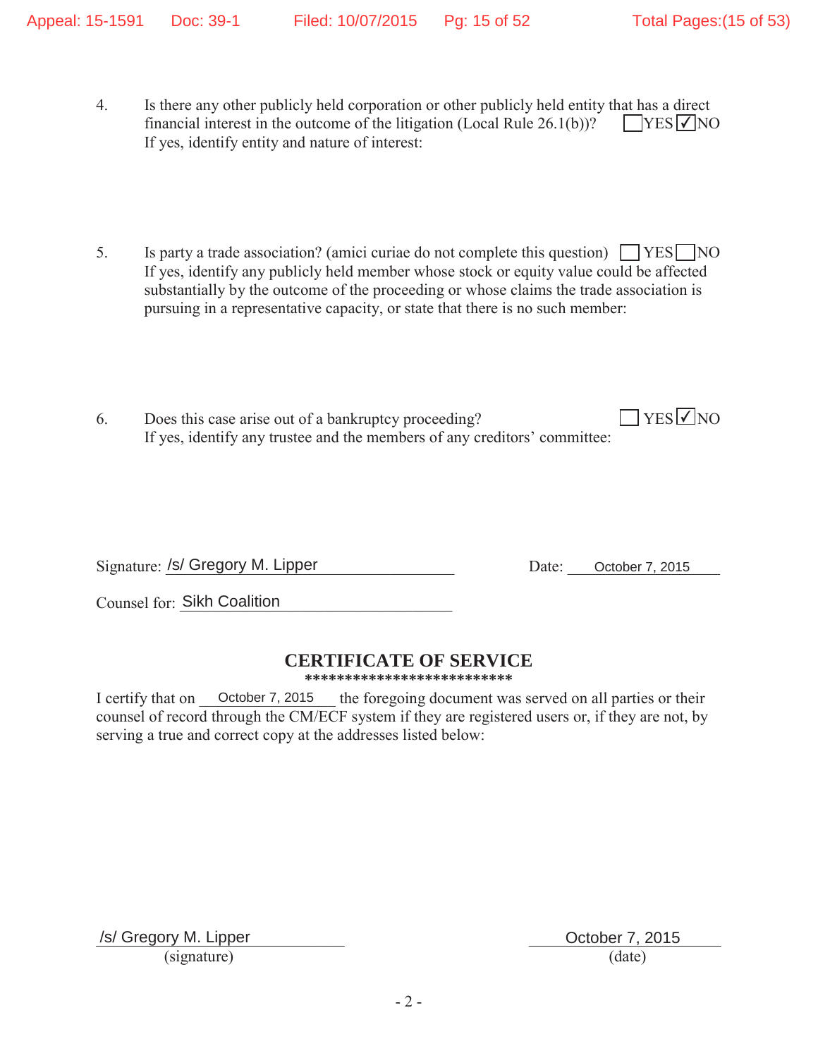4. Is there any other publicly held corporation or other publicly held entity that has a direct financial interest in the outcome of the litigation (Local Rule 26.1(b))? ☐ YES ☑ NO
   If yes, identify entity and nature of interest:

5. Is party a trade association? (amici curiae do not complete this question) ☐ YES ☐ NO
   If yes, identify any publicly held member whose stock or equity value could be affected substantially by the outcome of the proceeding or whose claims the trade association is pursuing in a representative capacity, or state that there is no such member:

6. Does this case arise out of a bankruptcy proceeding? ☐ YES ☑ NO
   If yes, identify any trustee and the members of any creditors' committee:

Signature: /s/ Gregory M. Lipper Date: October 7, 2015

Counsel for: Sikh Coalition

## CERTIFICATE OF SERVICE

**************************

I certify that on October 7, 2015 the foregoing document was served on all parties or their counsel of record through the CM/ECF system if they are registered users or, if they are not, by serving a true and correct copy at the addresses listed below:

/s/ Gregory M. Lipper
(signature)

October 7, 2015
(date)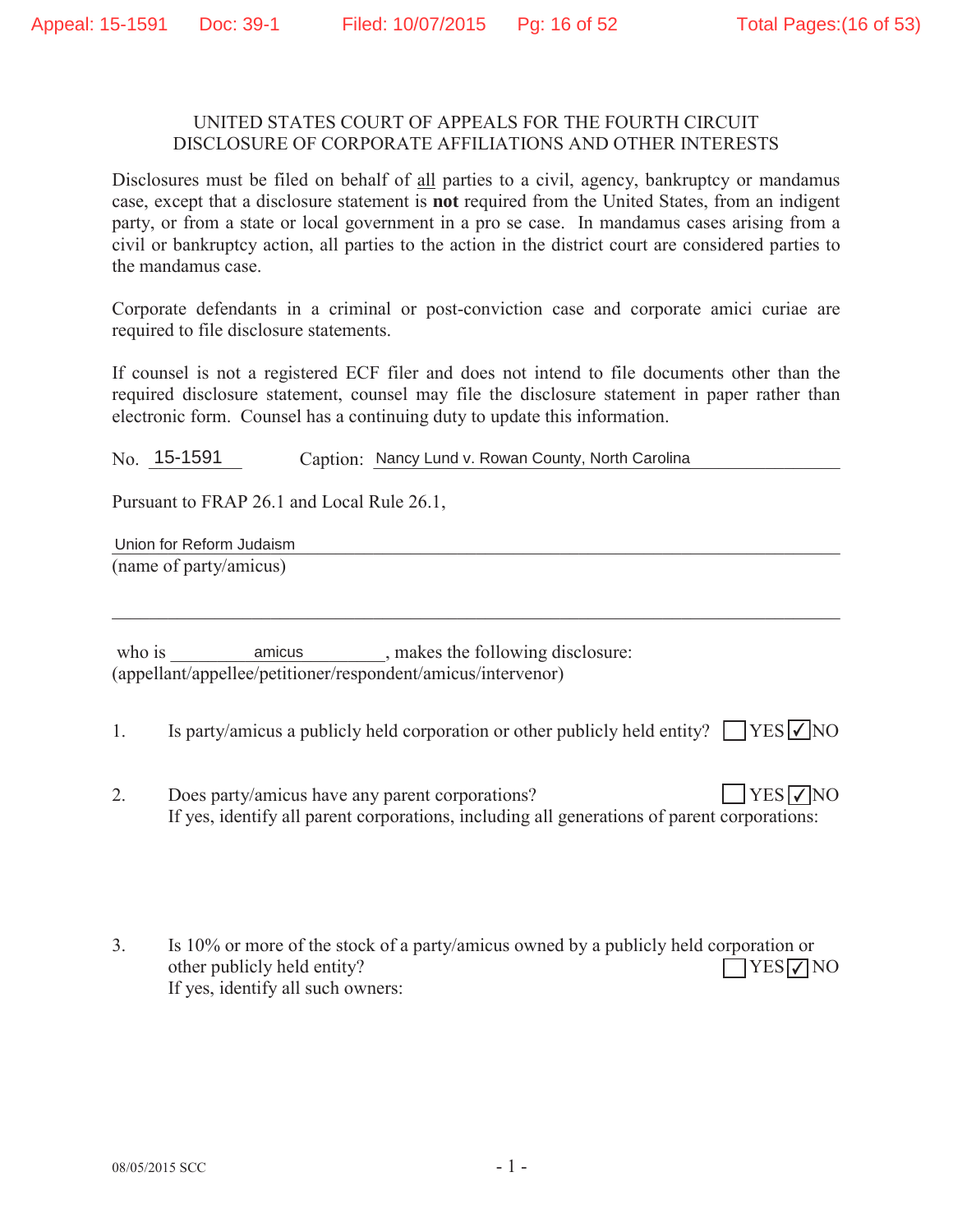UNITED STATES COURT OF APPEALS FOR THE FOURTH CIRCUIT
DISCLOSURE OF CORPORATE AFFILIATIONS AND OTHER INTERESTS

Disclosures must be filed on behalf of all parties to a civil, agency, bankruptcy or mandamus case, except that a disclosure statement is **not** required from the United States, from an indigent party, or from a state or local government in a pro se case. In mandamus cases arising from a civil or bankruptcy action, all parties to the action in the district court are considered parties to the mandamus case.

Corporate defendants in a criminal or post-conviction case and corporate amici curiae are required to file disclosure statements.

If counsel is not a registered ECF filer and does not intend to file documents other than the required disclosure statement, counsel may file the disclosure statement in paper rather than electronic form. Counsel has a continuing duty to update this information.

No. 15-1591 Caption: Nancy Lund v. Rowan County, North Carolina

Pursuant to FRAP 26.1 and Local Rule 26.1,

Union for Reform Judaism
(name of party/amicus)

who is amicus, makes the following disclosure:
(appellant/appellee/petitioner/respondent/amicus/intervenor)

1. Is party/amicus a publicly held corporation or other publicly held entity? ☐ YES ☑ NO

2. Does party/amicus have any parent corporations? ☐ YES ☑ NO
If yes, identify all parent corporations, including all generations of parent corporations:

3. Is 10% or more of the stock of a party/amicus owned by a publicly held corporation or other publicly held entity? ☐ YES ☑ NO
If yes, identify all such owners:

08/05/2015 SCC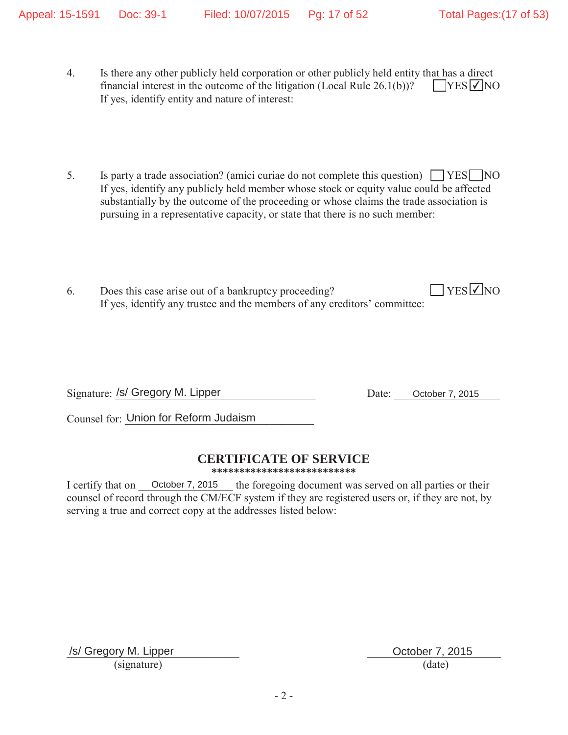4. Is there any other publicly held corporation or other publicly held entity that has a direct financial interest in the outcome of the litigation (Local Rule 26.1(b))? ☐ YES ☑ NO
   If yes, identify entity and nature of interest:

5. Is party a trade association? (amici curiae do not complete this question) ☐ YES ☐ NO
   If yes, identify any publicly held member whose stock or equity value could be affected substantially by the outcome of the proceeding or whose claims the trade association is pursuing in a representative capacity, or state that there is no such member:

6. Does this case arise out of a bankruptcy proceeding? ☐ YES ☑ NO
   If yes, identify any trustee and the members of any creditors' committee:

Signature: /s/ Gregory M. Lipper Date: October 7, 2015

Counsel for: Union for Reform Judaism

## CERTIFICATE OF SERVICE

**************************

I certify that on October 7, 2015 the foregoing document was served on all parties or their counsel of record through the CM/ECF system if they are registered users or, if they are not, by serving a true and correct copy at the addresses listed below:

/s/ Gregory M. Lipper
(signature)

October 7, 2015
(date)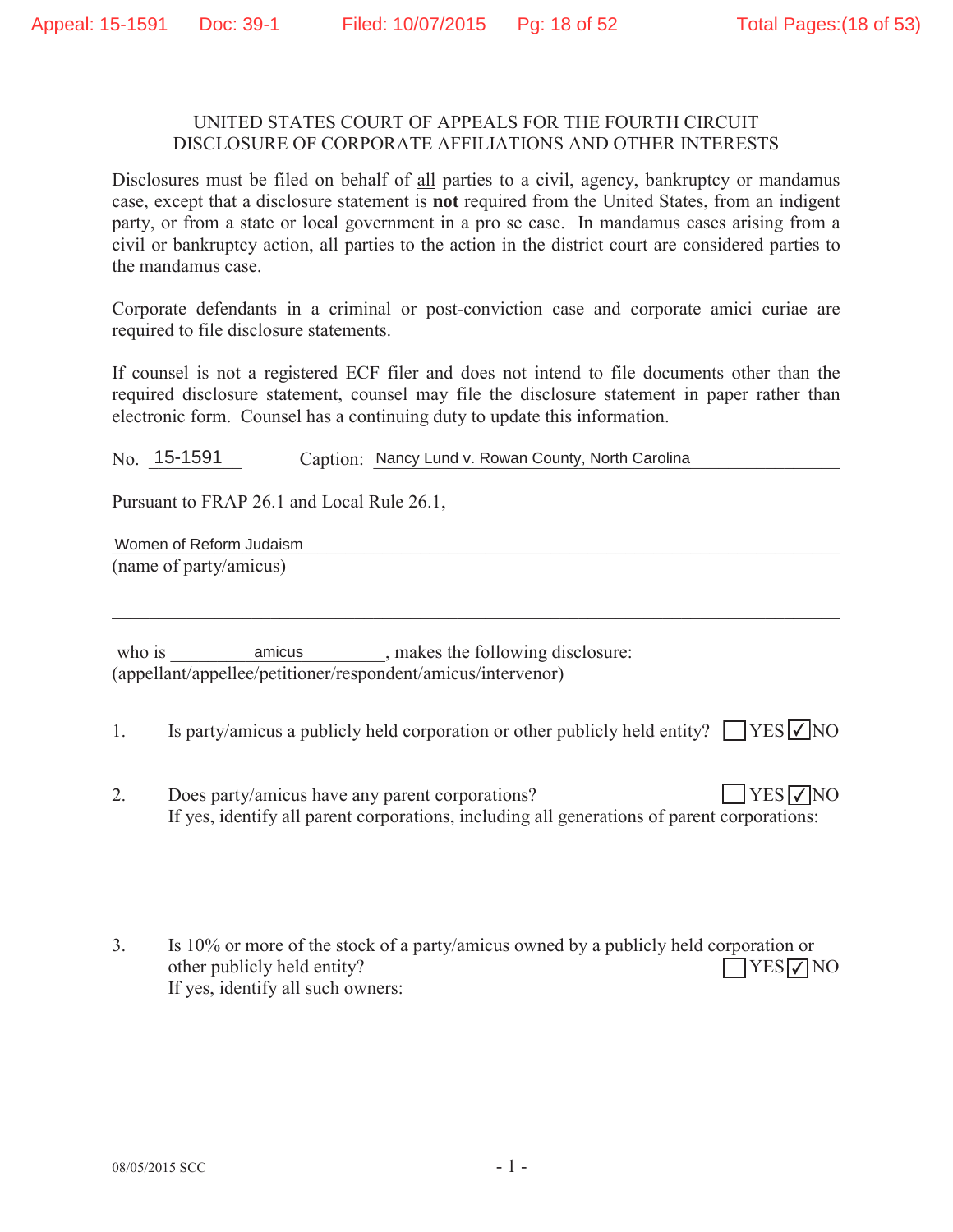UNITED STATES COURT OF APPEALS FOR THE FOURTH CIRCUIT
DISCLOSURE OF CORPORATE AFFILIATIONS AND OTHER INTERESTS

Disclosures must be filed on behalf of all parties to a civil, agency, bankruptcy or mandamus case, except that a disclosure statement is **not** required from the United States, from an indigent party, or from a state or local government in a pro se case. In mandamus cases arising from a civil or bankruptcy action, all parties to the action in the district court are considered parties to the mandamus case.

Corporate defendants in a criminal or post-conviction case and corporate amici curiae are required to file disclosure statements.

If counsel is not a registered ECF filer and does not intend to file documents other than the required disclosure statement, counsel may file the disclosure statement in paper rather than electronic form. Counsel has a continuing duty to update this information.

No. 15-1591 Caption: Nancy Lund v. Rowan County, North Carolina

Pursuant to FRAP 26.1 and Local Rule 26.1,

Women of Reform Judaism
(name of party/amicus)

who is amicus, makes the following disclosure:
(appellant/appellee/petitioner/respondent/amicus/intervenor)

1. Is party/amicus a publicly held corporation or other publicly held entity? ☐ YES ☑ NO

2. Does party/amicus have any parent corporations? ☐ YES ☑ NO
If yes, identify all parent corporations, including all generations of parent corporations:

3. Is 10% or more of the stock of a party/amicus owned by a publicly held corporation or other publicly held entity? ☐ YES ☑ NO
If yes, identify all such owners:

08/05/2015 SCC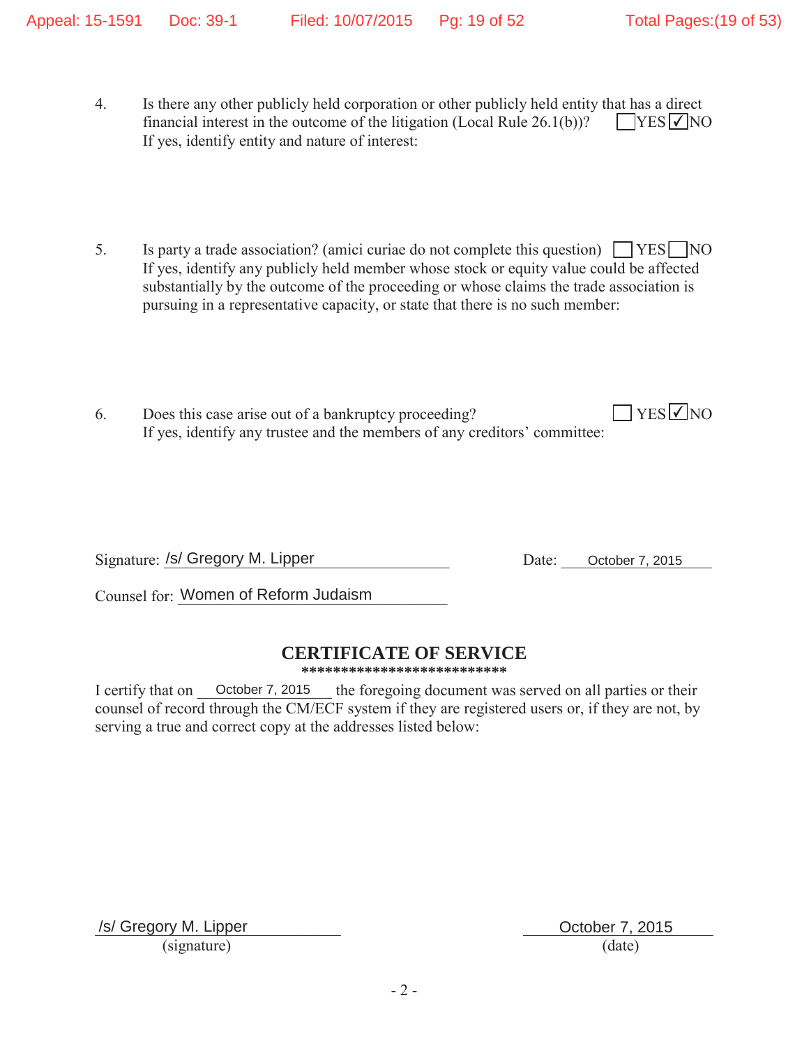4. Is there any other publicly held corporation or other publicly held entity that has a direct financial interest in the outcome of the litigation (Local Rule 26.1(b))? ☐ YES ☑ NO
   If yes, identify entity and nature of interest:

5. Is party a trade association? (amici curiae do not complete this question) ☐ YES ☐ NO
   If yes, identify any publicly held member whose stock or equity value could be affected substantially by the outcome of the proceeding or whose claims the trade association is pursuing in a representative capacity, or state that there is no such member:

6. Does this case arise out of a bankruptcy proceeding? ☐ YES ☑ NO
   If yes, identify any trustee and the members of any creditors' committee:

Signature: /s/ Gregory M. Lipper  Date: October 7, 2015

Counsel for: Women of Reform Judaism

## CERTIFICATE OF SERVICE

**************************

I certify that on October 7, 2015 the foregoing document was served on all parties or their counsel of record through the CM/ECF system if they are registered users or, if they are not, by serving a true and correct copy at the addresses listed below:

/s/ Gregory M. Lipper
(signature)

October 7, 2015
(date)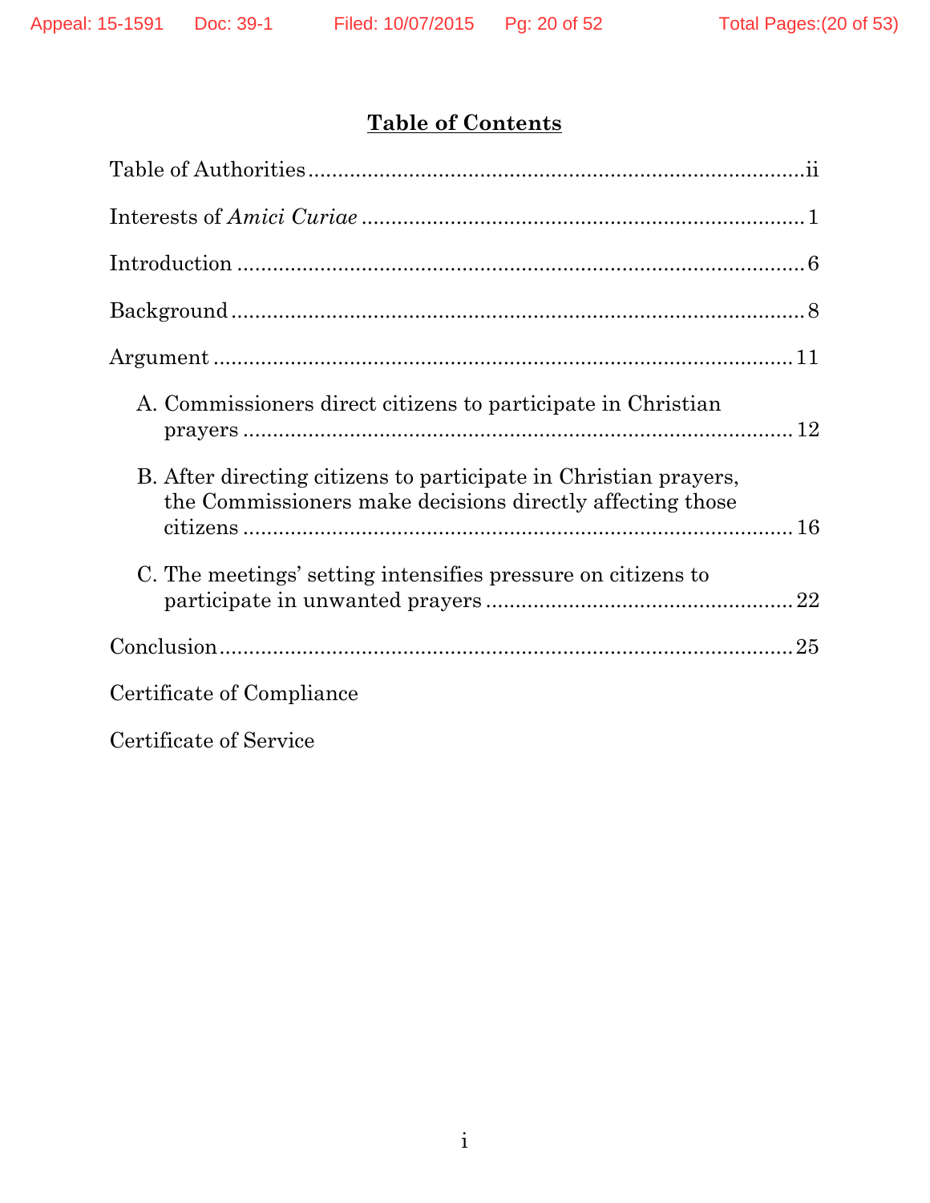## Table of Contents

Table of Authorities ........................................................................ ii

Interests of *Amici Curiae* ........................................................................ 1

Introduction ........................................................................ 6

Background ........................................................................ 8

Argument ........................................................................ 11

- A. Commissioners direct citizens to participate in Christian prayers ........................................................................ 12
- B. After directing citizens to participate in Christian prayers, the Commissioners make decisions directly affecting those citizens ........................................................................ 16
- C. The meetings' setting intensifies pressure on citizens to participate in unwanted prayers ........................................................................ 22

Conclusion ........................................................................ 25

Certificate of Compliance

Certificate of Service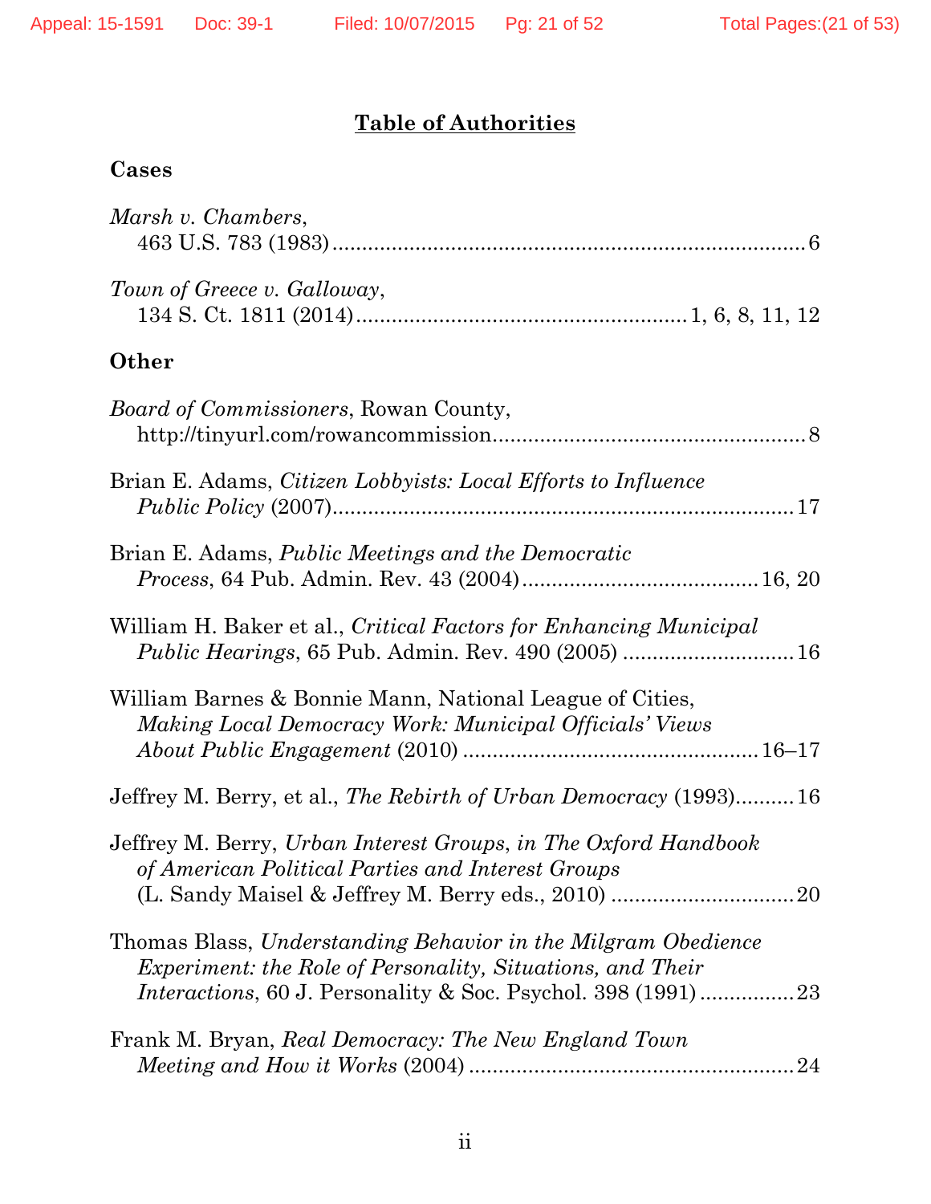# Table of Authorities

## Cases

*Marsh v. Chambers*,
463 U.S. 783 (1983) ........................................................................ 6

*Town of Greece v. Galloway*,
134 S. Ct. 1811 (2014) .............................................. 1, 6, 8, 11, 12

## Other

*Board of Commissioners*, Rowan County,
http://tinyurl.com/rowancommission .............................................. 8

Brian E. Adams, *Citizen Lobbyists: Local Efforts to Influence Public Policy* (2007) ........................................................................ 17

Brian E. Adams, *Public Meetings and the Democratic Process*, 64 Pub. Admin. Rev. 43 (2004) ....................................... 16, 20

William H. Baker et al., *Critical Factors for Enhancing Municipal Public Hearings*, 65 Pub. Admin. Rev. 490 (2005) ............................ 16

William Barnes & Bonnie Mann, National League of Cities, *Making Local Democracy Work: Municipal Officials' Views About Public Engagement* (2010) ................................................ 16–17

Jeffrey M. Berry, et al., *The Rebirth of Urban Democracy* (1993).......... 16

Jeffrey M. Berry, *Urban Interest Groups*, *in The Oxford Handbook of American Political Parties and Interest Groups* (L. Sandy Maisel & Jeffrey M. Berry eds., 2010) .............................. 20

Thomas Blass, *Understanding Behavior in the Milgram Obedience Experiment: the Role of Personality, Situations, and Their Interactions*, 60 J. Personality & Soc. Psychol. 398 (1991) ................ 23

Frank M. Bryan, *Real Democracy: The New England Town Meeting and How it Works* (2004) ...................................................... 24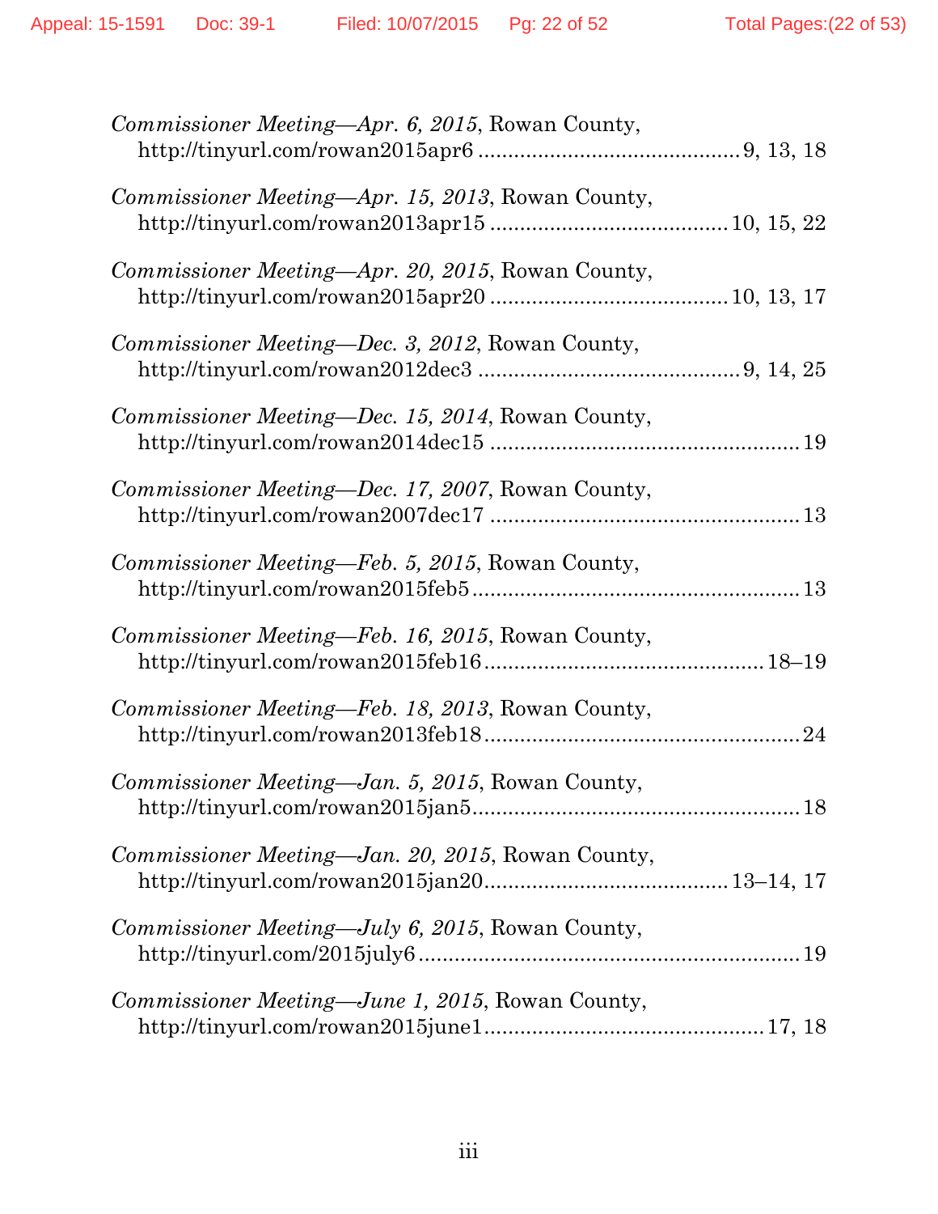*Commissioner Meeting—Apr. 6, 2015*, Rowan County, http://tinyurl.com/rowan2015apr6 .......................................... 9, 13, 18

*Commissioner Meeting—Apr. 15, 2013*, Rowan County, http://tinyurl.com/rowan2013apr15 ...................................... 10, 15, 22

*Commissioner Meeting—Apr. 20, 2015*, Rowan County, http://tinyurl.com/rowan2015apr20 ...................................... 10, 13, 17

*Commissioner Meeting—Dec. 3, 2012*, Rowan County, http://tinyurl.com/rowan2012dec3 .......................................... 9, 14, 25

*Commissioner Meeting—Dec. 15, 2014*, Rowan County, http://tinyurl.com/rowan2014dec15 .................................................. 19

*Commissioner Meeting—Dec. 17, 2007*, Rowan County, http://tinyurl.com/rowan2007dec17 .................................................. 13

*Commissioner Meeting—Feb. 5, 2015*, Rowan County, http://tinyurl.com/rowan2015feb5 ..................................................... 13

*Commissioner Meeting—Feb. 16, 2015*, Rowan County, http://tinyurl.com/rowan2015feb16 ............................................. 18–19

*Commissioner Meeting—Feb. 18, 2013*, Rowan County, http://tinyurl.com/rowan2013feb18 .................................................. 24

*Commissioner Meeting—Jan. 5, 2015*, Rowan County, http://tinyurl.com/rowan2015jan5 ..................................................... 18

*Commissioner Meeting—Jan. 20, 2015*, Rowan County, http://tinyurl.com/rowan2015jan20 ....................................... 13–14, 17

*Commissioner Meeting—July 6, 2015*, Rowan County, http://tinyurl.com/2015july6 .............................................................. 19

*Commissioner Meeting—June 1, 2015*, Rowan County, http://tinyurl.com/rowan2015june1 ............................................. 17, 18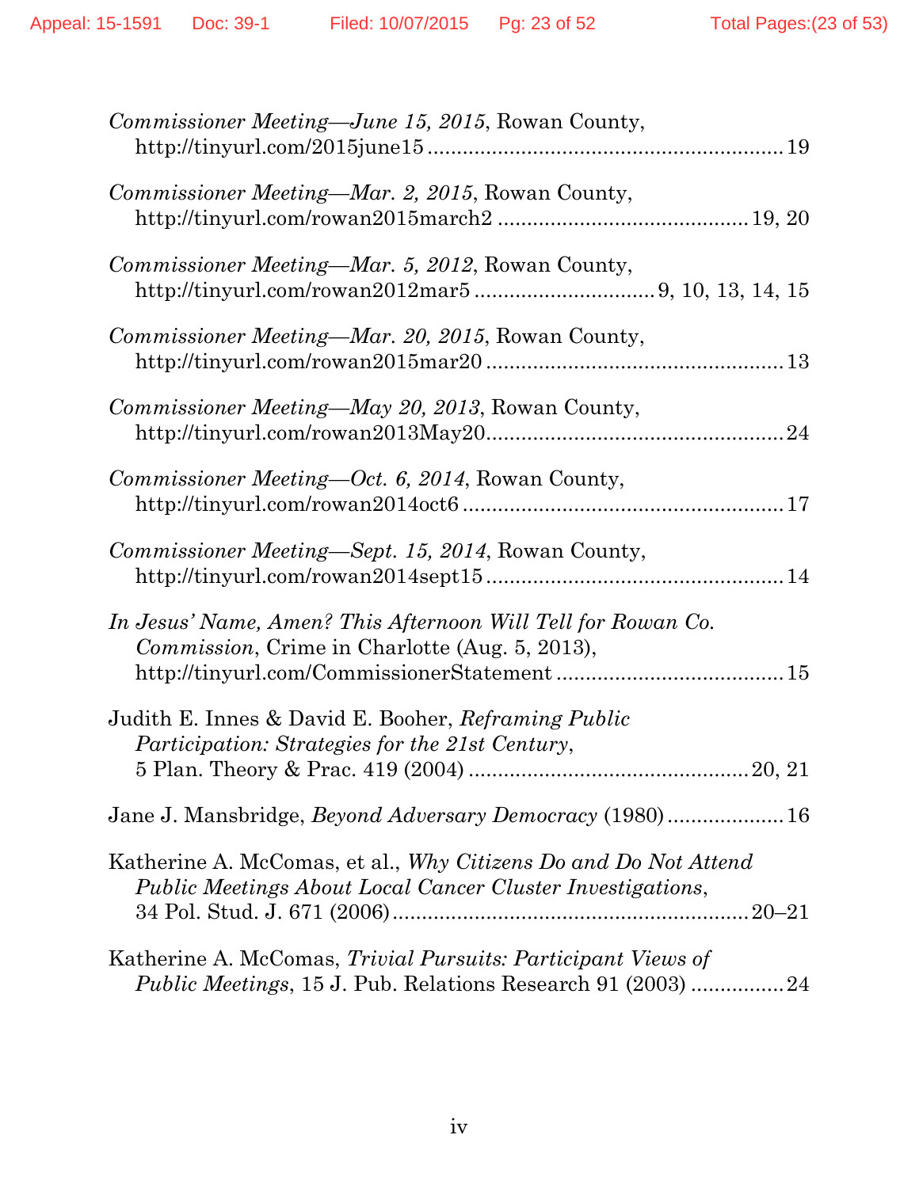*Commissioner Meeting—June 15, 2015*, Rowan County, http://tinyurl.com/2015june15 ............................................................ 19

*Commissioner Meeting—Mar. 2, 2015*, Rowan County, http://tinyurl.com/rowan2015march2 .......................................... 19, 20

*Commissioner Meeting—Mar. 5, 2012*, Rowan County, http://tinyurl.com/rowan2012mar5 .............................. 9, 10, 13, 14, 15

*Commissioner Meeting—Mar. 20, 2015*, Rowan County, http://tinyurl.com/rowan2015mar20 .................................................. 13

*Commissioner Meeting—May 20, 2013*, Rowan County, http://tinyurl.com/rowan2013May20.................................................. 24

*Commissioner Meeting—Oct. 6, 2014*, Rowan County, http://tinyurl.com/rowan2014oct6 ...................................................... 17

*Commissioner Meeting—Sept. 15, 2014*, Rowan County, http://tinyurl.com/rowan2014sept15 .................................................. 14

*In Jesus' Name, Amen? This Afternoon Will Tell for Rowan Co. Commission*, Crime in Charlotte (Aug. 5, 2013), http://tinyurl.com/CommissionerStatement ...................................... 15

Judith E. Innes & David E. Booher, *Reframing Public Participation: Strategies for the 21st Century*, 5 Plan. Theory & Prac. 419 (2004) ............................................... 20, 21

Jane J. Mansbridge, *Beyond Adversary Democracy* (1980) .................... 16

Katherine A. McComas, et al., *Why Citizens Do and Do Not Attend Public Meetings About Local Cancer Cluster Investigations*, 34 Pol. Stud. J. 671 (2006)............................................................ 20–21

Katherine A. McComas, *Trivial Pursuits: Participant Views of Public Meetings*, 15 J. Pub. Relations Research 91 (2003) ................ 24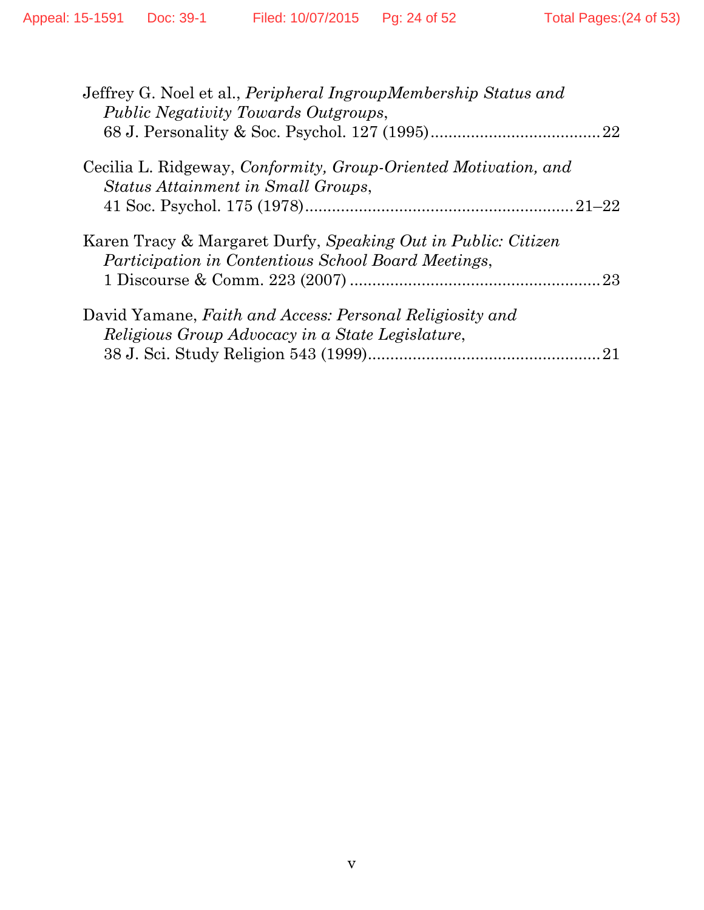Jeffrey G. Noel et al., *Peripheral IngroupMembership Status and Public Negativity Towards Outgroups*, 68 J. Personality & Soc. Psychol. 127 (1995) ........................................ 22

Cecilia L. Ridgeway, *Conformity, Group-Oriented Motivation, and Status Attainment in Small Groups*, 41 Soc. Psychol. 175 (1978) ........................................................... 21–22

Karen Tracy & Margaret Durfy, *Speaking Out in Public: Citizen Participation in Contentious School Board Meetings*, 1 Discourse & Comm. 223 (2007) ........................................................ 23

David Yamane, *Faith and Access: Personal Religiosity and Religious Group Advocacy in a State Legislature*, 38 J. Sci. Study Religion 543 (1999) .................................................... 21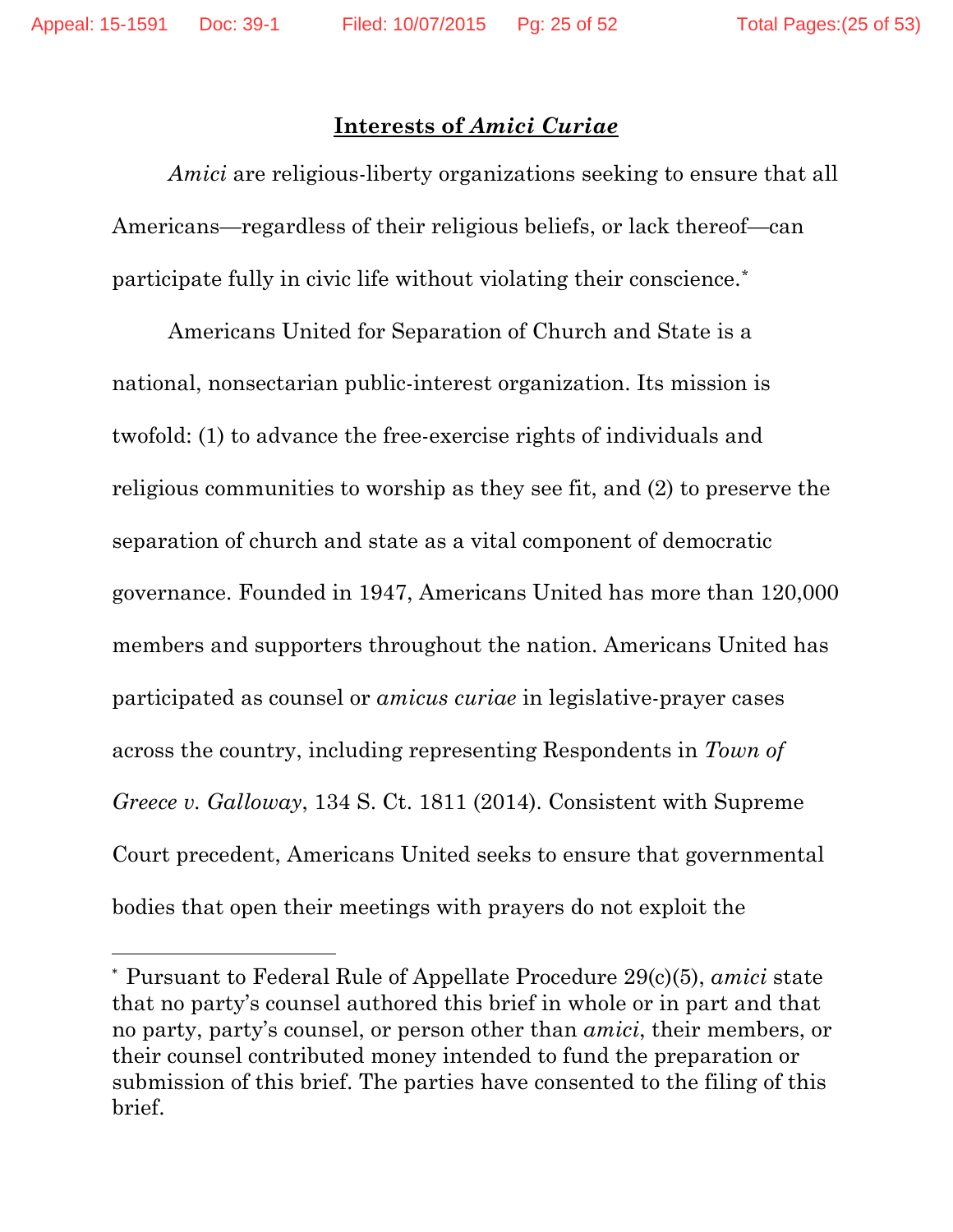## Interests of *Amici Curiae*

*Amici* are religious-liberty organizations seeking to ensure that all Americans—regardless of their religious beliefs, or lack thereof—can participate fully in civic life without violating their conscience.*

Americans United for Separation of Church and State is a national, nonsectarian public-interest organization. Its mission is twofold: (1) to advance the free-exercise rights of individuals and religious communities to worship as they see fit, and (2) to preserve the separation of church and state as a vital component of democratic governance. Founded in 1947, Americans United has more than 120,000 members and supporters throughout the nation. Americans United has participated as counsel or *amicus curiae* in legislative-prayer cases across the country, including representing Respondents in *Town of Greece v. Galloway*, 134 S. Ct. 1811 (2014). Consistent with Supreme Court precedent, Americans United seeks to ensure that governmental bodies that open their meetings with prayers do not exploit the

---

* Pursuant to Federal Rule of Appellate Procedure 29(c)(5), *amici* state that no party's counsel authored this brief in whole or in part and that no party, party's counsel, or person other than *amici*, their members, or their counsel contributed money intended to fund the preparation or submission of this brief. The parties have consented to the filing of this brief.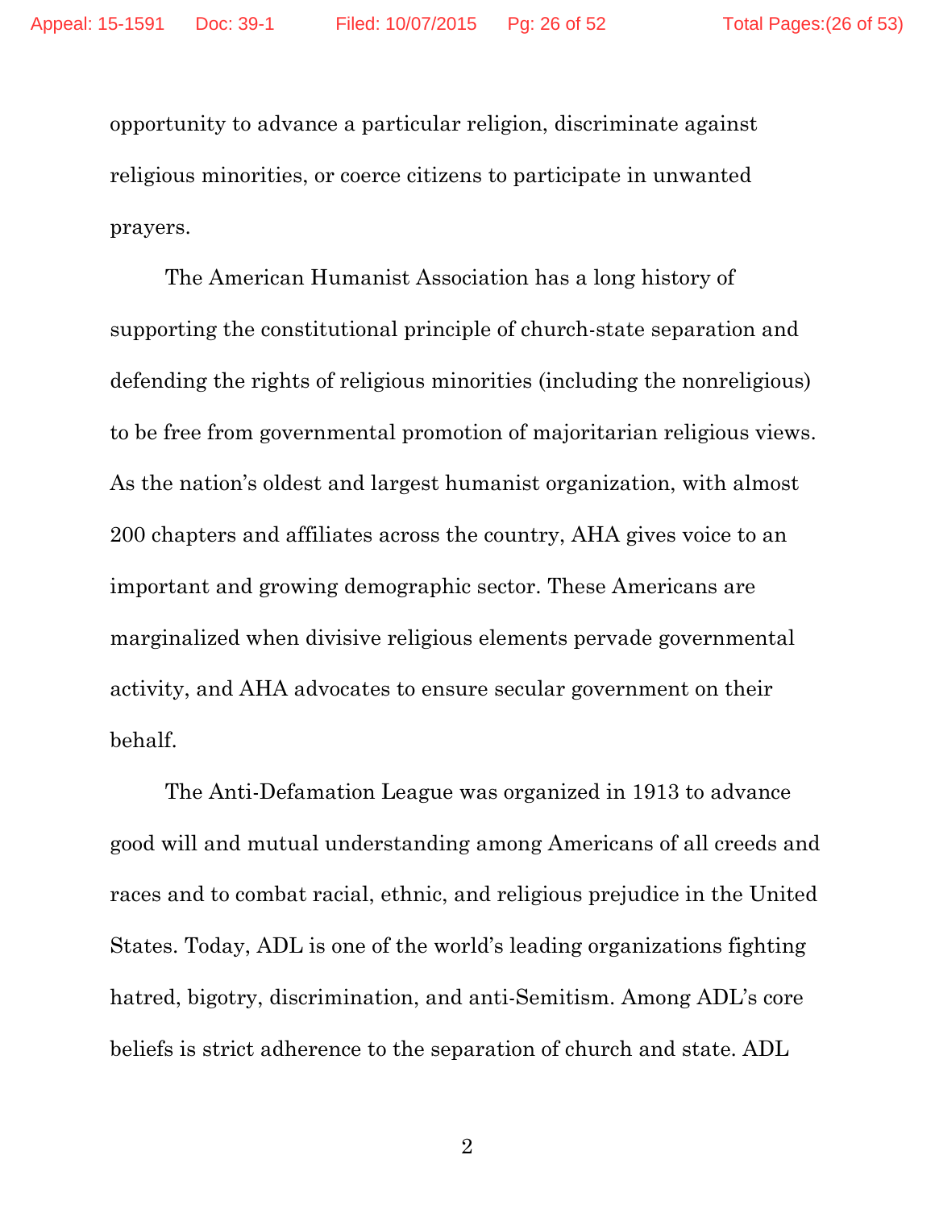opportunity to advance a particular religion, discriminate against religious minorities, or coerce citizens to participate in unwanted prayers.

The American Humanist Association has a long history of supporting the constitutional principle of church-state separation and defending the rights of religious minorities (including the nonreligious) to be free from governmental promotion of majoritarian religious views. As the nation's oldest and largest humanist organization, with almost 200 chapters and affiliates across the country, AHA gives voice to an important and growing demographic sector. These Americans are marginalized when divisive religious elements pervade governmental activity, and AHA advocates to ensure secular government on their behalf.

The Anti-Defamation League was organized in 1913 to advance good will and mutual understanding among Americans of all creeds and races and to combat racial, ethnic, and religious prejudice in the United States. Today, ADL is one of the world's leading organizations fighting hatred, bigotry, discrimination, and anti-Semitism. Among ADL's core beliefs is strict adherence to the separation of church and state. ADL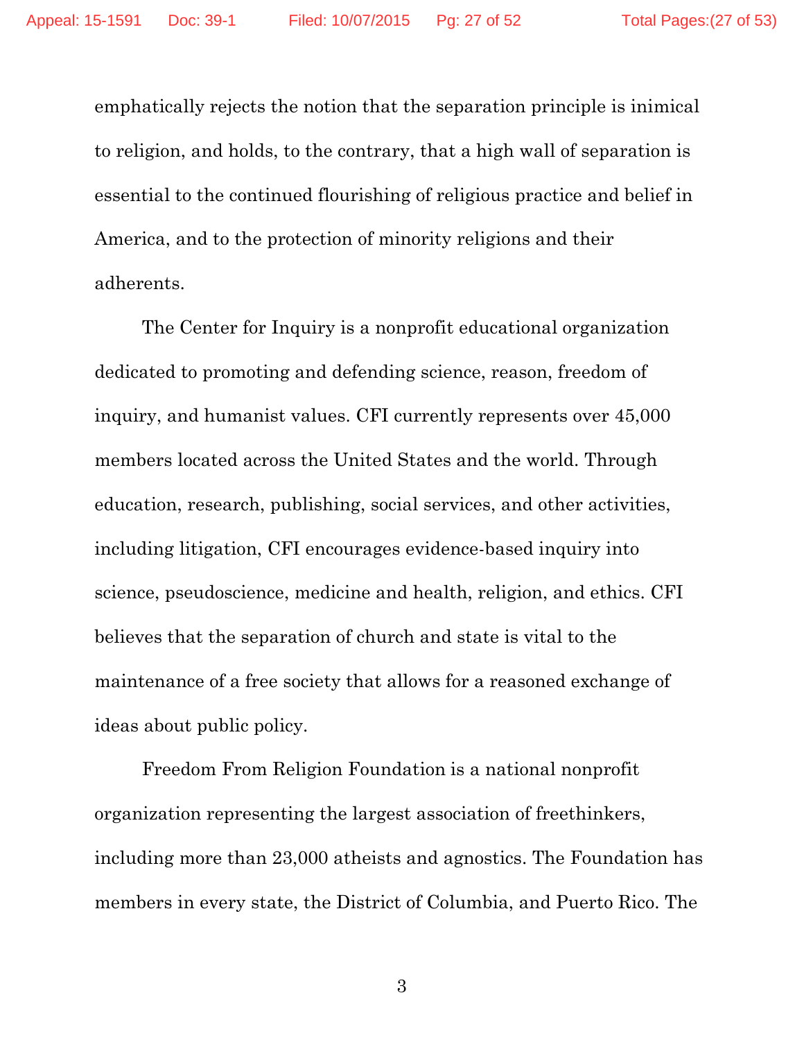emphatically rejects the notion that the separation principle is inimical to religion, and holds, to the contrary, that a high wall of separation is essential to the continued flourishing of religious practice and belief in America, and to the protection of minority religions and their adherents.

The Center for Inquiry is a nonprofit educational organization dedicated to promoting and defending science, reason, freedom of inquiry, and humanist values. CFI currently represents over 45,000 members located across the United States and the world. Through education, research, publishing, social services, and other activities, including litigation, CFI encourages evidence-based inquiry into science, pseudoscience, medicine and health, religion, and ethics. CFI believes that the separation of church and state is vital to the maintenance of a free society that allows for a reasoned exchange of ideas about public policy.

Freedom From Religion Foundation is a national nonprofit organization representing the largest association of freethinkers, including more than 23,000 atheists and agnostics. The Foundation has members in every state, the District of Columbia, and Puerto Rico. The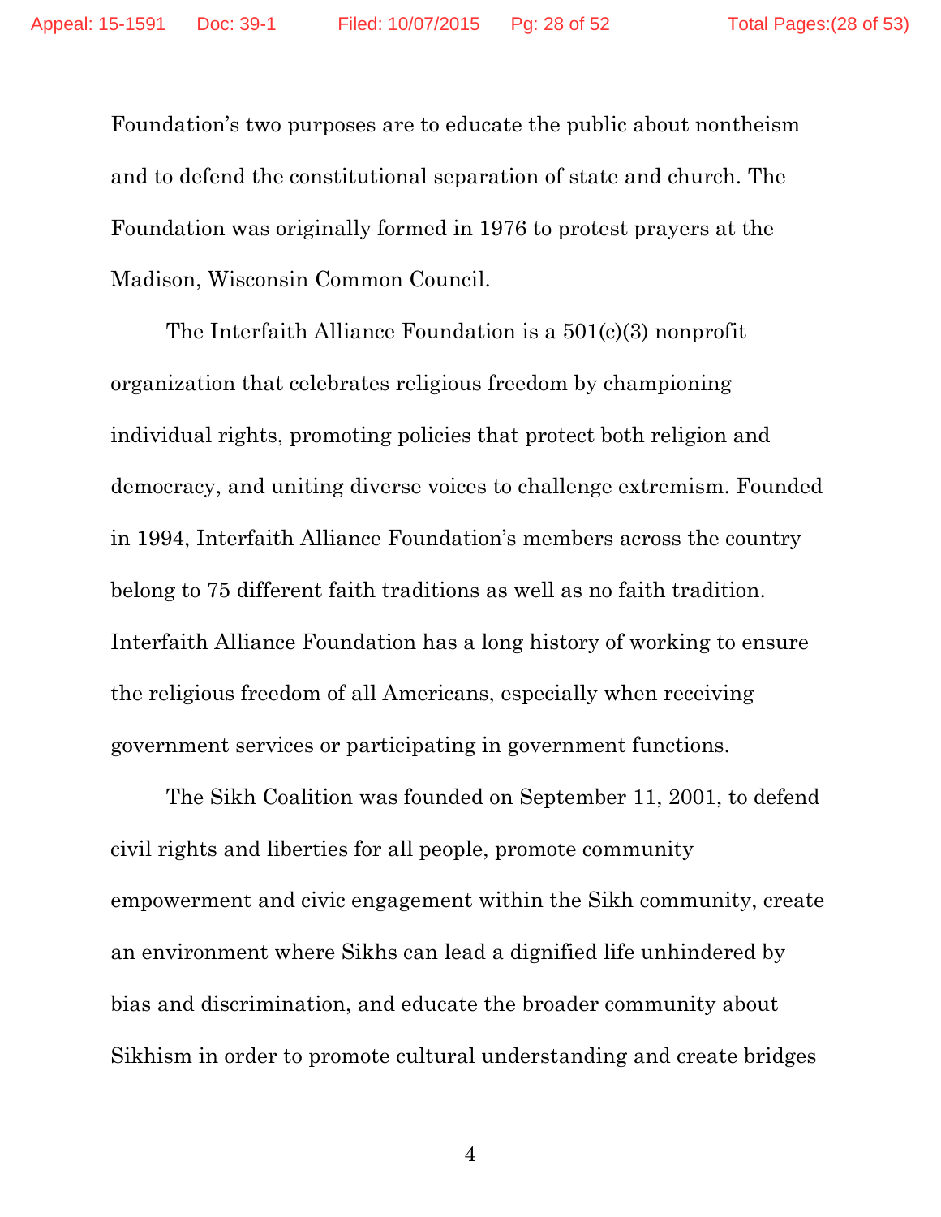Foundation's two purposes are to educate the public about nontheism and to defend the constitutional separation of state and church. The Foundation was originally formed in 1976 to protest prayers at the Madison, Wisconsin Common Council.

The Interfaith Alliance Foundation is a 501(c)(3) nonprofit organization that celebrates religious freedom by championing individual rights, promoting policies that protect both religion and democracy, and uniting diverse voices to challenge extremism. Founded in 1994, Interfaith Alliance Foundation's members across the country belong to 75 different faith traditions as well as no faith tradition. Interfaith Alliance Foundation has a long history of working to ensure the religious freedom of all Americans, especially when receiving government services or participating in government functions.

The Sikh Coalition was founded on September 11, 2001, to defend civil rights and liberties for all people, promote community empowerment and civic engagement within the Sikh community, create an environment where Sikhs can lead a dignified life unhindered by bias and discrimination, and educate the broader community about Sikhism in order to promote cultural understanding and create bridges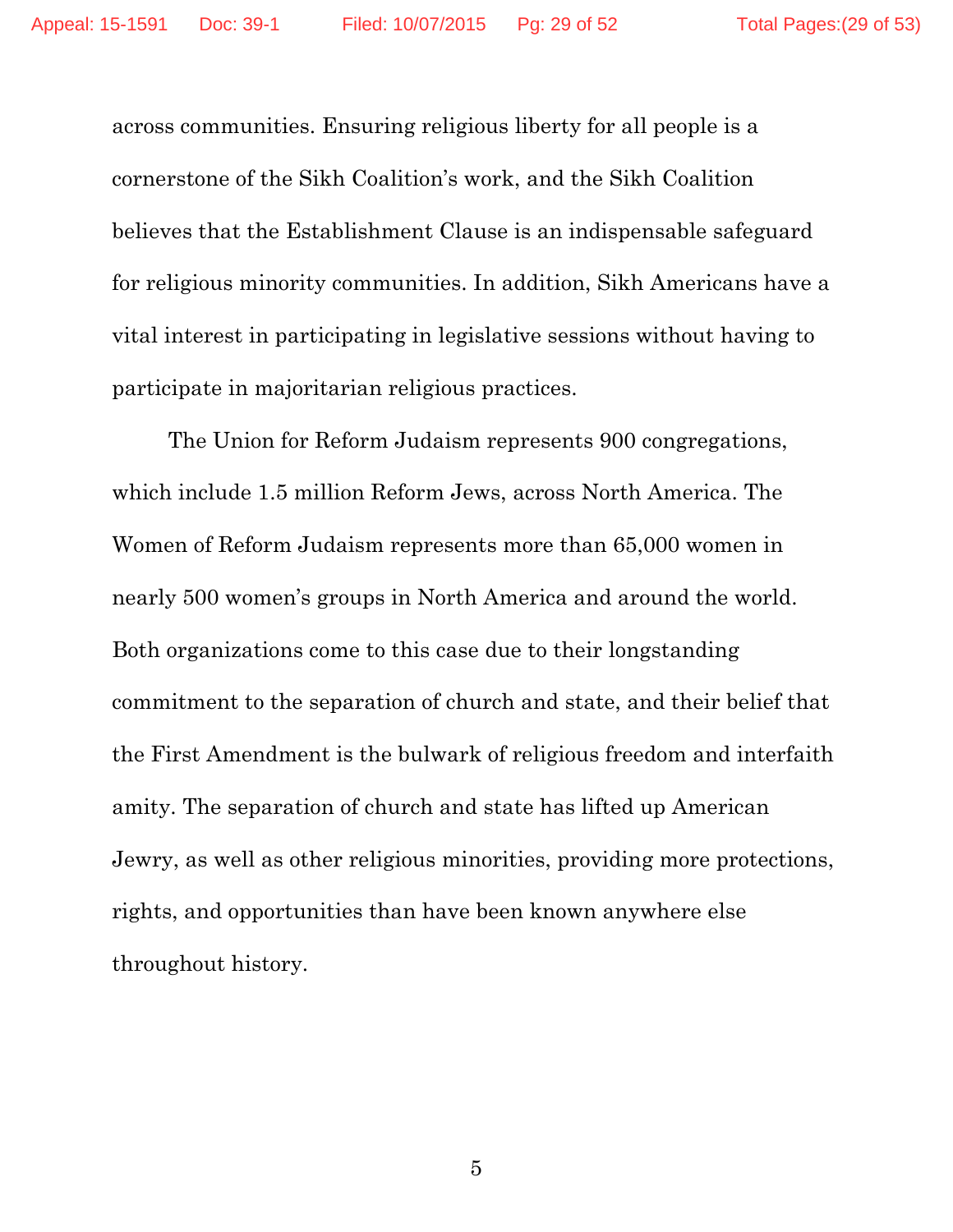across communities. Ensuring religious liberty for all people is a cornerstone of the Sikh Coalition's work, and the Sikh Coalition believes that the Establishment Clause is an indispensable safeguard for religious minority communities. In addition, Sikh Americans have a vital interest in participating in legislative sessions without having to participate in majoritarian religious practices.

The Union for Reform Judaism represents 900 congregations, which include 1.5 million Reform Jews, across North America. The Women of Reform Judaism represents more than 65,000 women in nearly 500 women's groups in North America and around the world. Both organizations come to this case due to their longstanding commitment to the separation of church and state, and their belief that the First Amendment is the bulwark of religious freedom and interfaith amity. The separation of church and state has lifted up American Jewry, as well as other religious minorities, providing more protections, rights, and opportunities than have been known anywhere else throughout history.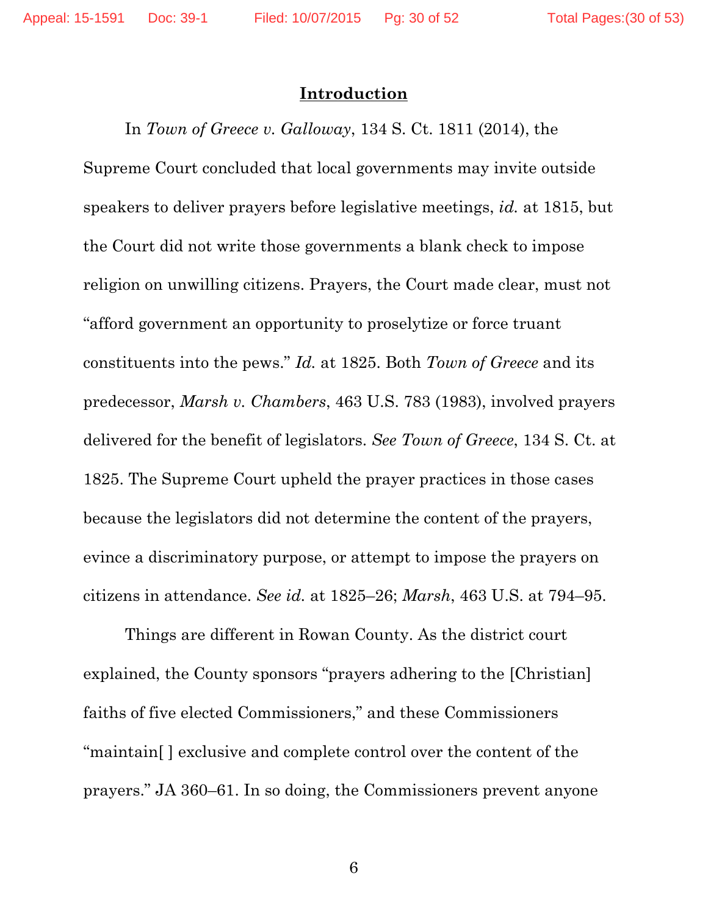## Introduction

In *Town of Greece v. Galloway*, 134 S. Ct. 1811 (2014), the Supreme Court concluded that local governments may invite outside speakers to deliver prayers before legislative meetings, *id.* at 1815, but the Court did not write those governments a blank check to impose religion on unwilling citizens. Prayers, the Court made clear, must not "afford government an opportunity to proselytize or force truant constituents into the pews." *Id.* at 1825. Both *Town of Greece* and its predecessor, *Marsh v. Chambers*, 463 U.S. 783 (1983), involved prayers delivered for the benefit of legislators. *See Town of Greece*, 134 S. Ct. at 1825. The Supreme Court upheld the prayer practices in those cases because the legislators did not determine the content of the prayers, evince a discriminatory purpose, or attempt to impose the prayers on citizens in attendance. *See id.* at 1825–26; *Marsh*, 463 U.S. at 794–95.

Things are different in Rowan County. As the district court explained, the County sponsors "prayers adhering to the [Christian] faiths of five elected Commissioners," and these Commissioners "maintain[ ] exclusive and complete control over the content of the prayers." JA 360–61. In so doing, the Commissioners prevent anyone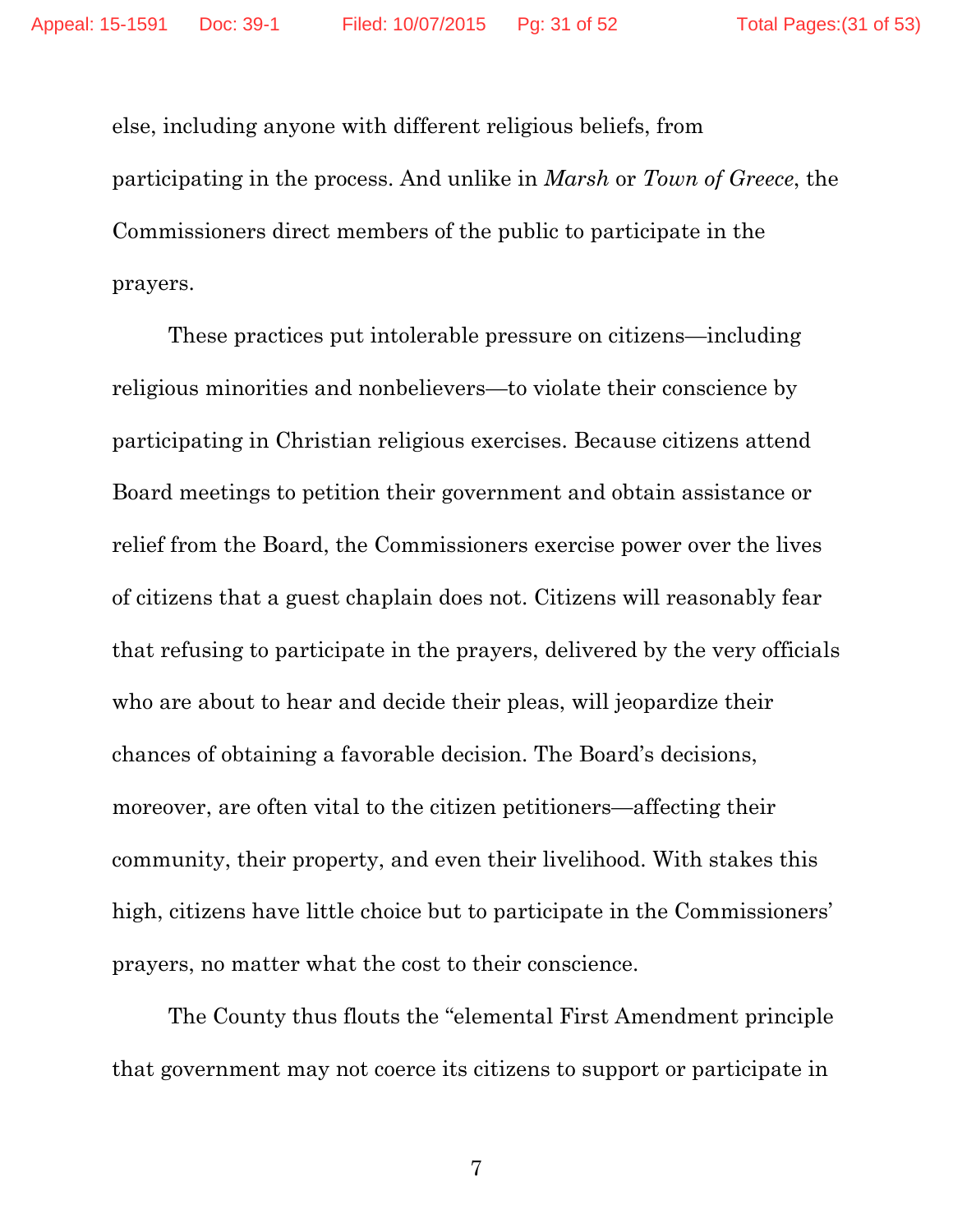else, including anyone with different religious beliefs, from participating in the process. And unlike in *Marsh* or *Town of Greece*, the Commissioners direct members of the public to participate in the prayers.

These practices put intolerable pressure on citizens—including religious minorities and nonbelievers—to violate their conscience by participating in Christian religious exercises. Because citizens attend Board meetings to petition their government and obtain assistance or relief from the Board, the Commissioners exercise power over the lives of citizens that a guest chaplain does not. Citizens will reasonably fear that refusing to participate in the prayers, delivered by the very officials who are about to hear and decide their pleas, will jeopardize their chances of obtaining a favorable decision. The Board's decisions, moreover, are often vital to the citizen petitioners—affecting their community, their property, and even their livelihood. With stakes this high, citizens have little choice but to participate in the Commissioners' prayers, no matter what the cost to their conscience.

The County thus flouts the "elemental First Amendment principle that government may not coerce its citizens to support or participate in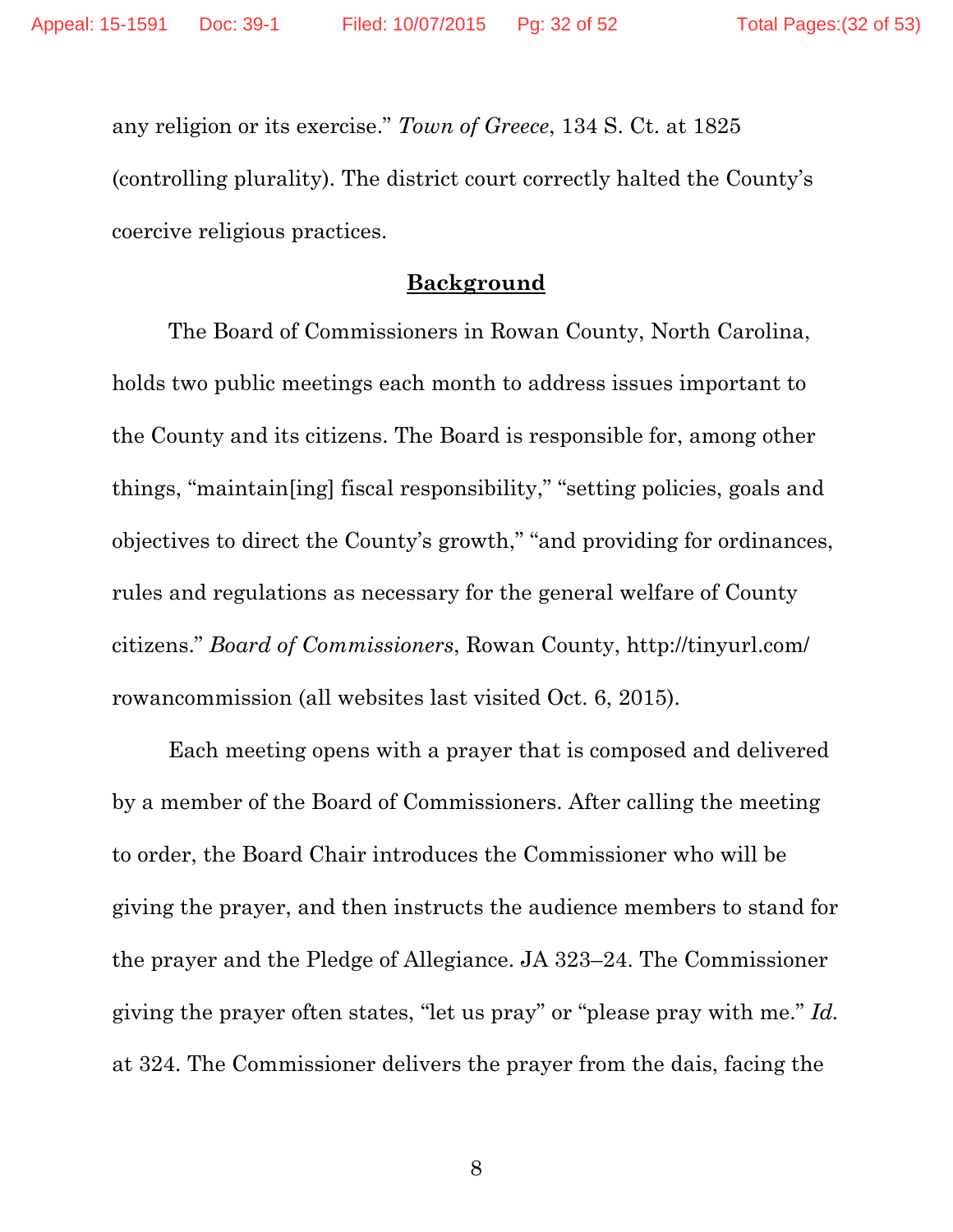any religion or its exercise." *Town of Greece*, 134 S. Ct. at 1825 (controlling plurality). The district court correctly halted the County's coercive religious practices.

## **Background**

The Board of Commissioners in Rowan County, North Carolina, holds two public meetings each month to address issues important to the County and its citizens. The Board is responsible for, among other things, "maintain[ing] fiscal responsibility," "setting policies, goals and objectives to direct the County's growth," "and providing for ordinances, rules and regulations as necessary for the general welfare of County citizens." *Board of Commissioners*, Rowan County, http://tinyurl.com/rowancommission (all websites last visited Oct. 6, 2015).

Each meeting opens with a prayer that is composed and delivered by a member of the Board of Commissioners. After calling the meeting to order, the Board Chair introduces the Commissioner who will be giving the prayer, and then instructs the audience members to stand for the prayer and the Pledge of Allegiance. JA 323–24. The Commissioner giving the prayer often states, "let us pray" or "please pray with me." *Id.* at 324. The Commissioner delivers the prayer from the dais, facing the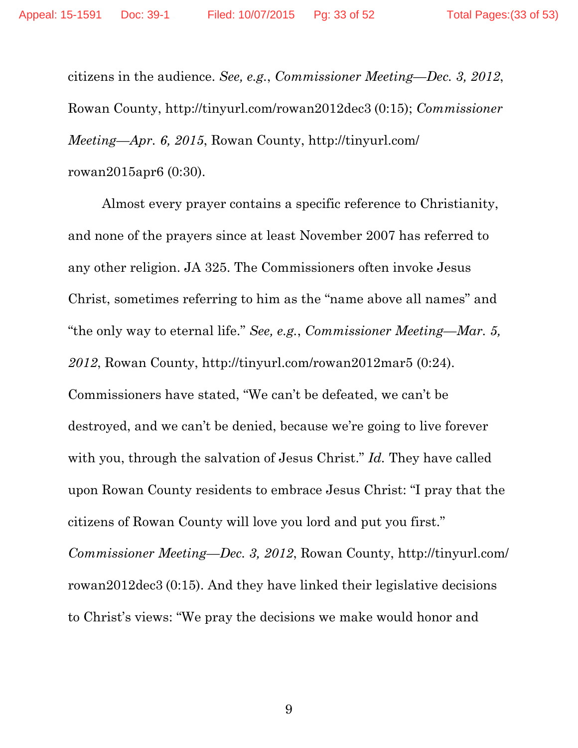citizens in the audience. *See, e.g.*, *Commissioner Meeting—Dec. 3, 2012*, Rowan County, http://tinyurl.com/rowan2012dec3 (0:15); *Commissioner Meeting—Apr. 6, 2015*, Rowan County, http://tinyurl.com/rowan2015apr6 (0:30).

Almost every prayer contains a specific reference to Christianity, and none of the prayers since at least November 2007 has referred to any other religion. JA 325. The Commissioners often invoke Jesus Christ, sometimes referring to him as the "name above all names" and "the only way to eternal life." *See, e.g.*, *Commissioner Meeting—Mar. 5, 2012*, Rowan County, http://tinyurl.com/rowan2012mar5 (0:24). Commissioners have stated, "We can't be defeated, we can't be destroyed, and we can't be denied, because we're going to live forever with you, through the salvation of Jesus Christ." *Id.* They have called upon Rowan County residents to embrace Jesus Christ: "I pray that the citizens of Rowan County will love you lord and put you first." *Commissioner Meeting—Dec. 3, 2012*, Rowan County, http://tinyurl.com/rowan2012dec3 (0:15). And they have linked their legislative decisions to Christ's views: "We pray the decisions we make would honor and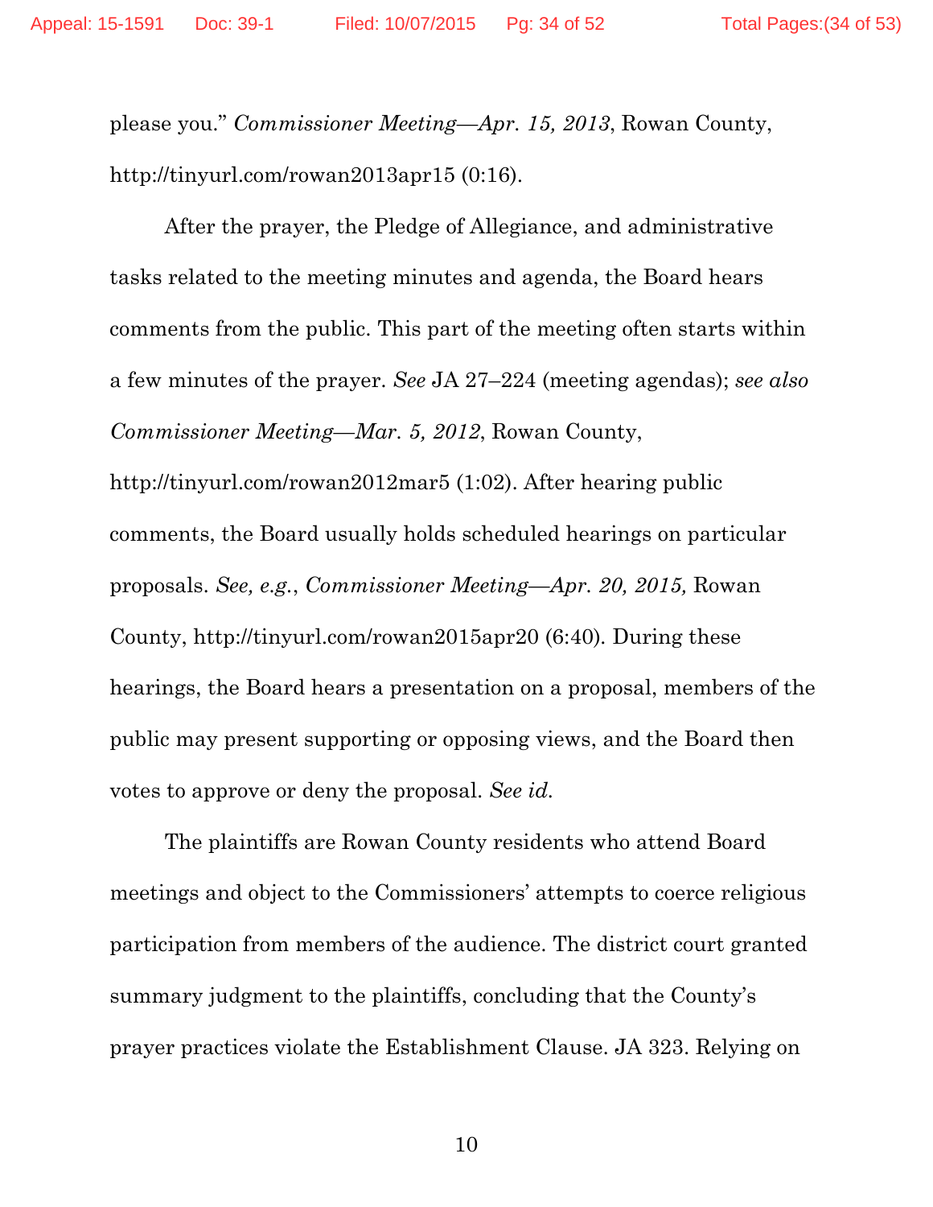please you." *Commissioner Meeting—Apr. 15, 2013*, Rowan County, http://tinyurl.com/rowan2013apr15 (0:16).

After the prayer, the Pledge of Allegiance, and administrative tasks related to the meeting minutes and agenda, the Board hears comments from the public. This part of the meeting often starts within a few minutes of the prayer. *See* JA 27–224 (meeting agendas); *see also Commissioner Meeting—Mar. 5, 2012*, Rowan County, http://tinyurl.com/rowan2012mar5 (1:02). After hearing public comments, the Board usually holds scheduled hearings on particular proposals. *See, e.g.*, *Commissioner Meeting—Apr. 20, 2015,* Rowan County, http://tinyurl.com/rowan2015apr20 (6:40). During these hearings, the Board hears a presentation on a proposal, members of the public may present supporting or opposing views, and the Board then votes to approve or deny the proposal. *See id.*

The plaintiffs are Rowan County residents who attend Board meetings and object to the Commissioners' attempts to coerce religious participation from members of the audience. The district court granted summary judgment to the plaintiffs, concluding that the County's prayer practices violate the Establishment Clause. JA 323. Relying on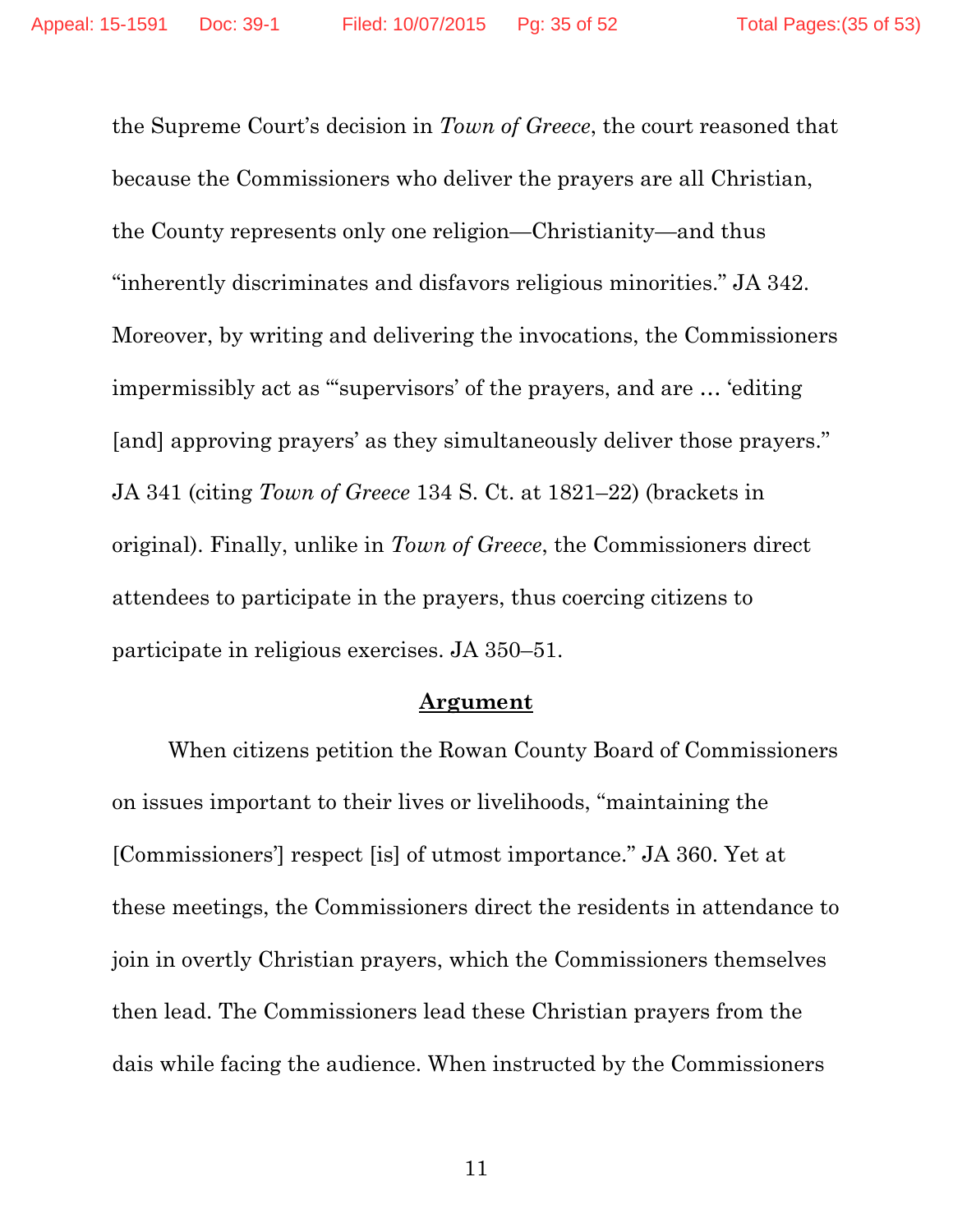the Supreme Court's decision in *Town of Greece*, the court reasoned that because the Commissioners who deliver the prayers are all Christian, the County represents only one religion—Christianity—and thus "inherently discriminates and disfavors religious minorities." JA 342. Moreover, by writing and delivering the invocations, the Commissioners impermissibly act as "'supervisors' of the prayers, and are … 'editing [and] approving prayers' as they simultaneously deliver those prayers." JA 341 (citing *Town of Greece* 134 S. Ct. at 1821–22) (brackets in original). Finally, unlike in *Town of Greece*, the Commissioners direct attendees to participate in the prayers, thus coercing citizens to participate in religious exercises. JA 350–51.

## Argument

When citizens petition the Rowan County Board of Commissioners on issues important to their lives or livelihoods, "maintaining the [Commissioners'] respect [is] of utmost importance." JA 360. Yet at these meetings, the Commissioners direct the residents in attendance to join in overtly Christian prayers, which the Commissioners themselves then lead. The Commissioners lead these Christian prayers from the dais while facing the audience. When instructed by the Commissioners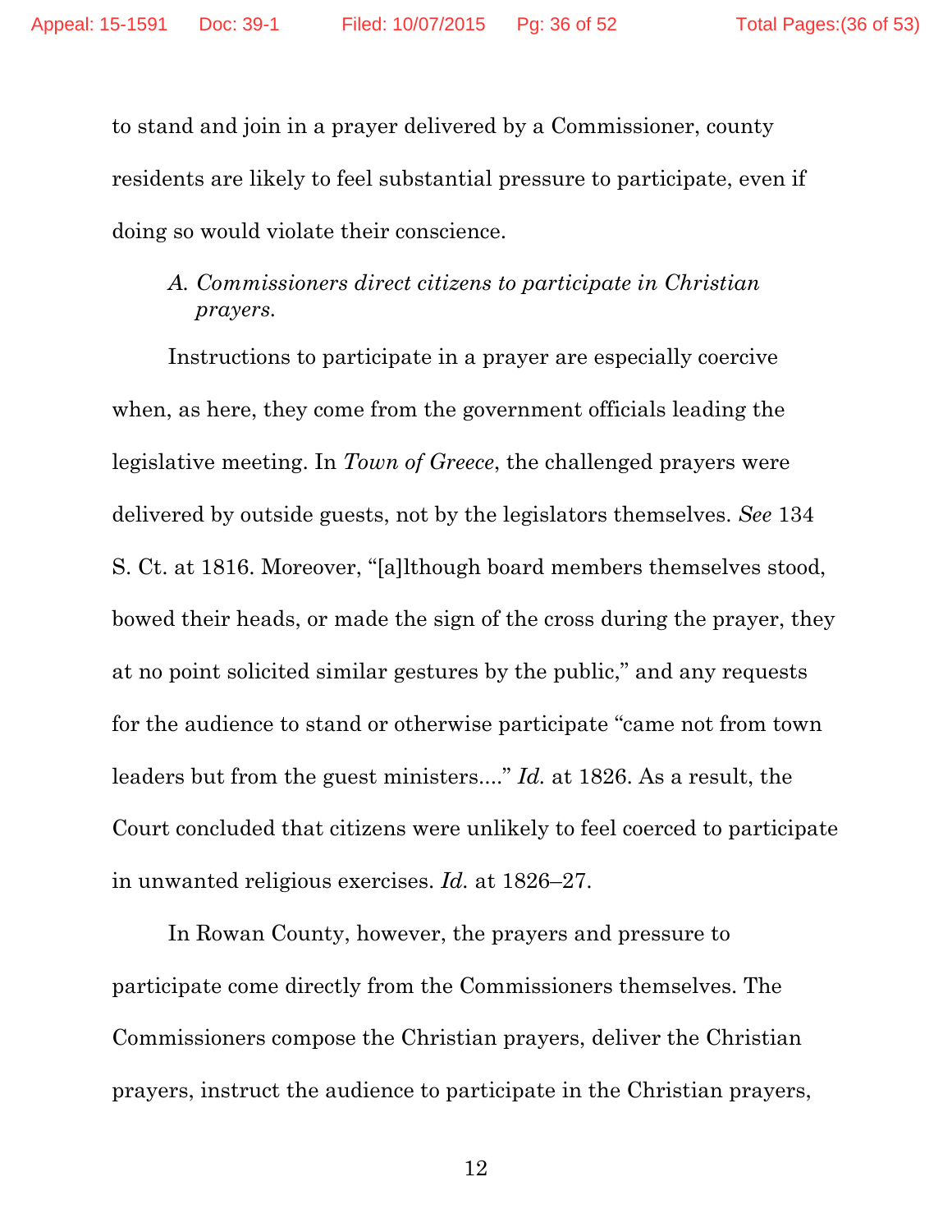to stand and join in a prayer delivered by a Commissioner, county residents are likely to feel substantial pressure to participate, even if doing so would violate their conscience.

### *A. Commissioners direct citizens to participate in Christian prayers.*

Instructions to participate in a prayer are especially coercive when, as here, they come from the government officials leading the legislative meeting. In *Town of Greece*, the challenged prayers were delivered by outside guests, not by the legislators themselves. *See* 134 S. Ct. at 1816. Moreover, "[a]lthough board members themselves stood, bowed their heads, or made the sign of the cross during the prayer, they at no point solicited similar gestures by the public," and any requests for the audience to stand or otherwise participate "came not from town leaders but from the guest ministers...." *Id.* at 1826. As a result, the Court concluded that citizens were unlikely to feel coerced to participate in unwanted religious exercises. *Id.* at 1826–27.

In Rowan County, however, the prayers and pressure to participate come directly from the Commissioners themselves. The Commissioners compose the Christian prayers, deliver the Christian prayers, instruct the audience to participate in the Christian prayers,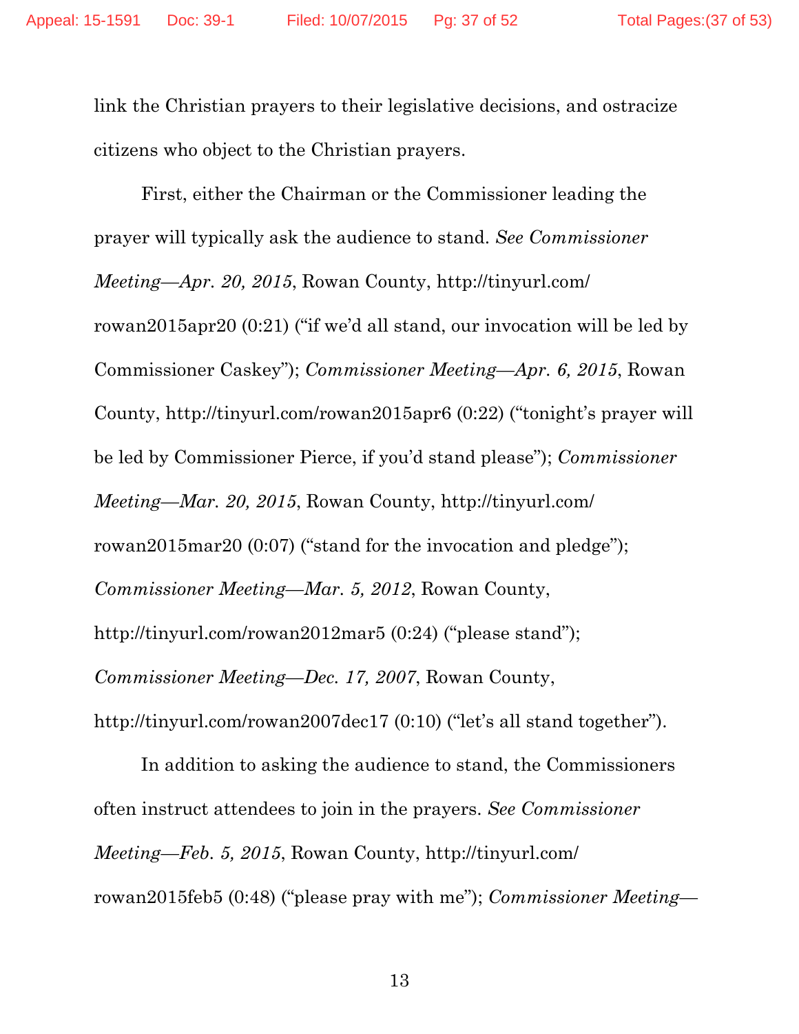link the Christian prayers to their legislative decisions, and ostracize citizens who object to the Christian prayers.

First, either the Chairman or the Commissioner leading the prayer will typically ask the audience to stand. *See Commissioner Meeting—Apr. 20, 2015*, Rowan County, http://tinyurl.com/rowan2015apr20 (0:21) ("if we'd all stand, our invocation will be led by Commissioner Caskey"); *Commissioner Meeting—Apr. 6, 2015*, Rowan County, http://tinyurl.com/rowan2015apr6 (0:22) ("tonight's prayer will be led by Commissioner Pierce, if you'd stand please"); *Commissioner Meeting—Mar. 20, 2015*, Rowan County, http://tinyurl.com/rowan2015mar20 (0:07) ("stand for the invocation and pledge"); *Commissioner Meeting—Mar. 5, 2012*, Rowan County, http://tinyurl.com/rowan2012mar5 (0:24) ("please stand"); *Commissioner Meeting—Dec. 17, 2007*, Rowan County, http://tinyurl.com/rowan2007dec17 (0:10) ("let's all stand together").

In addition to asking the audience to stand, the Commissioners often instruct attendees to join in the prayers. *See Commissioner Meeting—Feb. 5, 2015*, Rowan County, http://tinyurl.com/rowan2015feb5 (0:48) ("please pray with me"); *Commissioner Meeting—*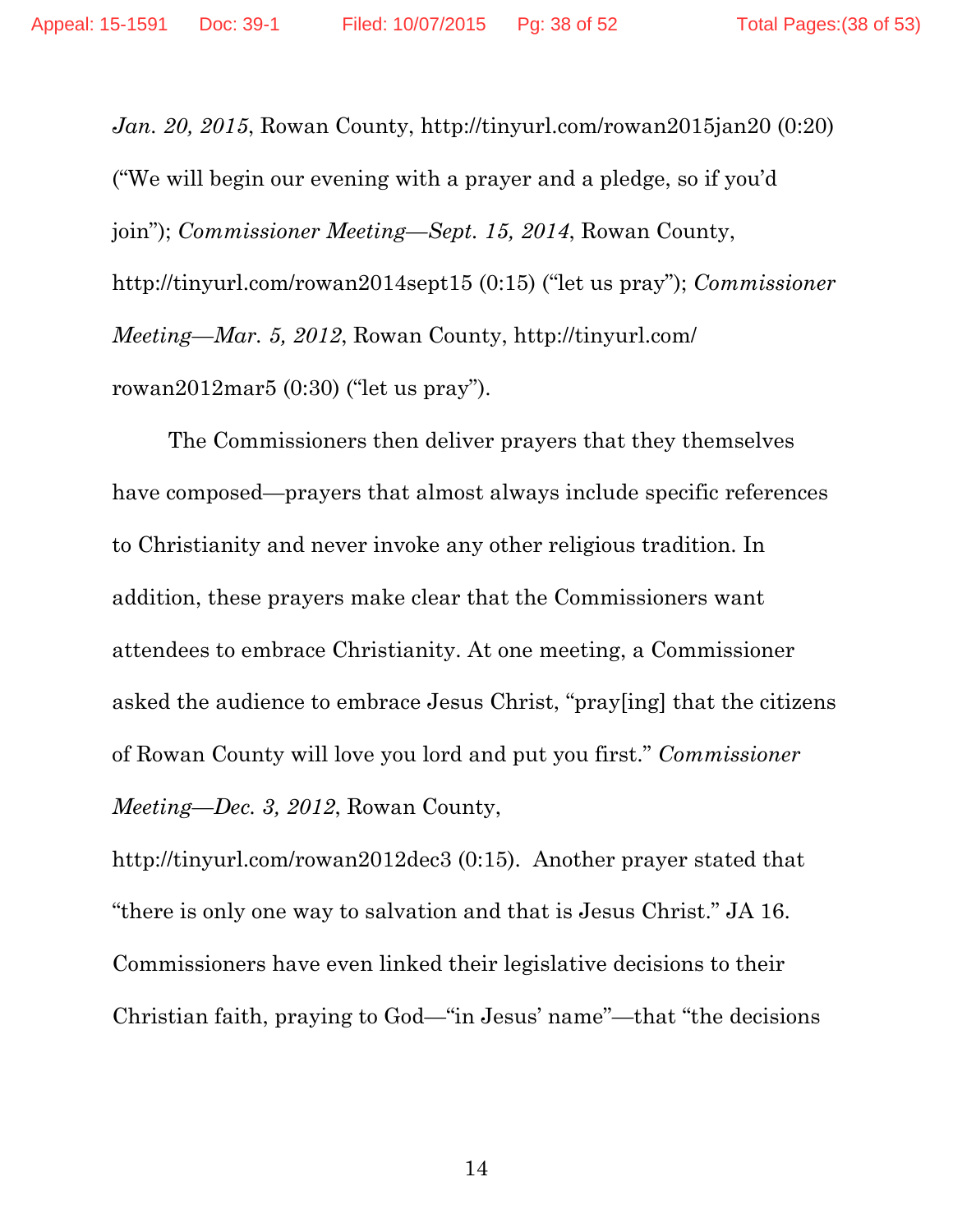*Jan. 20, 2015*, Rowan County, http://tinyurl.com/rowan2015jan20 (0:20) ("We will begin our evening with a prayer and a pledge, so if you'd join"); *Commissioner Meeting—Sept. 15, 2014*, Rowan County, http://tinyurl.com/rowan2014sept15 (0:15) ("let us pray"); *Commissioner Meeting—Mar. 5, 2012*, Rowan County, http://tinyurl.com/rowan2012mar5 (0:30) ("let us pray").

The Commissioners then deliver prayers that they themselves have composed—prayers that almost always include specific references to Christianity and never invoke any other religious tradition. In addition, these prayers make clear that the Commissioners want attendees to embrace Christianity. At one meeting, a Commissioner asked the audience to embrace Jesus Christ, "pray[ing] that the citizens of Rowan County will love you lord and put you first." *Commissioner Meeting—Dec. 3, 2012*, Rowan County, http://tinyurl.com/rowan2012dec3 (0:15). Another prayer stated that "there is only one way to salvation and that is Jesus Christ." JA 16. Commissioners have even linked their legislative decisions to their Christian faith, praying to God—"in Jesus' name"—that "the decisions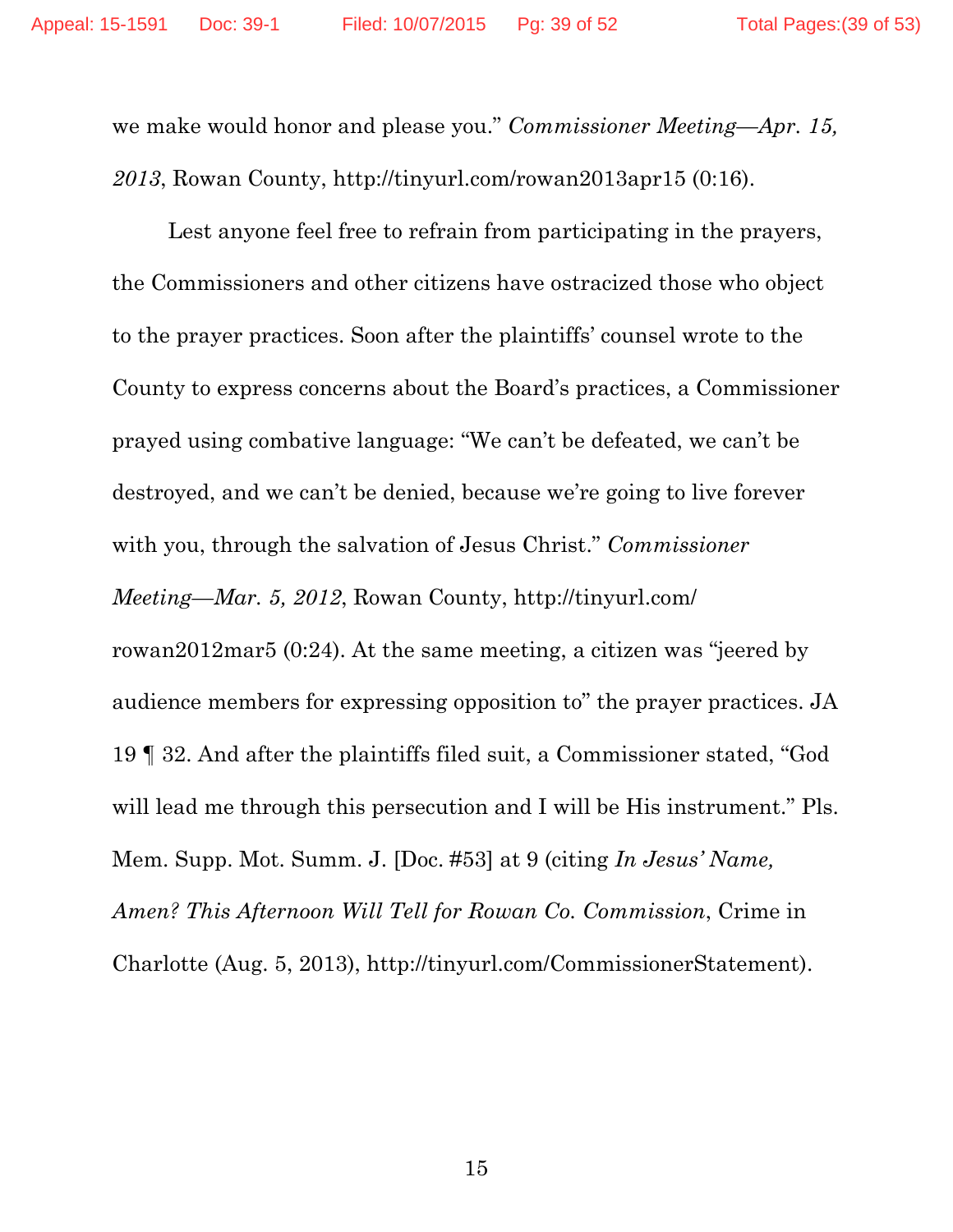we make would honor and please you." *Commissioner Meeting—Apr. 15, 2013*, Rowan County, http://tinyurl.com/rowan2013apr15 (0:16).

Lest anyone feel free to refrain from participating in the prayers, the Commissioners and other citizens have ostracized those who object to the prayer practices. Soon after the plaintiffs' counsel wrote to the County to express concerns about the Board's practices, a Commissioner prayed using combative language: "We can't be defeated, we can't be destroyed, and we can't be denied, because we're going to live forever with you, through the salvation of Jesus Christ." *Commissioner Meeting—Mar. 5, 2012*, Rowan County, http://tinyurl.com/rowan2012mar5 (0:24). At the same meeting, a citizen was "jeered by audience members for expressing opposition to" the prayer practices. JA 19 ¶ 32. And after the plaintiffs filed suit, a Commissioner stated, "God will lead me through this persecution and I will be His instrument." Pls. Mem. Supp. Mot. Summ. J. [Doc. #53] at 9 (citing *In Jesus' Name, Amen? This Afternoon Will Tell for Rowan Co. Commission*, Crime in Charlotte (Aug. 5, 2013), http://tinyurl.com/CommissionerStatement).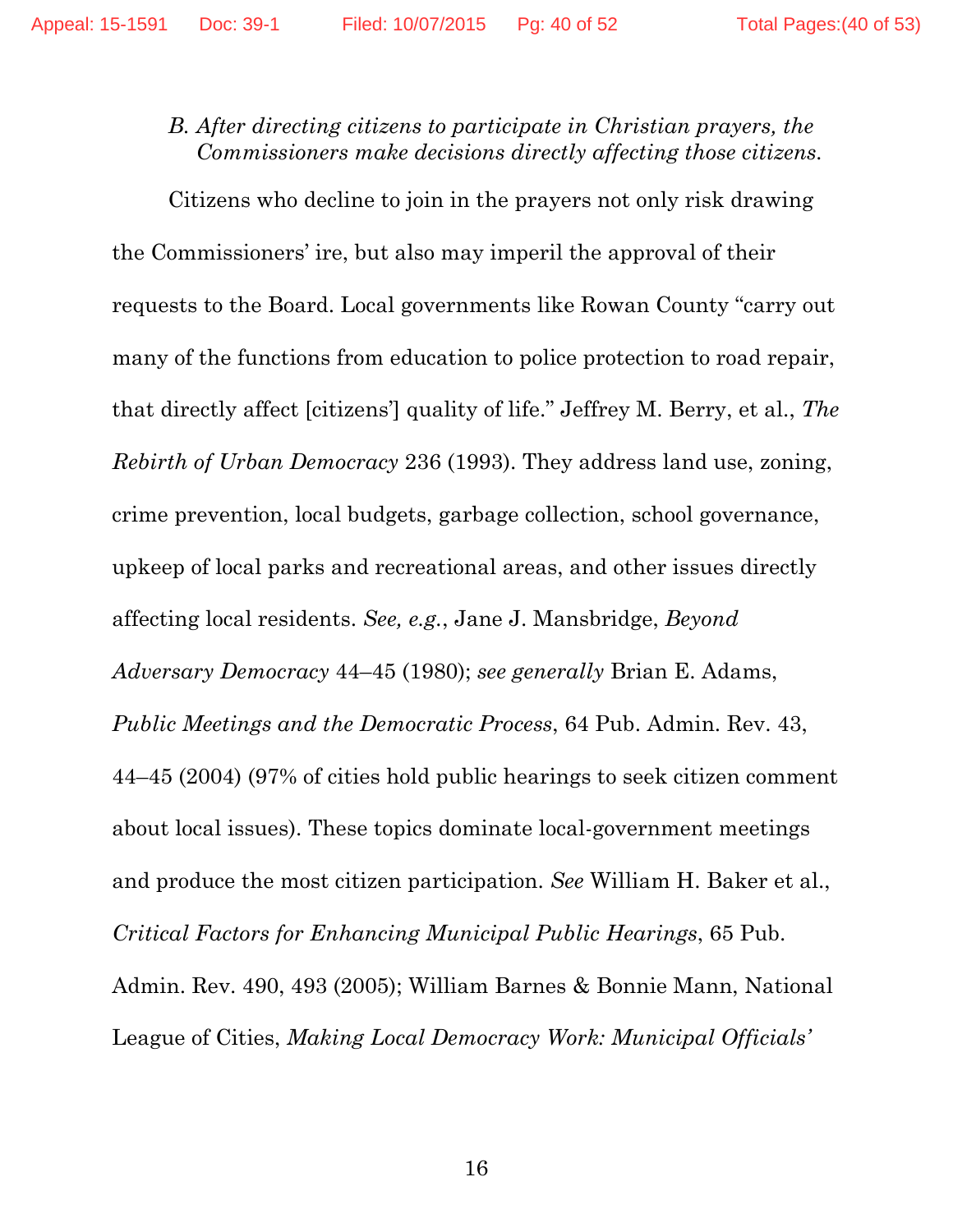*B. After directing citizens to participate in Christian prayers, the Commissioners make decisions directly affecting those citizens.*

Citizens who decline to join in the prayers not only risk drawing the Commissioners' ire, but also may imperil the approval of their requests to the Board. Local governments like Rowan County "carry out many of the functions from education to police protection to road repair, that directly affect [citizens'] quality of life." Jeffrey M. Berry, et al., *The Rebirth of Urban Democracy* 236 (1993). They address land use, zoning, crime prevention, local budgets, garbage collection, school governance, upkeep of local parks and recreational areas, and other issues directly affecting local residents. *See, e.g.*, Jane J. Mansbridge, *Beyond Adversary Democracy* 44–45 (1980); *see generally* Brian E. Adams, *Public Meetings and the Democratic Process*, 64 Pub. Admin. Rev. 43, 44–45 (2004) (97% of cities hold public hearings to seek citizen comment about local issues). These topics dominate local-government meetings and produce the most citizen participation. *See* William H. Baker et al., *Critical Factors for Enhancing Municipal Public Hearings*, 65 Pub. Admin. Rev. 490, 493 (2005); William Barnes & Bonnie Mann, National League of Cities, *Making Local Democracy Work: Municipal Officials'*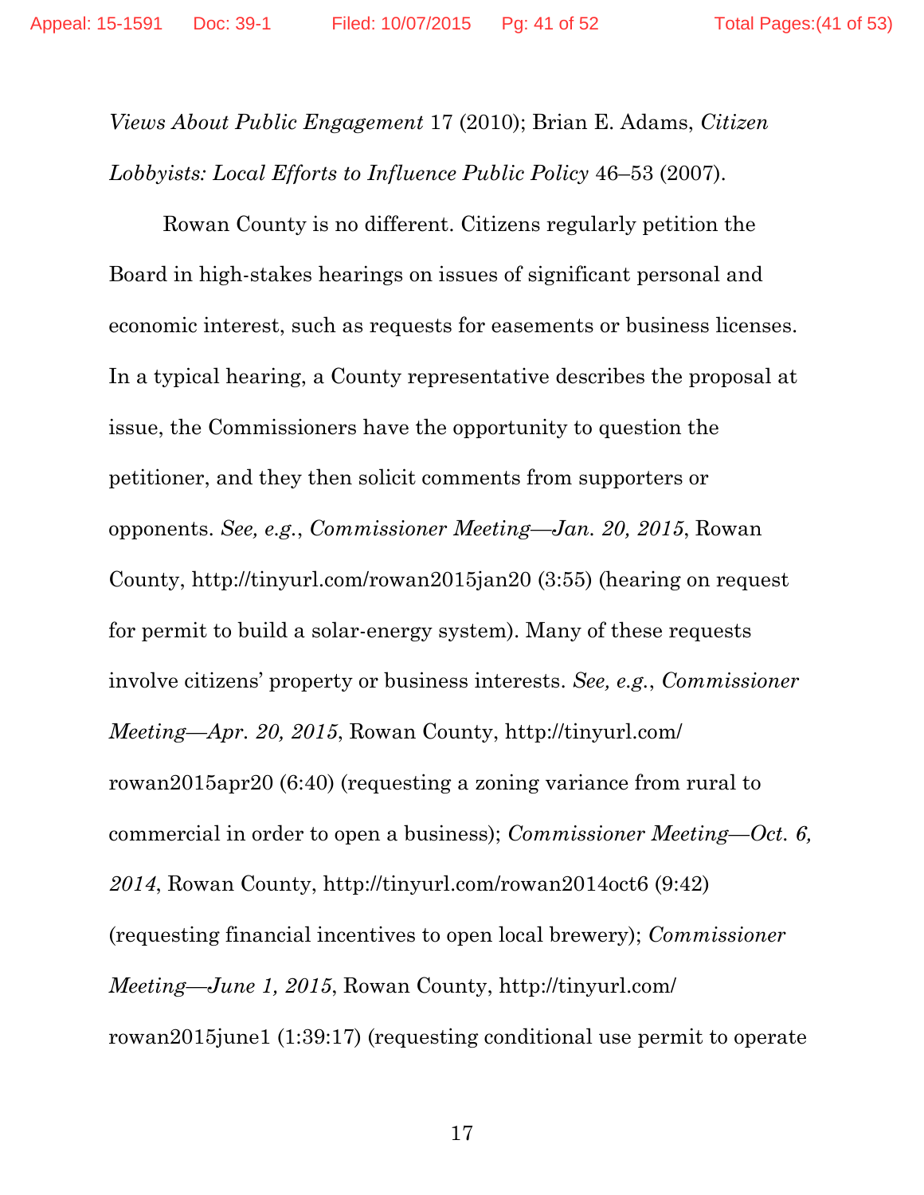*Views About Public Engagement* 17 (2010); Brian E. Adams, *Citizen Lobbyists: Local Efforts to Influence Public Policy* 46–53 (2007).

Rowan County is no different. Citizens regularly petition the Board in high-stakes hearings on issues of significant personal and economic interest, such as requests for easements or business licenses. In a typical hearing, a County representative describes the proposal at issue, the Commissioners have the opportunity to question the petitioner, and they then solicit comments from supporters or opponents. *See, e.g.*, *Commissioner Meeting—Jan. 20, 2015*, Rowan County, http://tinyurl.com/rowan2015jan20 (3:55) (hearing on request for permit to build a solar-energy system). Many of these requests involve citizens' property or business interests. *See, e.g.*, *Commissioner Meeting—Apr. 20, 2015*, Rowan County, http://tinyurl.com/rowan2015apr20 (6:40) (requesting a zoning variance from rural to commercial in order to open a business); *Commissioner Meeting—Oct. 6, 2014*, Rowan County, http://tinyurl.com/rowan2014oct6 (9:42) (requesting financial incentives to open local brewery); *Commissioner Meeting—June 1, 2015*, Rowan County, http://tinyurl.com/rowan2015june1 (1:39:17) (requesting conditional use permit to operate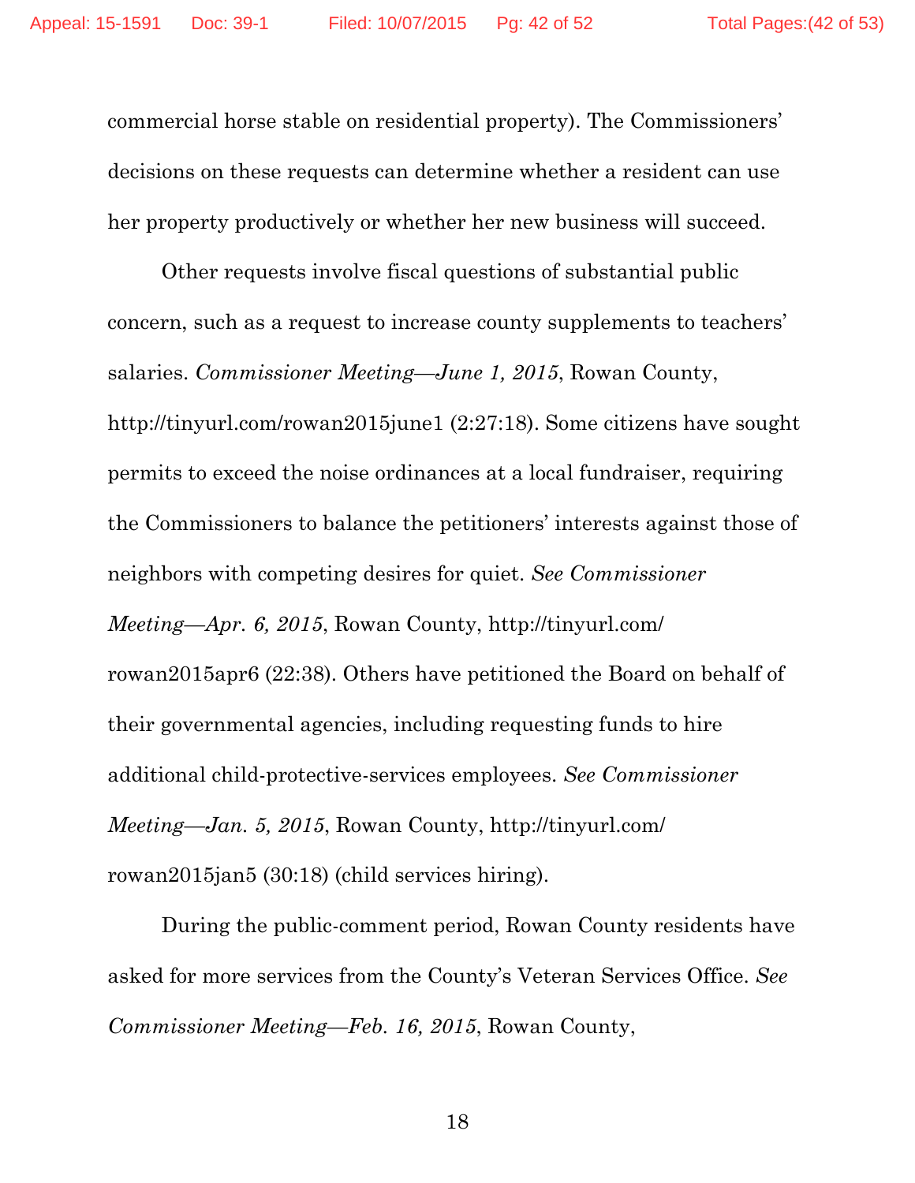commercial horse stable on residential property). The Commissioners' decisions on these requests can determine whether a resident can use her property productively or whether her new business will succeed.

Other requests involve fiscal questions of substantial public concern, such as a request to increase county supplements to teachers' salaries. *Commissioner Meeting—June 1, 2015*, Rowan County, http://tinyurl.com/rowan2015june1 (2:27:18). Some citizens have sought permits to exceed the noise ordinances at a local fundraiser, requiring the Commissioners to balance the petitioners' interests against those of neighbors with competing desires for quiet. *See Commissioner Meeting—Apr. 6, 2015*, Rowan County, http://tinyurl.com/rowan2015apr6 (22:38). Others have petitioned the Board on behalf of their governmental agencies, including requesting funds to hire additional child-protective-services employees. *See Commissioner Meeting—Jan. 5, 2015*, Rowan County, http://tinyurl.com/rowan2015jan5 (30:18) (child services hiring).

During the public-comment period, Rowan County residents have asked for more services from the County's Veteran Services Office. *See Commissioner Meeting—Feb. 16, 2015*, Rowan County,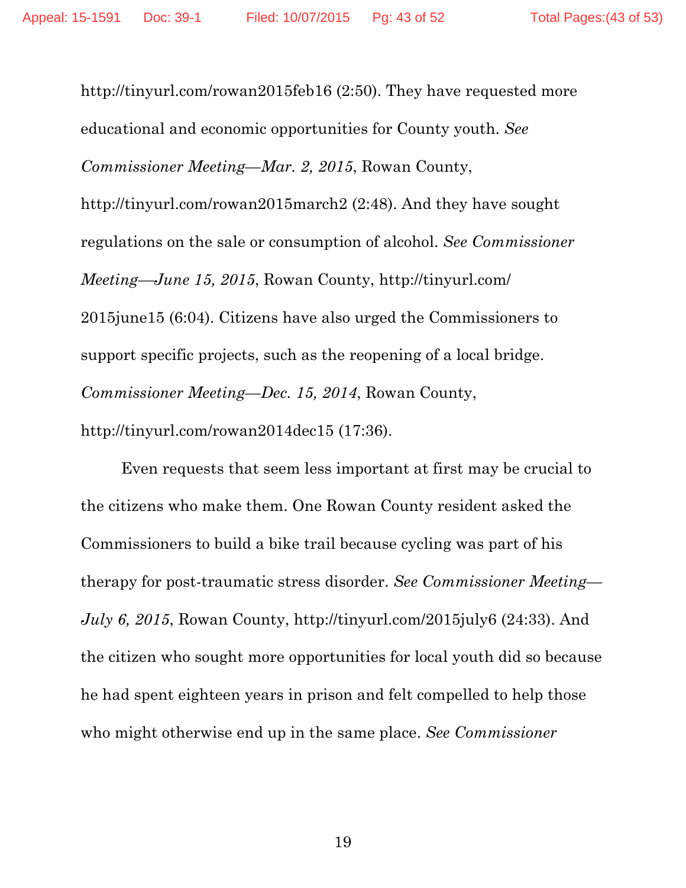http://tinyurl.com/rowan2015feb16 (2:50). They have requested more educational and economic opportunities for County youth. *See Commissioner Meeting—Mar. 2, 2015*, Rowan County, http://tinyurl.com/rowan2015march2 (2:48). And they have sought regulations on the sale or consumption of alcohol. *See Commissioner Meeting—June 15, 2015*, Rowan County, http://tinyurl.com/2015june15 (6:04). Citizens have also urged the Commissioners to support specific projects, such as the reopening of a local bridge. *Commissioner Meeting—Dec. 15, 2014*, Rowan County, http://tinyurl.com/rowan2014dec15 (17:36).

Even requests that seem less important at first may be crucial to the citizens who make them. One Rowan County resident asked the Commissioners to build a bike trail because cycling was part of his therapy for post-traumatic stress disorder. *See Commissioner Meeting—July 6, 2015*, Rowan County, http://tinyurl.com/2015july6 (24:33). And the citizen who sought more opportunities for local youth did so because he had spent eighteen years in prison and felt compelled to help those who might otherwise end up in the same place. *See Commissioner*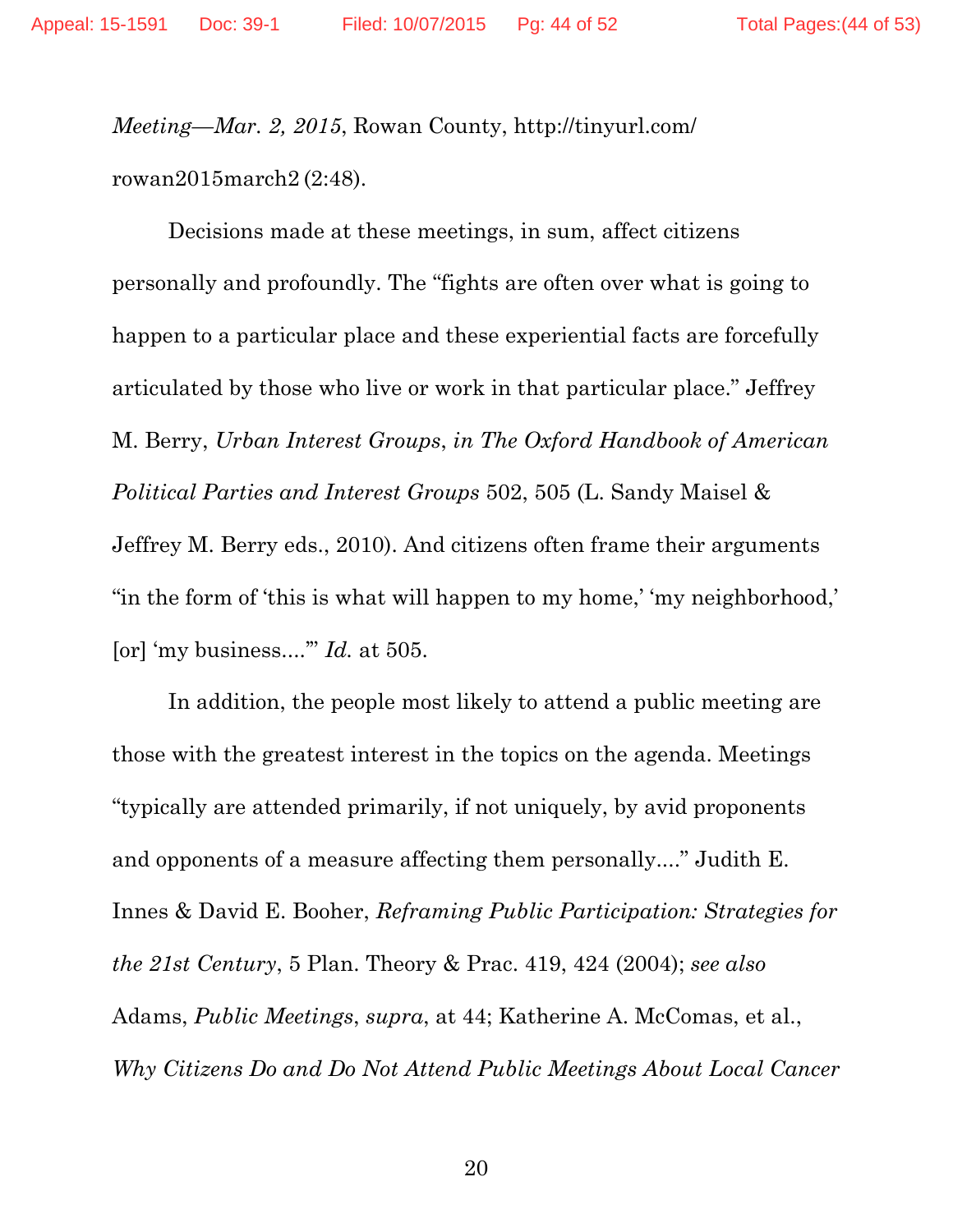*Meeting—Mar. 2, 2015*, Rowan County, http://tinyurl.com/rowan2015march2 (2:48).

Decisions made at these meetings, in sum, affect citizens personally and profoundly. The "fights are often over what is going to happen to a particular place and these experiential facts are forcefully articulated by those who live or work in that particular place." Jeffrey M. Berry, *Urban Interest Groups*, *in The Oxford Handbook of American Political Parties and Interest Groups* 502, 505 (L. Sandy Maisel & Jeffrey M. Berry eds., 2010). And citizens often frame their arguments "in the form of 'this is what will happen to my home,' 'my neighborhood,' [or] 'my business....'" *Id.* at 505.

In addition, the people most likely to attend a public meeting are those with the greatest interest in the topics on the agenda. Meetings "typically are attended primarily, if not uniquely, by avid proponents and opponents of a measure affecting them personally...." Judith E. Innes & David E. Booher, *Reframing Public Participation: Strategies for the 21st Century*, 5 Plan. Theory & Prac. 419, 424 (2004); *see also* Adams, *Public Meetings*, *supra*, at 44; Katherine A. McComas, et al., *Why Citizens Do and Do Not Attend Public Meetings About Local Cancer*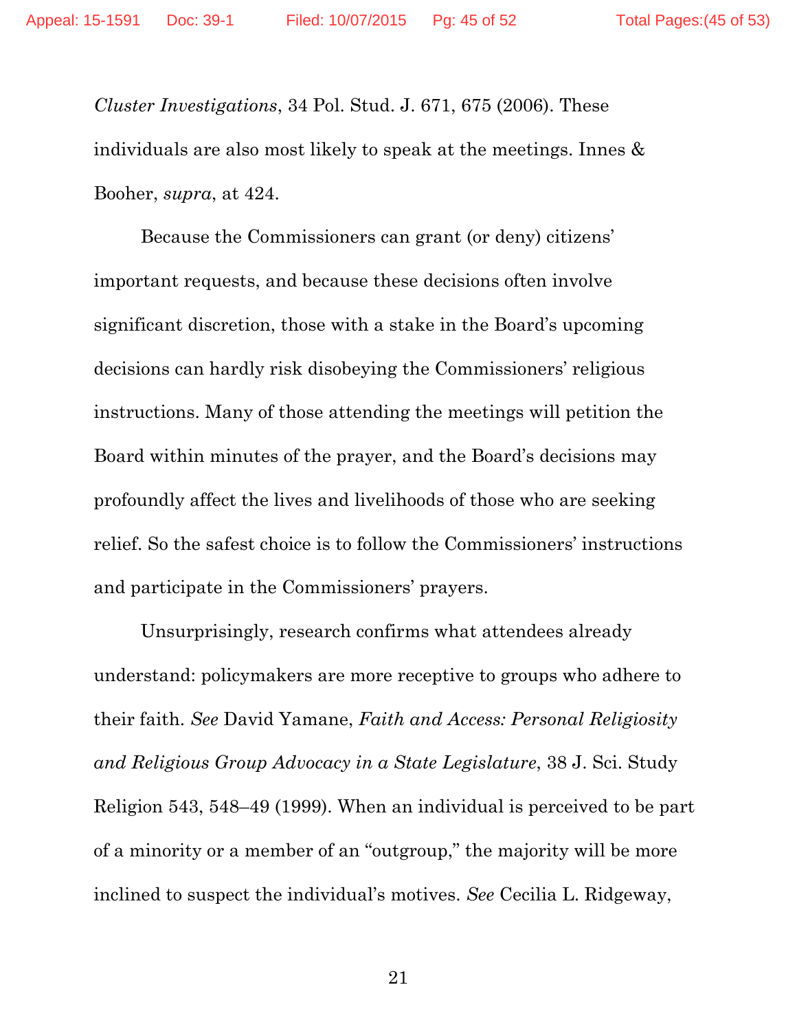*Cluster Investigations*, 34 Pol. Stud. J. 671, 675 (2006). These individuals are also most likely to speak at the meetings. Innes & Booher, *supra*, at 424.

Because the Commissioners can grant (or deny) citizens' important requests, and because these decisions often involve significant discretion, those with a stake in the Board's upcoming decisions can hardly risk disobeying the Commissioners' religious instructions. Many of those attending the meetings will petition the Board within minutes of the prayer, and the Board's decisions may profoundly affect the lives and livelihoods of those who are seeking relief. So the safest choice is to follow the Commissioners' instructions and participate in the Commissioners' prayers.

Unsurprisingly, research confirms what attendees already understand: policymakers are more receptive to groups who adhere to their faith. *See* David Yamane, *Faith and Access: Personal Religiosity and Religious Group Advocacy in a State Legislature*, 38 J. Sci. Study Religion 543, 548–49 (1999). When an individual is perceived to be part of a minority or a member of an "outgroup," the majority will be more inclined to suspect the individual's motives. *See* Cecilia L. Ridgeway,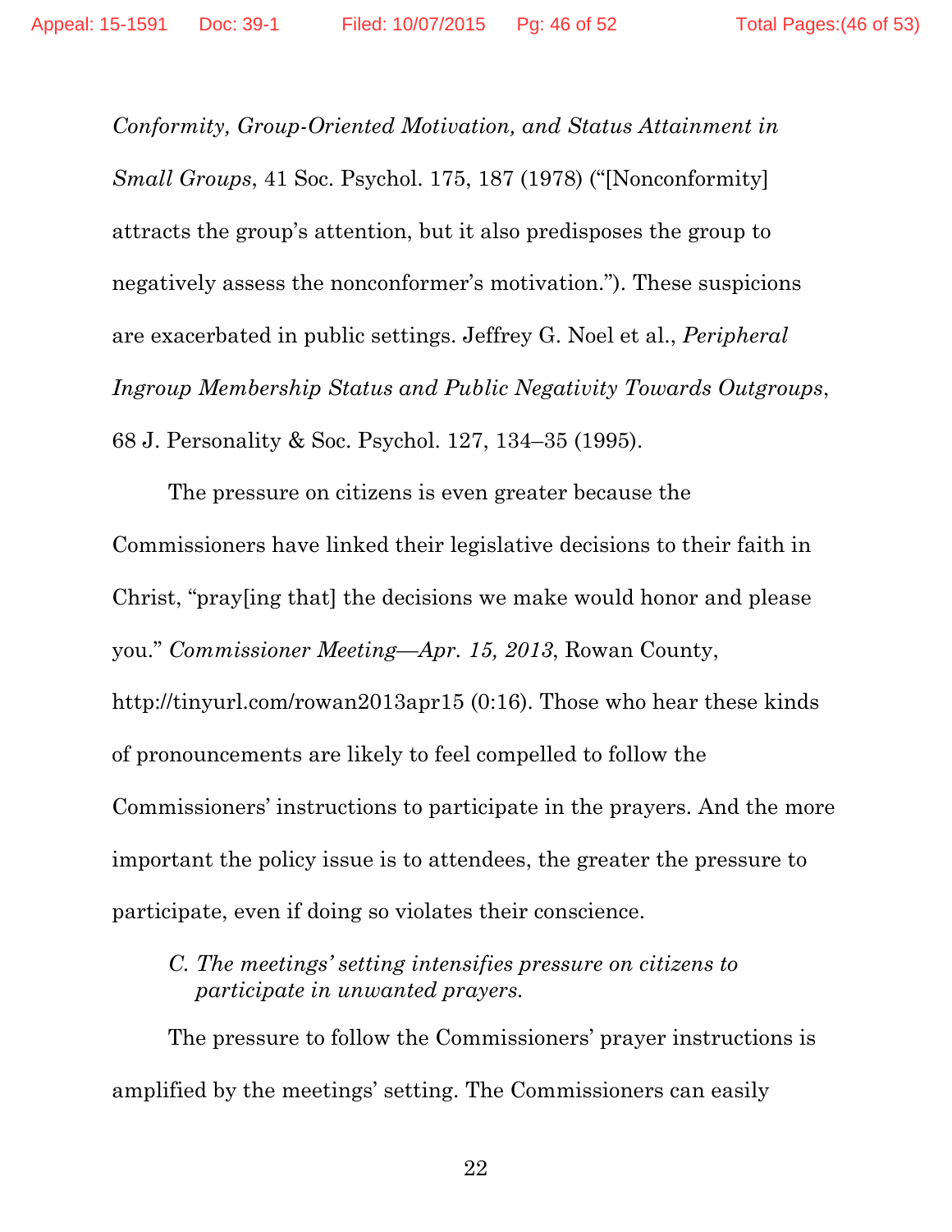*Conformity, Group-Oriented Motivation, and Status Attainment in Small Groups*, 41 Soc. Psychol. 175, 187 (1978) ("[Nonconformity] attracts the group's attention, but it also predisposes the group to negatively assess the nonconformer's motivation."). These suspicions are exacerbated in public settings. Jeffrey G. Noel et al., *Peripheral Ingroup Membership Status and Public Negativity Towards Outgroups*, 68 J. Personality & Soc. Psychol. 127, 134–35 (1995).

The pressure on citizens is even greater because the Commissioners have linked their legislative decisions to their faith in Christ, "pray[ing that] the decisions we make would honor and please you." *Commissioner Meeting—Apr. 15, 2013*, Rowan County, http://tinyurl.com/rowan2013apr15 (0:16). Those who hear these kinds of pronouncements are likely to feel compelled to follow the Commissioners' instructions to participate in the prayers. And the more important the policy issue is to attendees, the greater the pressure to participate, even if doing so violates their conscience.

### *C. The meetings' setting intensifies pressure on citizens to participate in unwanted prayers.*

The pressure to follow the Commissioners' prayer instructions is amplified by the meetings' setting. The Commissioners can easily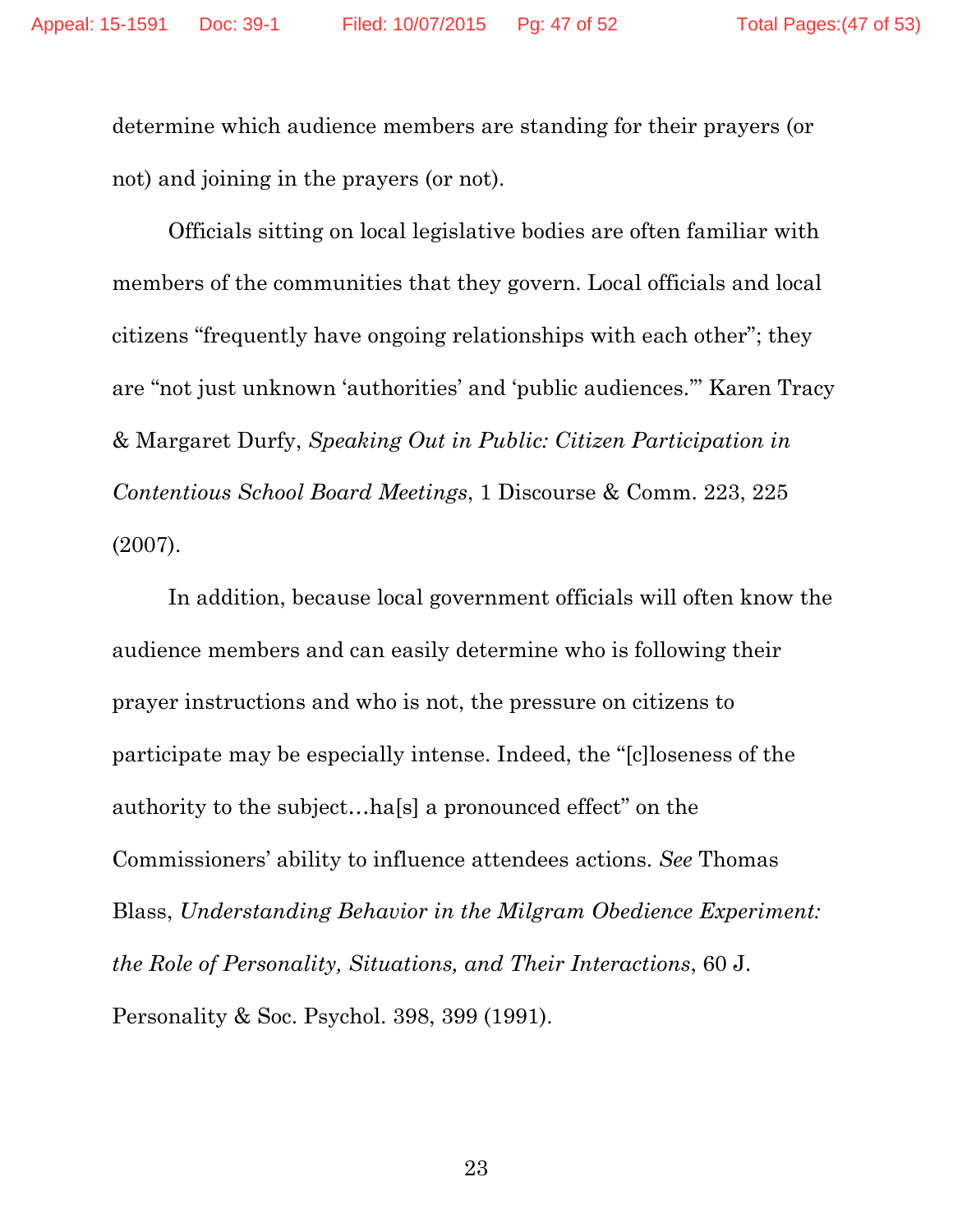determine which audience members are standing for their prayers (or not) and joining in the prayers (or not).

Officials sitting on local legislative bodies are often familiar with members of the communities that they govern. Local officials and local citizens "frequently have ongoing relationships with each other"; they are "not just unknown 'authorities' and 'public audiences.'" Karen Tracy & Margaret Durfy, *Speaking Out in Public: Citizen Participation in Contentious School Board Meetings*, 1 Discourse & Comm. 223, 225 (2007).

In addition, because local government officials will often know the audience members and can easily determine who is following their prayer instructions and who is not, the pressure on citizens to participate may be especially intense. Indeed, the "[c]loseness of the authority to the subject…ha[s] a pronounced effect" on the Commissioners' ability to influence attendees actions. *See* Thomas Blass, *Understanding Behavior in the Milgram Obedience Experiment: the Role of Personality, Situations, and Their Interactions*, 60 J. Personality & Soc. Psychol. 398, 399 (1991).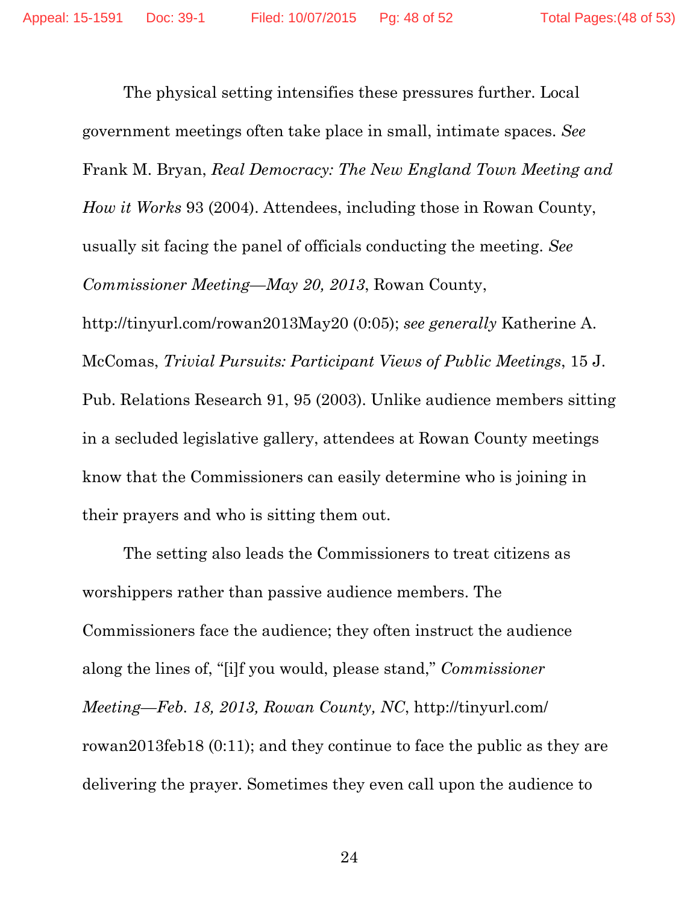The physical setting intensifies these pressures further. Local government meetings often take place in small, intimate spaces. *See* Frank M. Bryan, *Real Democracy: The New England Town Meeting and How it Works* 93 (2004). Attendees, including those in Rowan County, usually sit facing the panel of officials conducting the meeting. *See Commissioner Meeting—May 20, 2013*, Rowan County, http://tinyurl.com/rowan2013May20 (0:05); *see generally* Katherine A. McComas, *Trivial Pursuits: Participant Views of Public Meetings*, 15 J. Pub. Relations Research 91, 95 (2003). Unlike audience members sitting in a secluded legislative gallery, attendees at Rowan County meetings know that the Commissioners can easily determine who is joining in their prayers and who is sitting them out.

The setting also leads the Commissioners to treat citizens as worshippers rather than passive audience members. The Commissioners face the audience; they often instruct the audience along the lines of, "[i]f you would, please stand," *Commissioner Meeting—Feb. 18, 2013, Rowan County, NC*, http://tinyurl.com/rowan2013feb18 (0:11); and they continue to face the public as they are delivering the prayer. Sometimes they even call upon the audience to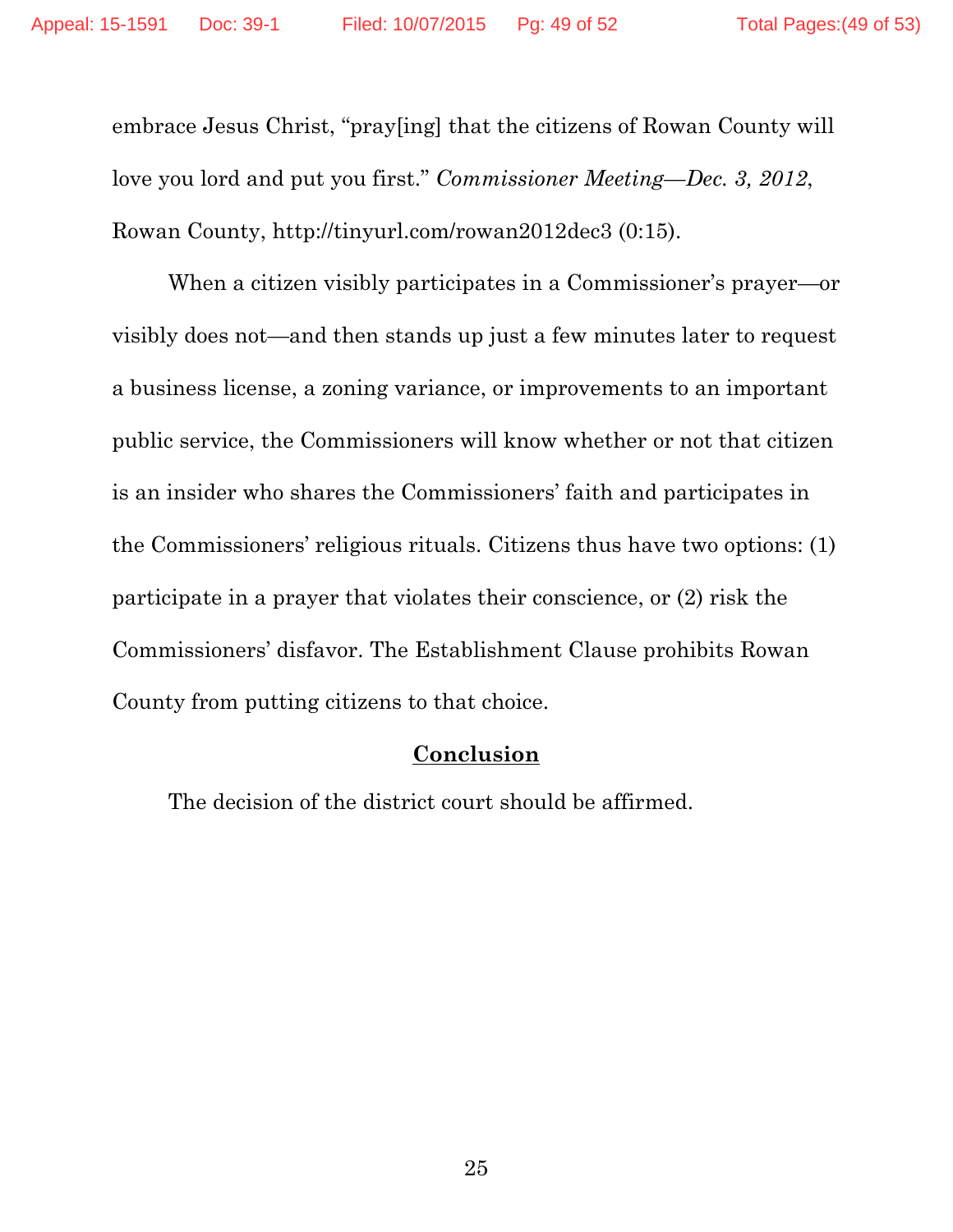embrace Jesus Christ, "pray[ing] that the citizens of Rowan County will love you lord and put you first." *Commissioner Meeting—Dec. 3, 2012*, Rowan County, http://tinyurl.com/rowan2012dec3 (0:15).

When a citizen visibly participates in a Commissioner's prayer—or visibly does not—and then stands up just a few minutes later to request a business license, a zoning variance, or improvements to an important public service, the Commissioners will know whether or not that citizen is an insider who shares the Commissioners' faith and participates in the Commissioners' religious rituals. Citizens thus have two options: (1) participate in a prayer that violates their conscience, or (2) risk the Commissioners' disfavor. The Establishment Clause prohibits Rowan County from putting citizens to that choice.

## Conclusion

The decision of the district court should be affirmed.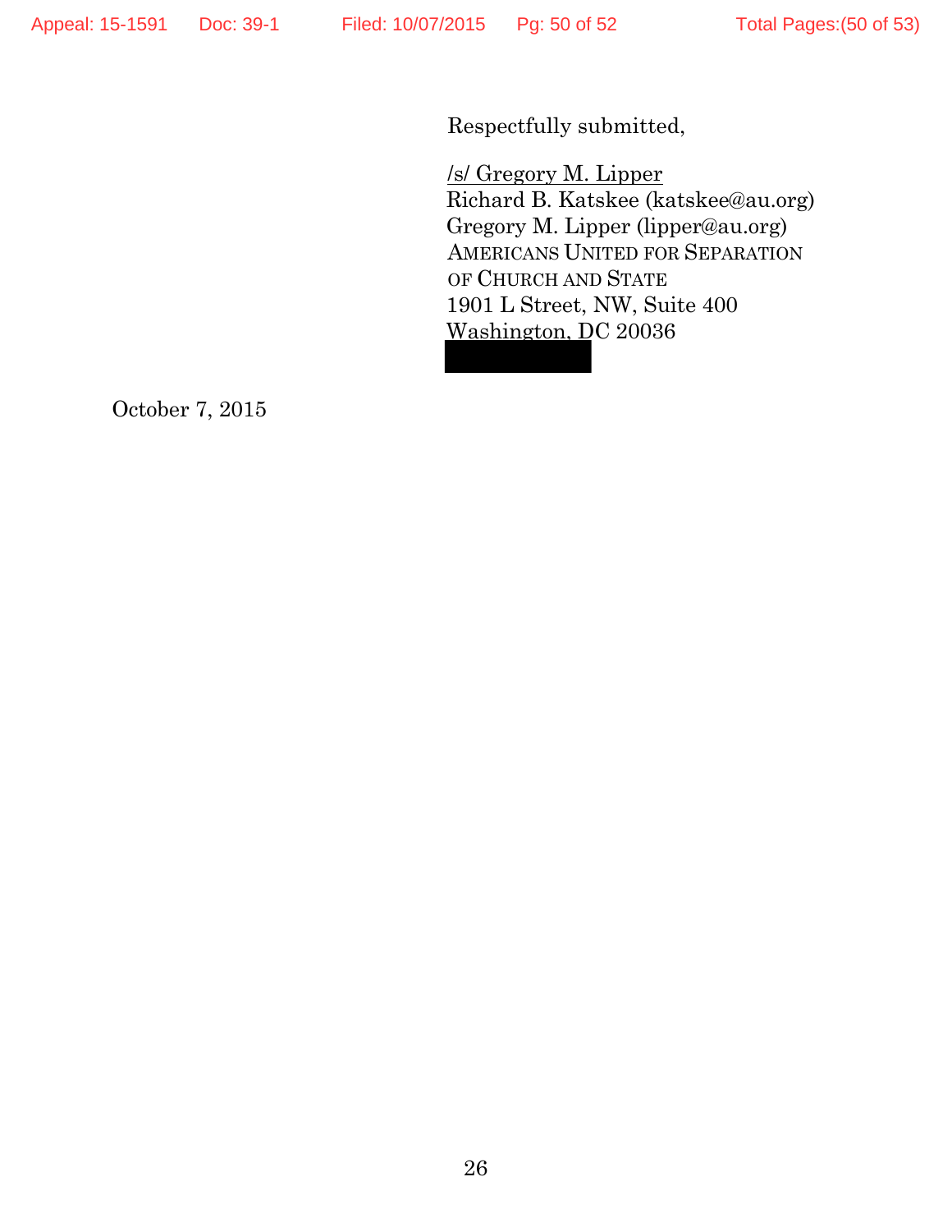Respectfully submitted,

/s/ Gregory M. Lipper
Richard B. Katskee (katskee@au.org)
Gregory M. Lipper (lipper@au.org)
AMERICANS UNITED FOR SEPARATION OF CHURCH AND STATE
1901 L Street, NW, Suite 400
Washington, DC 20036

October 7, 2015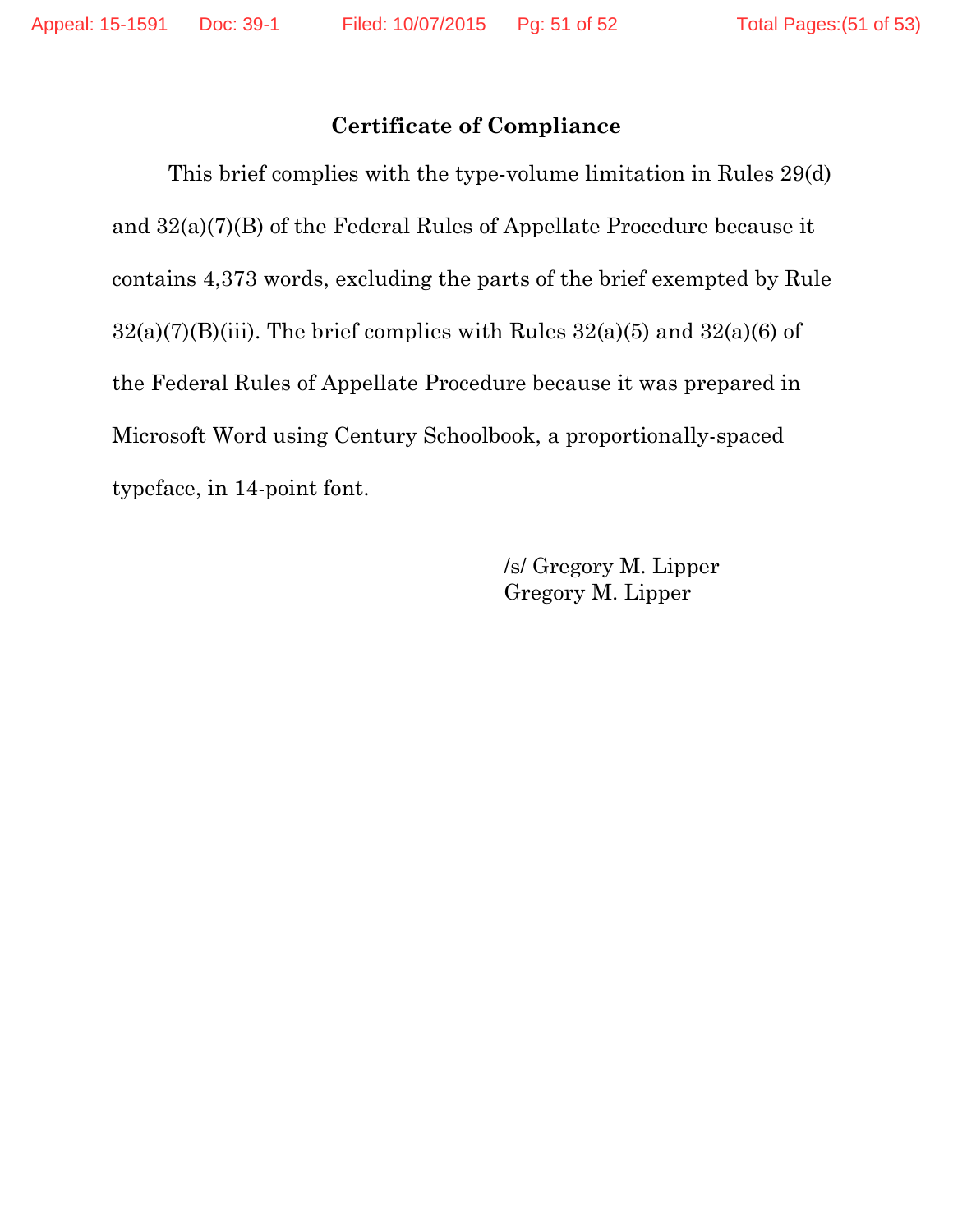## Certificate of Compliance

This brief complies with the type-volume limitation in Rules 29(d) and 32(a)(7)(B) of the Federal Rules of Appellate Procedure because it contains 4,373 words, excluding the parts of the brief exempted by Rule 32(a)(7)(B)(iii). The brief complies with Rules 32(a)(5) and 32(a)(6) of the Federal Rules of Appellate Procedure because it was prepared in Microsoft Word using Century Schoolbook, a proportionally-spaced typeface, in 14-point font.

/s/ Gregory M. Lipper
Gregory M. Lipper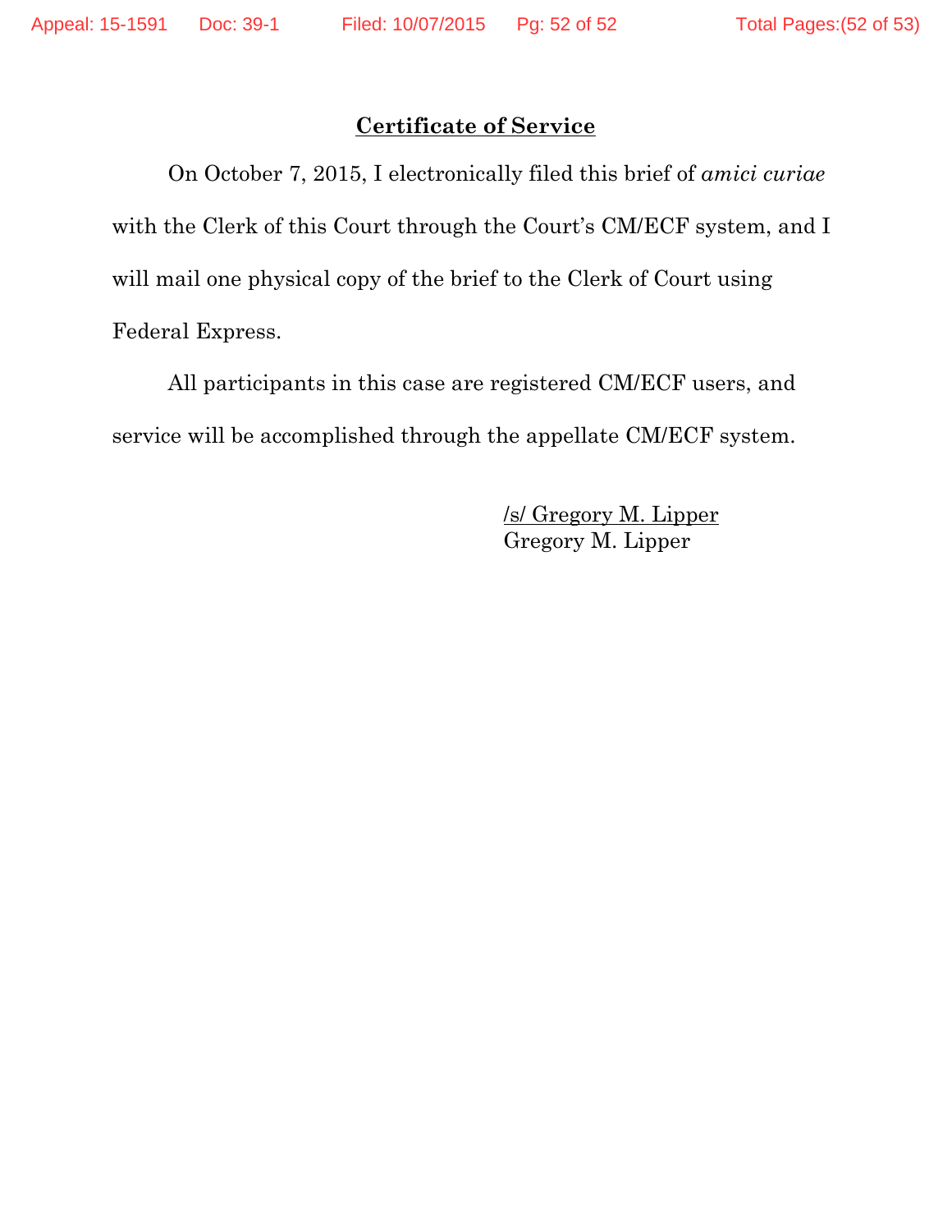## **Certificate of Service**

On October 7, 2015, I electronically filed this brief of *amici curiae* with the Clerk of this Court through the Court's CM/ECF system, and I will mail one physical copy of the brief to the Clerk of Court using Federal Express.

All participants in this case are registered CM/ECF users, and service will be accomplished through the appellate CM/ECF system.

/s/ Gregory M. Lipper
Gregory M. Lipper